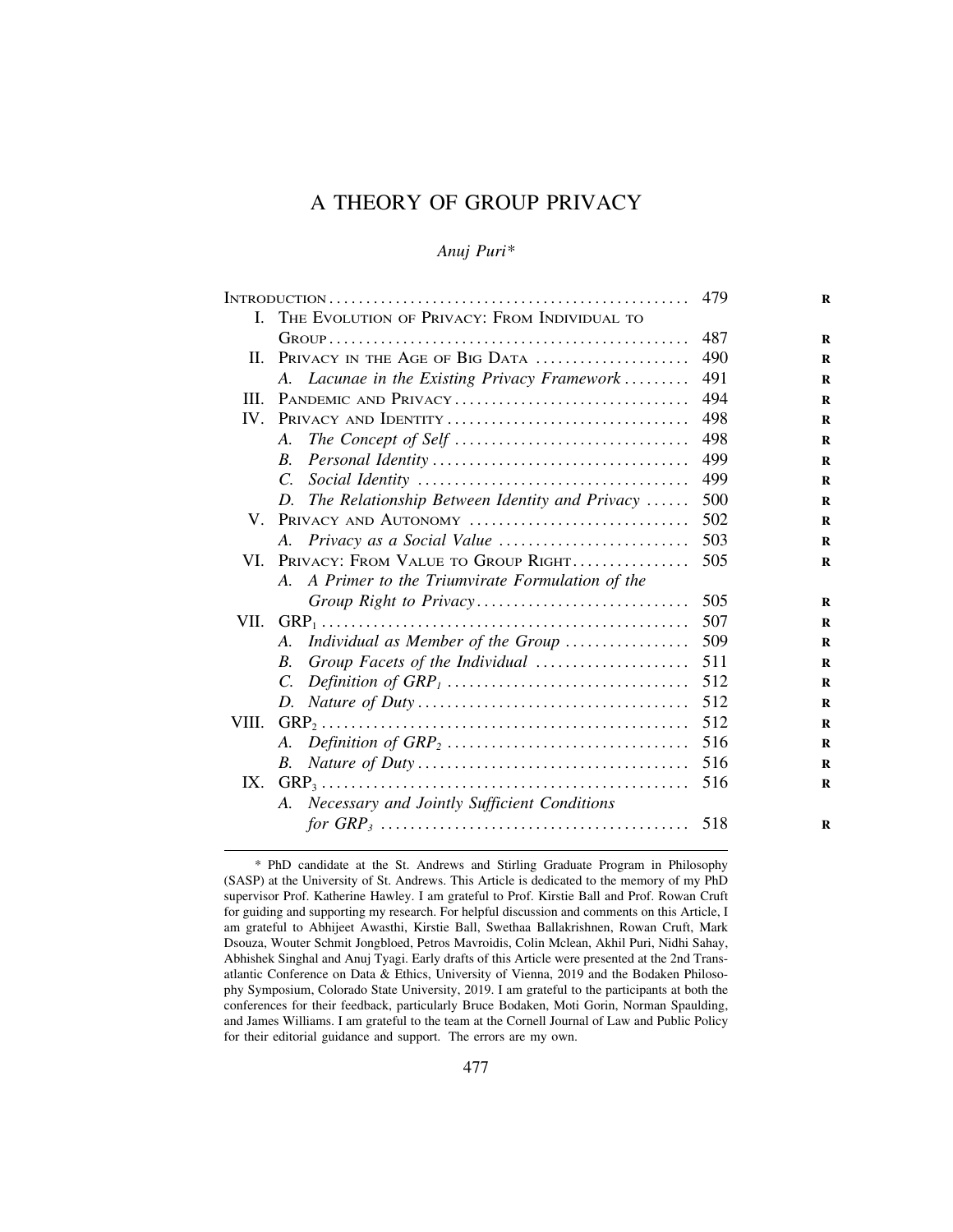# A THEORY OF GROUP PRIVACY

*Anuj Puri\**

| | | |
|---|---|---|
| | Introduction | 479 |
| I. | The Evolution of Privacy: From Individual to Group | 487 |
| II. | Privacy in the Age of Big Data | 490 |
| | *A. Lacunae in the Existing Privacy Framework* | 491 |
| III. | Pandemic and Privacy | 494 |
| IV. | Privacy and Identity | 498 |
| | *A. The Concept of Self* | 498 |
| | *B. Personal Identity* | 499 |
| | *C. Social Identity* | 499 |
| | *D. The Relationship Between Identity and Privacy* | 500 |
| V. | Privacy and Autonomy | 502 |
| | *A. Privacy as a Social Value* | 503 |
| VI. | Privacy: From Value to Group Right | 505 |
| | *A. A Primer to the Triumvirate Formulation of the Group Right to Privacy* | 505 |
| VII. | $GRP_1$ | 507 |
| | *A. Individual as Member of the Group* | 509 |
| | *B. Group Facets of the Individual* | 511 |
| | *C. Definition of $GRP_1$* | 512 |
| | *D. Nature of Duty* | 512 |
| VIII. | $GRP_2$ | 512 |
| | *A. Definition of $GRP_2$* | 516 |
| | *B. Nature of Duty* | 516 |
| IX. | $GRP_3$ | 516 |
| | *A. Necessary and Jointly Sufficient Conditions for $GRP_3$* | 518 |

\* PhD candidate at the St. Andrews and Stirling Graduate Program in Philosophy (SASP) at the University of St. Andrews. This Article is dedicated to the memory of my PhD supervisor Prof. Katherine Hawley. I am grateful to Prof. Kirstie Ball and Prof. Rowan Cruft for guiding and supporting my research. For helpful discussion and comments on this Article, I am grateful to Abhijeet Awasthi, Kirstie Ball, Swethaa Ballakrishnen, Rowan Cruft, Mark Dsouza, Wouter Schmit Jongbloed, Petros Mavroidis, Colin Mclean, Akhil Puri, Nidhi Sahay, Abhishek Singhal and Anuj Tyagi. Early drafts of this Article were presented at the 2nd Transatlantic Conference on Data & Ethics, University of Vienna, 2019 and the Bodaken Philosophy Symposium, Colorado State University, 2019. I am grateful to the participants at both the conferences for their feedback, particularly Bruce Bodaken, Moti Gorin, Norman Spaulding, and James Williams. I am grateful to the team at the Cornell Journal of Law and Public Policy for their editorial guidance and support. The errors are my own.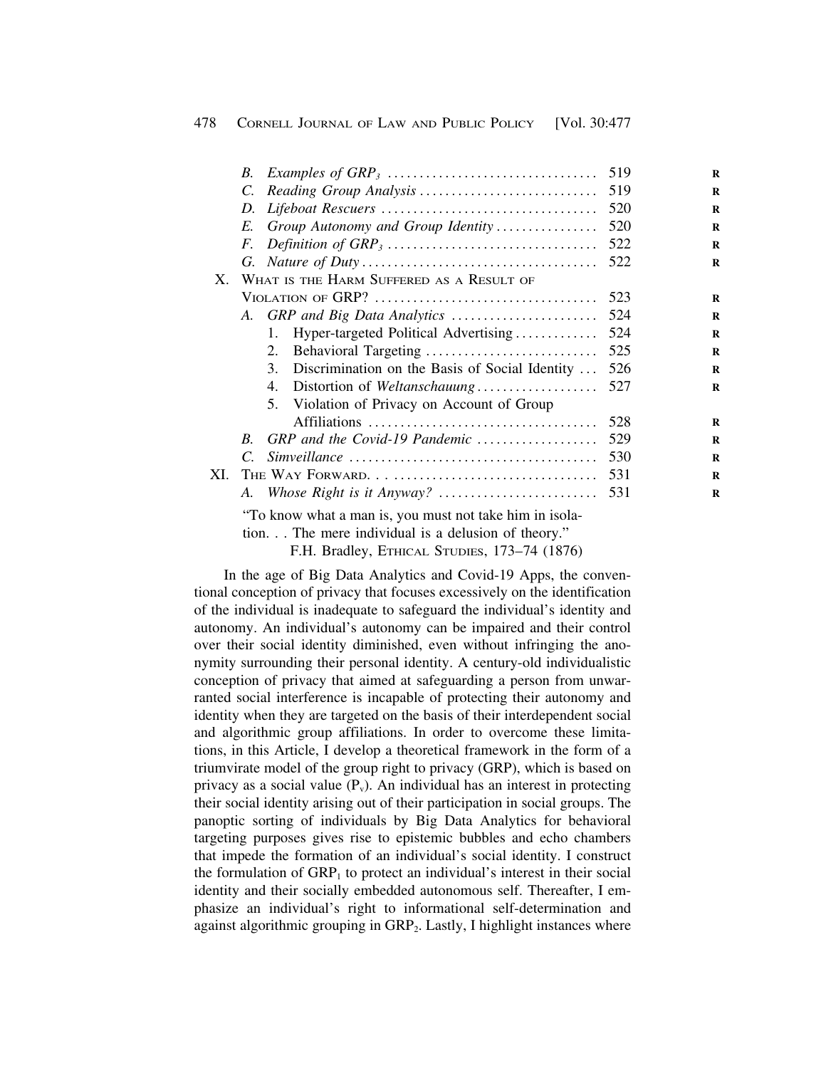B. *Examples of $GRP_3$* ..... 519
C. *Reading Group Analysis* ..... 519
D. *Lifeboat Rescuers* ..... 520
E. *Group Autonomy and Group Identity* ..... 520
F. *Definition of $GRP_3$* ..... 522
G. *Nature of Duty* ..... 522

X. What is the Harm Suffered as a Result of Violation of GRP? ..... 523
   A. *GRP and Big Data Analytics* ..... 524
      1. Hyper-targeted Political Advertising ..... 524
      2. Behavioral Targeting ..... 525
      3. Discrimination on the Basis of Social Identity ..... 526
      4. Distortion of *Weltanschauung* ..... 527
      5. Violation of Privacy on Account of Group Affiliations ..... 528
   B. *GRP and the Covid-19 Pandemic* ..... 529
   C. *Simveillance* ..... 530

XI. The Way Forward. ..... 531
   A. *Whose Right is it Anyway?* ..... 531

> "To know what a man is, you must not take him in isolation. . . The mere individual is a delusion of theory."
> F.H. Bradley, Ethical Studies, 173–74 (1876)

In the age of Big Data Analytics and Covid-19 Apps, the conventional conception of privacy that focuses excessively on the identification of the individual is inadequate to safeguard the individual's identity and autonomy. An individual's autonomy can be impaired and their control over their social identity diminished, even without infringing the anonymity surrounding their personal identity. A century-old individualistic conception of privacy that aimed at safeguarding a person from unwarranted social interference is incapable of protecting their autonomy and identity when they are targeted on the basis of their interdependent social and algorithmic group affiliations. In order to overcome these limitations, in this Article, I develop a theoretical framework in the form of a triumvirate model of the group right to privacy (GRP), which is based on privacy as a social value ($P_v$). An individual has an interest in protecting their social identity arising out of their participation in social groups. The panoptic sorting of individuals by Big Data Analytics for behavioral targeting purposes gives rise to epistemic bubbles and echo chambers that impede the formation of an individual's social identity. I construct the formulation of $GRP_1$ to protect an individual's interest in their social identity and their socially embedded autonomous self. Thereafter, I emphasize an individual's right to informational self-determination and against algorithmic grouping in $GRP_2$. Lastly, I highlight instances where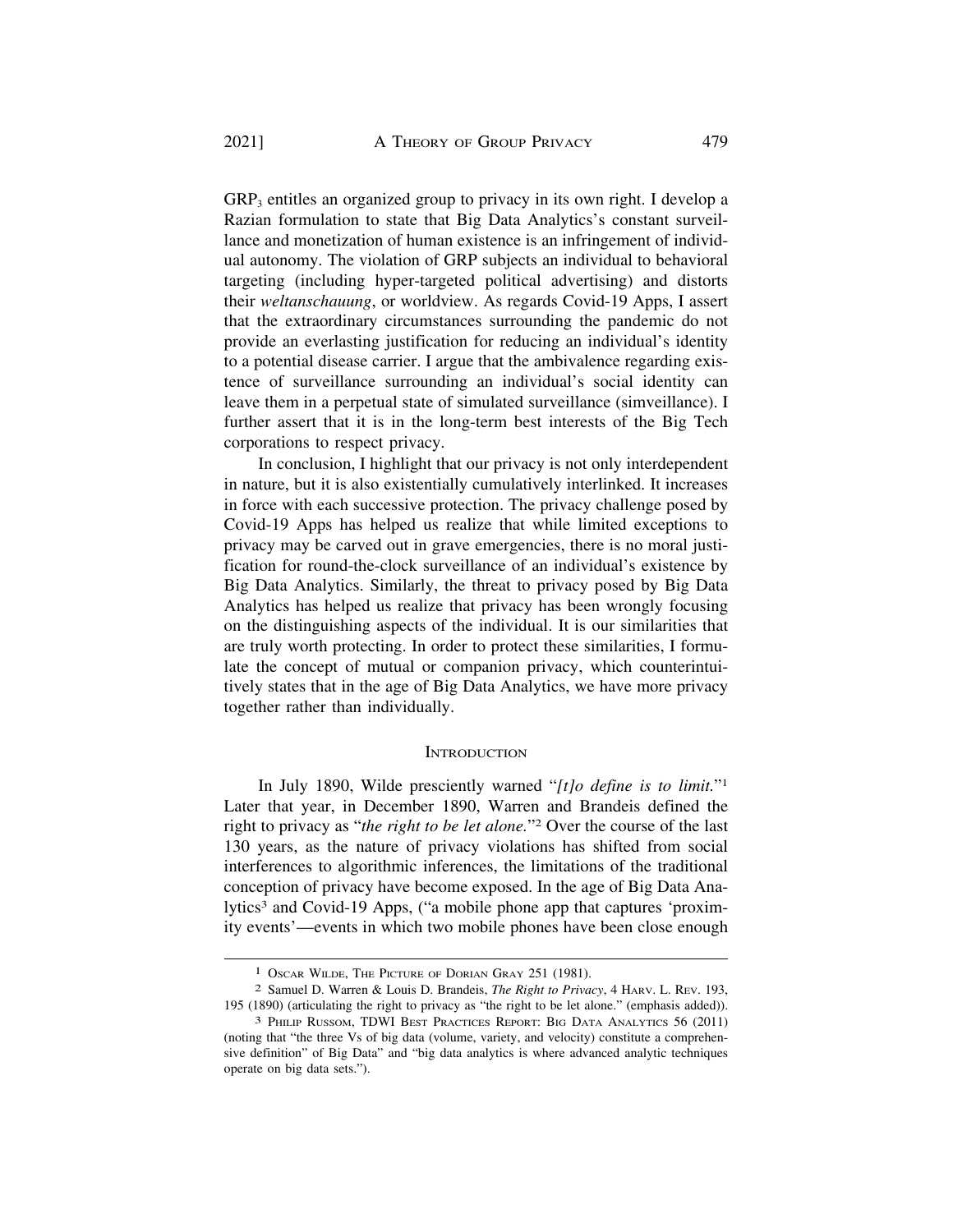$GRP_3$ entitles an organized group to privacy in its own right. I develop a Razian formulation to state that Big Data Analytics's constant surveillance and monetization of human existence is an infringement of individual autonomy. The violation of GRP subjects an individual to behavioral targeting (including hyper-targeted political advertising) and distorts their *weltanschauung*, or worldview. As regards Covid-19 Apps, I assert that the extraordinary circumstances surrounding the pandemic do not provide an everlasting justification for reducing an individual's identity to a potential disease carrier. I argue that the ambivalence regarding existence of surveillance surrounding an individual's social identity can leave them in a perpetual state of simulated surveillance (simveillance). I further assert that it is in the long-term best interests of the Big Tech corporations to respect privacy.

In conclusion, I highlight that our privacy is not only interdependent in nature, but it is also existentially cumulatively interlinked. It increases in force with each successive protection. The privacy challenge posed by Covid-19 Apps has helped us realize that while limited exceptions to privacy may be carved out in grave emergencies, there is no moral justification for round-the-clock surveillance of an individual's existence by Big Data Analytics. Similarly, the threat to privacy posed by Big Data Analytics has helped us realize that privacy has been wrongly focusing on the distinguishing aspects of the individual. It is our similarities that are truly worth protecting. In order to protect these similarities, I formulate the concept of mutual or companion privacy, which counterintuitively states that in the age of Big Data Analytics, we have more privacy together rather than individually.

## INTRODUCTION

In July 1890, Wilde presciently warned "*[t]o define is to limit.*"[1] Later that year, in December 1890, Warren and Brandeis defined the right to privacy as "*the right to be let alone.*"[2] Over the course of the last 130 years, as the nature of privacy violations has shifted from social interferences to algorithmic inferences, the limitations of the traditional conception of privacy have become exposed. In the age of Big Data Analytics[3] and Covid-19 Apps, ("a mobile phone app that captures 'proximity events'—events in which two mobile phones have been close enough

---

[1] OSCAR WILDE, THE PICTURE OF DORIAN GRAY 251 (1981).

[2] Samuel D. Warren & Louis D. Brandeis, *The Right to Privacy*, 4 HARV. L. REV. 193, 195 (1890) (articulating the right to privacy as "the right to be let alone." (emphasis added)).

[3] PHILIP RUSSOM, TDWI BEST PRACTICES REPORT: BIG DATA ANALYTICS 56 (2011) (noting that "the three Vs of big data (volume, variety, and velocity) constitute a comprehensive definition" of Big Data" and "big data analytics is where advanced analytic techniques operate on big data sets.").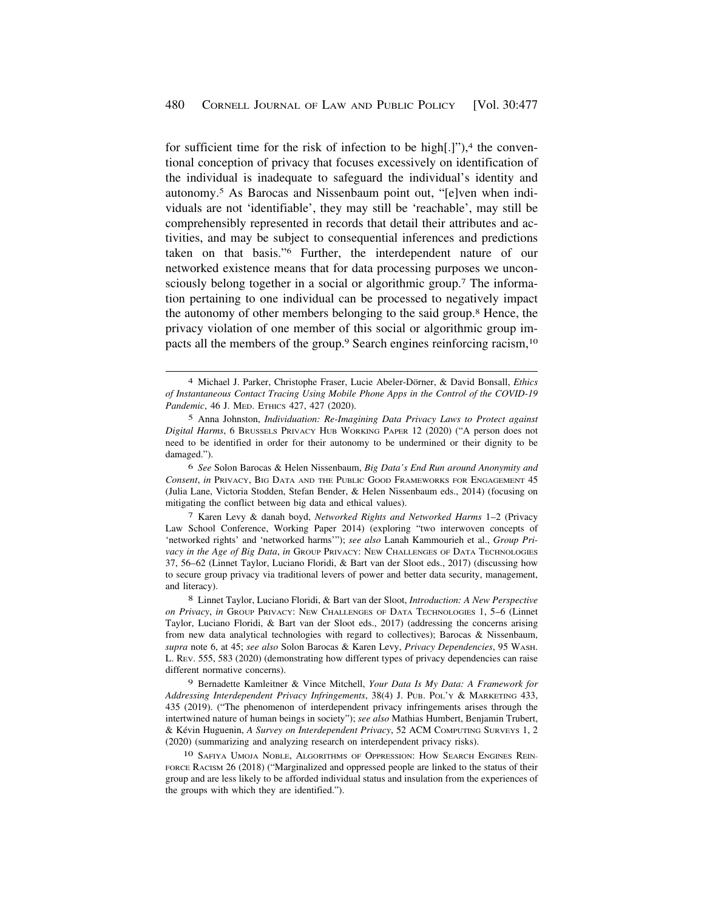for sufficient time for the risk of infection to be high[.]"),[4] the conventional conception of privacy that focuses excessively on identification of the individual is inadequate to safeguard the individual's identity and autonomy.[5] As Barocas and Nissenbaum point out, "[e]ven when individuals are not 'identifiable', they may still be 'reachable', may still be comprehensibly represented in records that detail their attributes and activities, and may be subject to consequential inferences and predictions taken on that basis."[6] Further, the interdependent nature of our networked existence means that for data processing purposes we unconsciously belong together in a social or algorithmic group.[7] The information pertaining to one individual can be processed to negatively impact the autonomy of other members belonging to the said group.[8] Hence, the privacy violation of one member of this social or algorithmic group impacts all the members of the group.[9] Search engines reinforcing racism,[10]

---

[4] Michael J. Parker, Christophe Fraser, Lucie Abeler-Dörner, & David Bonsall, *Ethics of Instantaneous Contact Tracing Using Mobile Phone Apps in the Control of the COVID-19 Pandemic*, 46 J. MED. ETHICS 427, 427 (2020).

[5] Anna Johnston, *Individuation: Re-Imagining Data Privacy Laws to Protect against Digital Harms*, 6 BRUSSELS PRIVACY HUB WORKING PAPER 12 (2020) ("A person does not need to be identified in order for their autonomy to be undermined or their dignity to be damaged.").

[6] *See* Solon Barocas & Helen Nissenbaum, *Big Data's End Run around Anonymity and Consent*, *in* PRIVACY, BIG DATA AND THE PUBLIC GOOD FRAMEWORKS FOR ENGAGEMENT 45 (Julia Lane, Victoria Stodden, Stefan Bender, & Helen Nissenbaum eds., 2014) (focusing on mitigating the conflict between big data and ethical values).

[7] Karen Levy & danah boyd, *Networked Rights and Networked Harms* 1–2 (Privacy Law School Conference, Working Paper 2014) (exploring "two interwoven concepts of 'networked rights' and 'networked harms'"); *see also* Lanah Kammourieh et al., *Group Privacy in the Age of Big Data*, *in* GROUP PRIVACY: NEW CHALLENGES OF DATA TECHNOLOGIES 37, 56–62 (Linnet Taylor, Luciano Floridi, & Bart van der Sloot eds., 2017) (discussing how to secure group privacy via traditional levers of power and better data security, management, and literacy).

[8] Linnet Taylor, Luciano Floridi, & Bart van der Sloot, *Introduction: A New Perspective on Privacy*, *in* GROUP PRIVACY: NEW CHALLENGES OF DATA TECHNOLOGIES 1, 5–6 (Linnet Taylor, Luciano Floridi, & Bart van der Sloot eds., 2017) (addressing the concerns arising from new data analytical technologies with regard to collectives); Barocas & Nissenbaum, *supra* note 6, at 45; *see also* Solon Barocas & Karen Levy, *Privacy Dependencies*, 95 WASH. L. REV. 555, 583 (2020) (demonstrating how different types of privacy dependencies can raise different normative concerns).

[9] Bernadette Kamleitner & Vince Mitchell, *Your Data Is My Data: A Framework for Addressing Interdependent Privacy Infringements*, 38(4) J. PUB. POL'Y & MARKETING 433, 435 (2019). ("The phenomenon of interdependent privacy infringements arises through the intertwined nature of human beings in society"); *see also* Mathias Humbert, Benjamin Trubert, & Kévin Huguenin, *A Survey on Interdependent Privacy*, 52 ACM COMPUTING SURVEYS 1, 2 (2020) (summarizing and analyzing research on interdependent privacy risks).

[10] SAFIYA UMOJA NOBLE, ALGORITHMS OF OPPRESSION: HOW SEARCH ENGINES REINFORCE RACISM 26 (2018) ("Marginalized and oppressed people are linked to the status of their group and are less likely to be afforded individual status and insulation from the experiences of the groups with which they are identified.").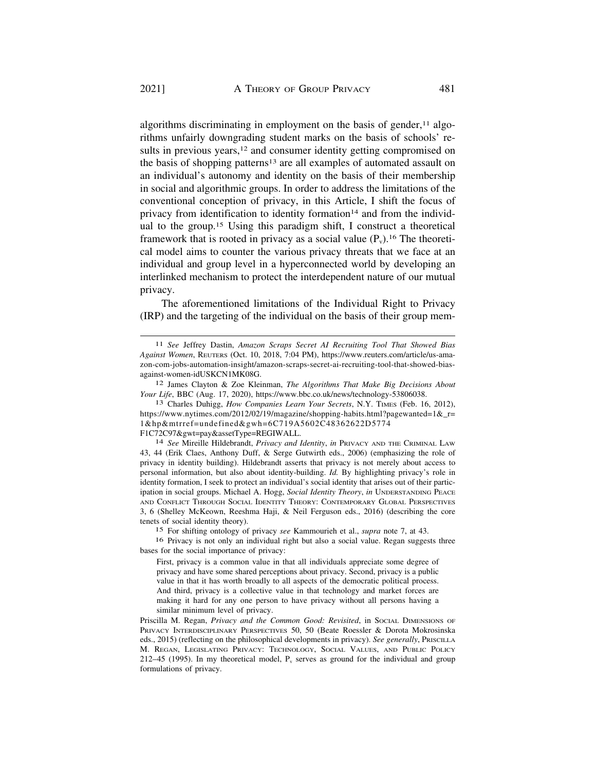algorithms discriminating in employment on the basis of gender,[11] algorithms unfairly downgrading student marks on the basis of schools' results in previous years,[12] and consumer identity getting compromised on the basis of shopping patterns[13] are all examples of automated assault on an individual's autonomy and identity on the basis of their membership in social and algorithmic groups. In order to address the limitations of the conventional conception of privacy, in this Article, I shift the focus of privacy from identification to identity formation[14] and from the individual to the group.[15] Using this paradigm shift, I construct a theoretical framework that is rooted in privacy as a social value ($P_v$).[16] The theoretical model aims to counter the various privacy threats that we face at an individual and group level in a hyperconnected world by developing an interlinked mechanism to protect the interdependent nature of our mutual privacy.

The aforementioned limitations of the Individual Right to Privacy (IRP) and the targeting of the individual on the basis of their group mem-

---

[11] *See* Jeffrey Dastin, *Amazon Scraps Secret AI Recruiting Tool That Showed Bias Against Women*, REUTERS (Oct. 10, 2018, 7:04 PM), https://www.reuters.com/article/us-amazon-com-jobs-automation-insight/amazon-scraps-secret-ai-recruiting-tool-that-showed-bias-against-women-idUSKCN1MK08G.

[12] James Clayton & Zoe Kleinman, *The Algorithms That Make Big Decisions About Your Life*, BBC (Aug. 17, 2020), https://www.bbc.co.uk/news/technology-53806038.

[13] Charles Duhigg, *How Companies Learn Your Secrets*, N.Y. TIMES (Feb. 16, 2012), https://www.nytimes.com/2012/02/19/magazine/shopping-habits.html?pagewanted=1&_r=1&hp&mtrref=undefined&gwh=6C719A5602C48362622D5774F1C72C97&gwt=pay&assetType=REGIWALL.

[14] *See* Mireille Hildebrandt, *Privacy and Identity*, *in* PRIVACY AND THE CRIMINAL LAW 43, 44 (Erik Claes, Anthony Duff, & Serge Gutwirth eds., 2006) (emphasizing the role of privacy in identity building). Hildebrandt asserts that privacy is not merely about access to personal information, but also about identity-building. *Id.* By highlighting privacy's role in identity formation, I seek to protect an individual's social identity that arises out of their participation in social groups. Michael A. Hogg, *Social Identity Theory*, *in* UNDERSTANDING PEACE AND CONFLICT THROUGH SOCIAL IDENTITY THEORY: CONTEMPORARY GLOBAL PERSPECTIVES 3, 6 (Shelley McKeown, Reeshma Haji, & Neil Ferguson eds., 2016) (describing the core tenets of social identity theory).

[15] For shifting ontology of privacy *see* Kammourieh et al., *supra* note 7, at 43.

[16] Privacy is not only an individual right but also a social value. Regan suggests three bases for the social importance of privacy:

> First, privacy is a common value in that all individuals appreciate some degree of privacy and have some shared perceptions about privacy. Second, privacy is a public value in that it has worth broadly to all aspects of the democratic political process. And third, privacy is a collective value in that technology and market forces are making it hard for any one person to have privacy without all persons having a similar minimum level of privacy.

Priscilla M. Regan, *Privacy and the Common Good: Revisited*, in SOCIAL DIMENSIONS OF PRIVACY INTERDISCIPLINARY PERSPECTIVES 50, 50 (Beate Roessler & Dorota Mokrosinska eds., 2015) (reflecting on the philosophical developments in privacy). *See generally*, PRISCILLA M. REGAN, LEGISLATING PRIVACY: TECHNOLOGY, SOCIAL VALUES, AND PUBLIC POLICY 212–45 (1995). In my theoretical model, $P_v$ serves as ground for the individual and group formulations of privacy.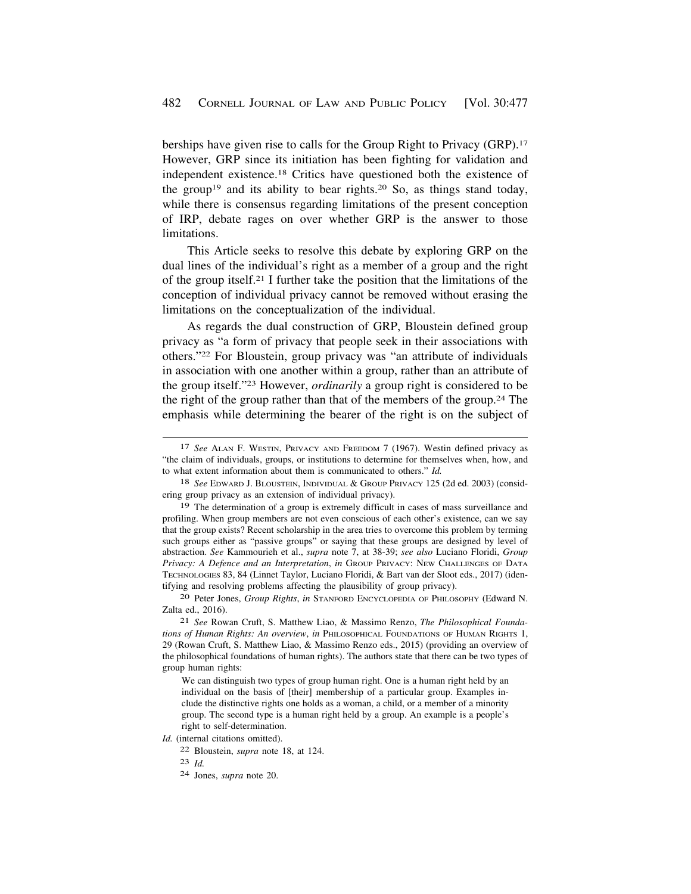berships have given rise to calls for the Group Right to Privacy (GRP).[17] However, GRP since its initiation has been fighting for validation and independent existence.[18] Critics have questioned both the existence of the group[19] and its ability to bear rights.[20] So, as things stand today, while there is consensus regarding limitations of the present conception of IRP, debate rages on over whether GRP is the answer to those limitations.

This Article seeks to resolve this debate by exploring GRP on the dual lines of the individual's right as a member of a group and the right of the group itself.[21] I further take the position that the limitations of the conception of individual privacy cannot be removed without erasing the limitations on the conceptualization of the individual.

As regards the dual construction of GRP, Bloustein defined group privacy as "a form of privacy that people seek in their associations with others."[22] For Bloustein, group privacy was "an attribute of individuals in association with one another within a group, rather than an attribute of the group itself."[23] However, *ordinarily* a group right is considered to be the right of the group rather than that of the members of the group.[24] The emphasis while determining the bearer of the right is on the subject of

---

[17] *See* ALAN F. WESTIN, PRIVACY AND FREEDOM 7 (1967). Westin defined privacy as "the claim of individuals, groups, or institutions to determine for themselves when, how, and to what extent information about them is communicated to others." *Id.*

[18] *See* EDWARD J. BLOUSTEIN, INDIVIDUAL & GROUP PRIVACY 125 (2d ed. 2003) (considering group privacy as an extension of individual privacy).

[19] The determination of a group is extremely difficult in cases of mass surveillance and profiling. When group members are not even conscious of each other's existence, can we say that the group exists? Recent scholarship in the area tries to overcome this problem by terming such groups either as "passive groups" or saying that these groups are designed by level of abstraction. *See* Kammourieh et al., *supra* note 7, at 38-39; *see also* Luciano Floridi, *Group Privacy: A Defence and an Interpretation*, *in* GROUP PRIVACY: NEW CHALLENGES OF DATA TECHNOLOGIES 83, 84 (Linnet Taylor, Luciano Floridi, & Bart van der Sloot eds., 2017) (identifying and resolving problems affecting the plausibility of group privacy).

[20] Peter Jones, *Group Rights*, *in* STANFORD ENCYCLOPEDIA OF PHILOSOPHY (Edward N. Zalta ed., 2016).

[21] *See* Rowan Cruft, S. Matthew Liao, & Massimo Renzo, *The Philosophical Foundations of Human Rights: An overview*, *in* PHILOSOPHICAL FOUNDATIONS OF HUMAN RIGHTS 1, 29 (Rowan Cruft, S. Matthew Liao, & Massimo Renzo eds., 2015) (providing an overview of the philosophical foundations of human rights). The authors state that there can be two types of group human rights:

> We can distinguish two types of group human right. One is a human right held by an individual on the basis of [their] membership of a particular group. Examples include the distinctive rights one holds as a woman, a child, or a member of a minority group. The second type is a human right held by a group. An example is a people's right to self-determination.

*Id.* (internal citations omitted).

[22] Bloustein, *supra* note 18, at 124.

[23] *Id.*

[24] Jones, *supra* note 20.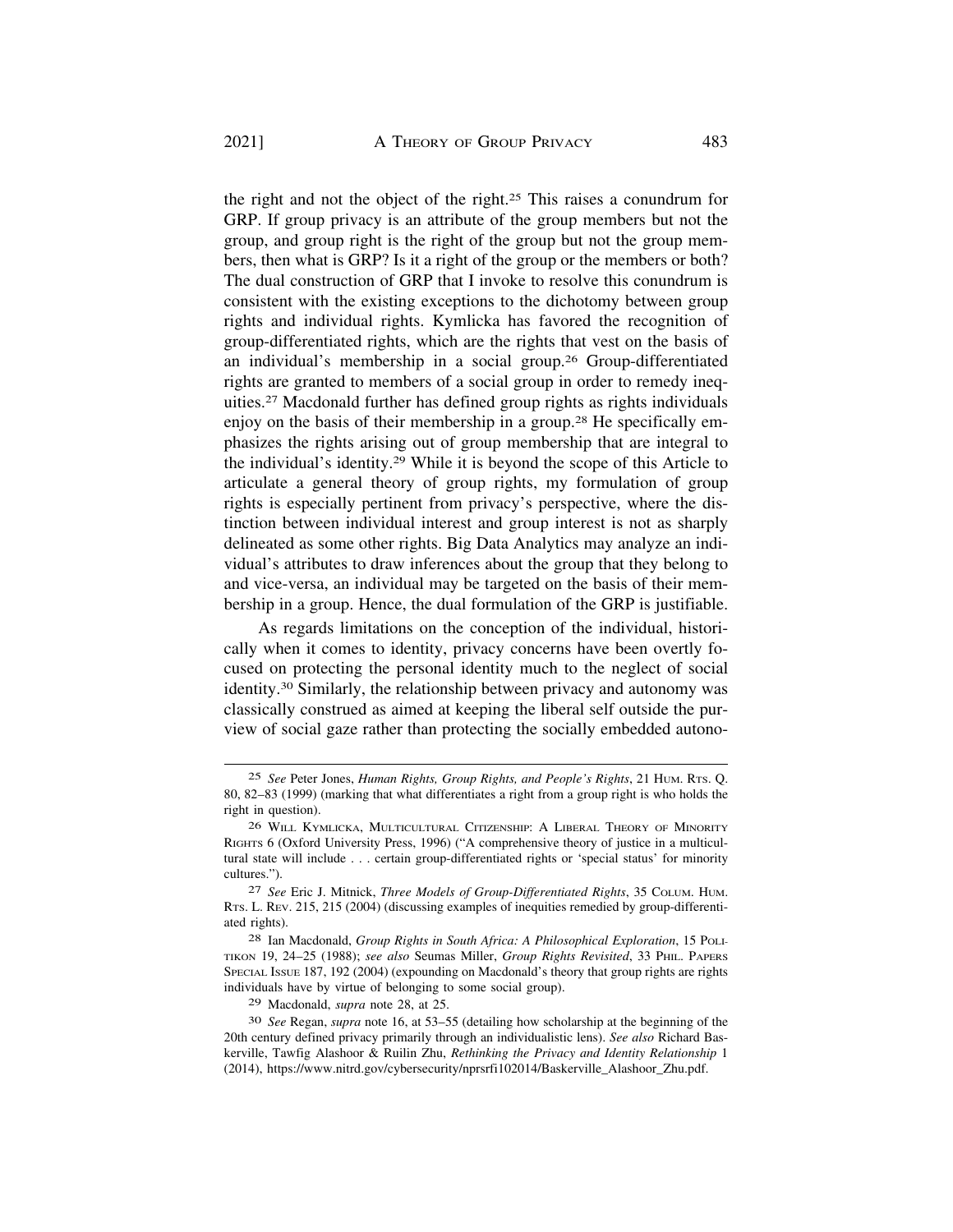the right and not the object of the right.[25] This raises a conundrum for GRP. If group privacy is an attribute of the group members but not the group, and group right is the right of the group but not the group members, then what is GRP? Is it a right of the group or the members or both? The dual construction of GRP that I invoke to resolve this conundrum is consistent with the existing exceptions to the dichotomy between group rights and individual rights. Kymlicka has favored the recognition of group-differentiated rights, which are the rights that vest on the basis of an individual's membership in a social group.[26] Group-differentiated rights are granted to members of a social group in order to remedy inequities.[27] Macdonald further has defined group rights as rights individuals enjoy on the basis of their membership in a group.[28] He specifically emphasizes the rights arising out of group membership that are integral to the individual's identity.[29] While it is beyond the scope of this Article to articulate a general theory of group rights, my formulation of group rights is especially pertinent from privacy's perspective, where the distinction between individual interest and group interest is not as sharply delineated as some other rights. Big Data Analytics may analyze an individual's attributes to draw inferences about the group that they belong to and vice-versa, an individual may be targeted on the basis of their membership in a group. Hence, the dual formulation of the GRP is justifiable.

As regards limitations on the conception of the individual, historically when it comes to identity, privacy concerns have been overtly focused on protecting the personal identity much to the neglect of social identity.[30] Similarly, the relationship between privacy and autonomy was classically construed as aimed at keeping the liberal self outside the purview of social gaze rather than protecting the socially embedded autono-

---

[25] *See* Peter Jones, *Human Rights, Group Rights, and People's Rights*, 21 HUM. RTS. Q. 80, 82–83 (1999) (marking that what differentiates a right from a group right is who holds the right in question).

[26] WILL KYMLICKA, MULTICULTURAL CITIZENSHIP: A LIBERAL THEORY OF MINORITY RIGHTS 6 (Oxford University Press, 1996) ("A comprehensive theory of justice in a multicultural state will include . . . certain group-differentiated rights or 'special status' for minority cultures.").

[27] *See* Eric J. Mitnick, *Three Models of Group-Differentiated Rights*, 35 COLUM. HUM. RTS. L. REV. 215, 215 (2004) (discussing examples of inequities remedied by group-differentiated rights).

[28] Ian Macdonald, *Group Rights in South Africa: A Philosophical Exploration*, 15 POLITIKON 19, 24–25 (1988); *see also* Seumas Miller, *Group Rights Revisited*, 33 PHIL. PAPERS SPECIAL ISSUE 187, 192 (2004) (expounding on Macdonald's theory that group rights are rights individuals have by virtue of belonging to some social group).

[29] Macdonald, *supra* note 28, at 25.

[30] *See* Regan, *supra* note 16, at 53–55 (detailing how scholarship at the beginning of the 20th century defined privacy primarily through an individualistic lens). *See also* Richard Baskerville, Tawfig Alashoor & Ruilin Zhu, *Rethinking the Privacy and Identity Relationship* 1 (2014), https://www.nitrd.gov/cybersecurity/nprsrfi102014/Baskerville_Alashoor_Zhu.pdf.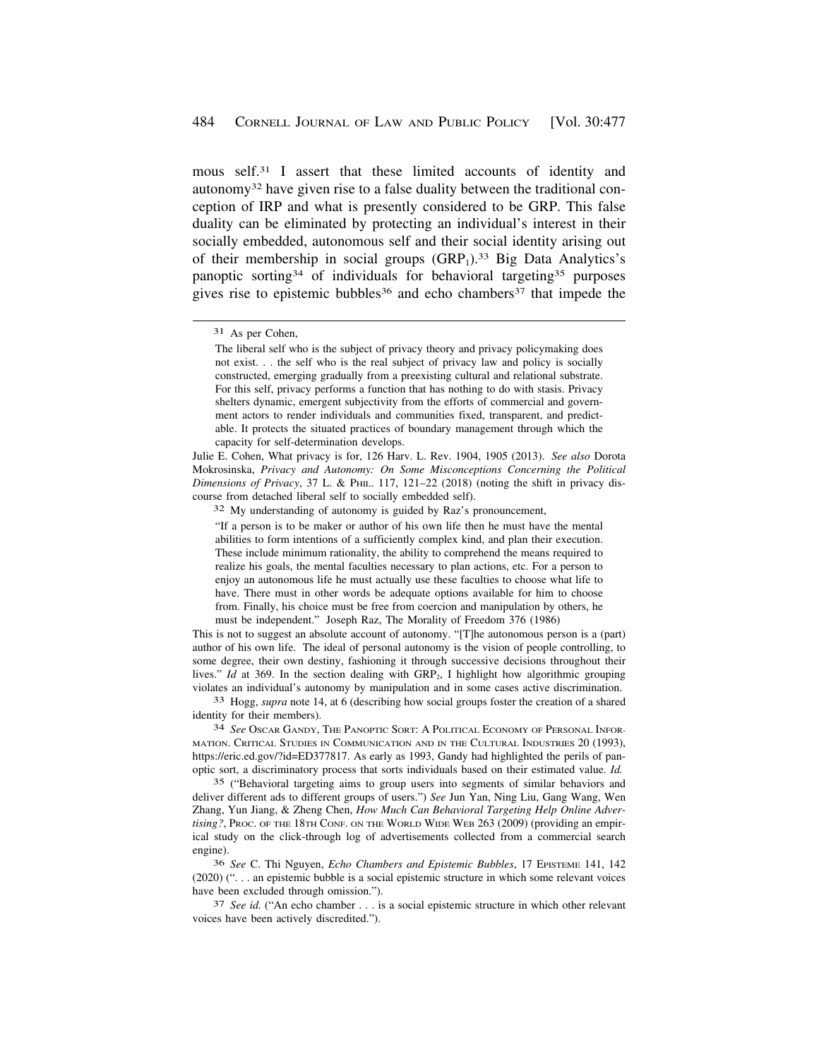mous self.[31] I assert that these limited accounts of identity and autonomy[32] have given rise to a false duality between the traditional conception of IRP and what is presently considered to be GRP. This false duality can be eliminated by protecting an individual's interest in their socially embedded, autonomous self and their social identity arising out of their membership in social groups ($GRP_1$).[33] Big Data Analytics's panoptic sorting[34] of individuals for behavioral targeting[35] purposes gives rise to epistemic bubbles[36] and echo chambers[37] that impede the

---

[31] As per Cohen,

> The liberal self who is the subject of privacy theory and privacy policymaking does not exist. . . the self who is the real subject of privacy law and policy is socially constructed, emerging gradually from a preexisting cultural and relational substrate. For this self, privacy performs a function that has nothing to do with stasis. Privacy shelters dynamic, emergent subjectivity from the efforts of commercial and government actors to render individuals and communities fixed, transparent, and predictable. It protects the situated practices of boundary management through which the capacity for self-determination develops.

Julie E. Cohen, What privacy is for, 126 Harv. L. Rev. 1904, 1905 (2013). *See also* Dorota Mokrosinska, *Privacy and Autonomy: On Some Misconceptions Concerning the Political Dimensions of Privacy*, 37 L. & PHIL. 117, 121–22 (2018) (noting the shift in privacy discourse from detached liberal self to socially embedded self).

[32] My understanding of autonomy is guided by Raz's pronouncement,

> "If a person is to be maker or author of his own life then he must have the mental abilities to form intentions of a sufficiently complex kind, and plan their execution. These include minimum rationality, the ability to comprehend the means required to realize his goals, the mental faculties necessary to plan actions, etc. For a person to enjoy an autonomous life he must actually use these faculties to choose what life to have. There must in other words be adequate options available for him to choose from. Finally, his choice must be free from coercion and manipulation by others, he must be independent." Joseph Raz, The Morality of Freedom 376 (1986)

This is not to suggest an absolute account of autonomy. "[T]he autonomous person is a (part) author of his own life. The ideal of personal autonomy is the vision of people controlling, to some degree, their own destiny, fashioning it through successive decisions throughout their lives." *Id* at 369. In the section dealing with $GRP_2$, I highlight how algorithmic grouping violates an individual's autonomy by manipulation and in some cases active discrimination.

[33] Hogg, *supra* note 14, at 6 (describing how social groups foster the creation of a shared identity for their members).

[34] *See* OSCAR GANDY, THE PANOPTIC SORT: A POLITICAL ECONOMY OF PERSONAL INFORMATION. CRITICAL STUDIES IN COMMUNICATION AND IN THE CULTURAL INDUSTRIES 20 (1993), https://eric.ed.gov/?id=ED377817. As early as 1993, Gandy had highlighted the perils of panoptic sort, a discriminatory process that sorts individuals based on their estimated value. *Id.*

[35] ("Behavioral targeting aims to group users into segments of similar behaviors and deliver different ads to different groups of users.") *See* Jun Yan, Ning Liu, Gang Wang, Wen Zhang, Yun Jiang, & Zheng Chen, *How Much Can Behavioral Targeting Help Online Advertising?*, PROC. OF THE 18TH CONF. ON THE WORLD WIDE WEB 263 (2009) (providing an empirical study on the click-through log of advertisements collected from a commercial search engine).

[36] *See* C. Thi Nguyen, *Echo Chambers and Epistemic Bubbles*, 17 EPISTEME 141, 142 (2020) (". . . an epistemic bubble is a social epistemic structure in which some relevant voices have been excluded through omission.").

[37] *See id.* ("An echo chamber . . . is a social epistemic structure in which other relevant voices have been actively discredited.").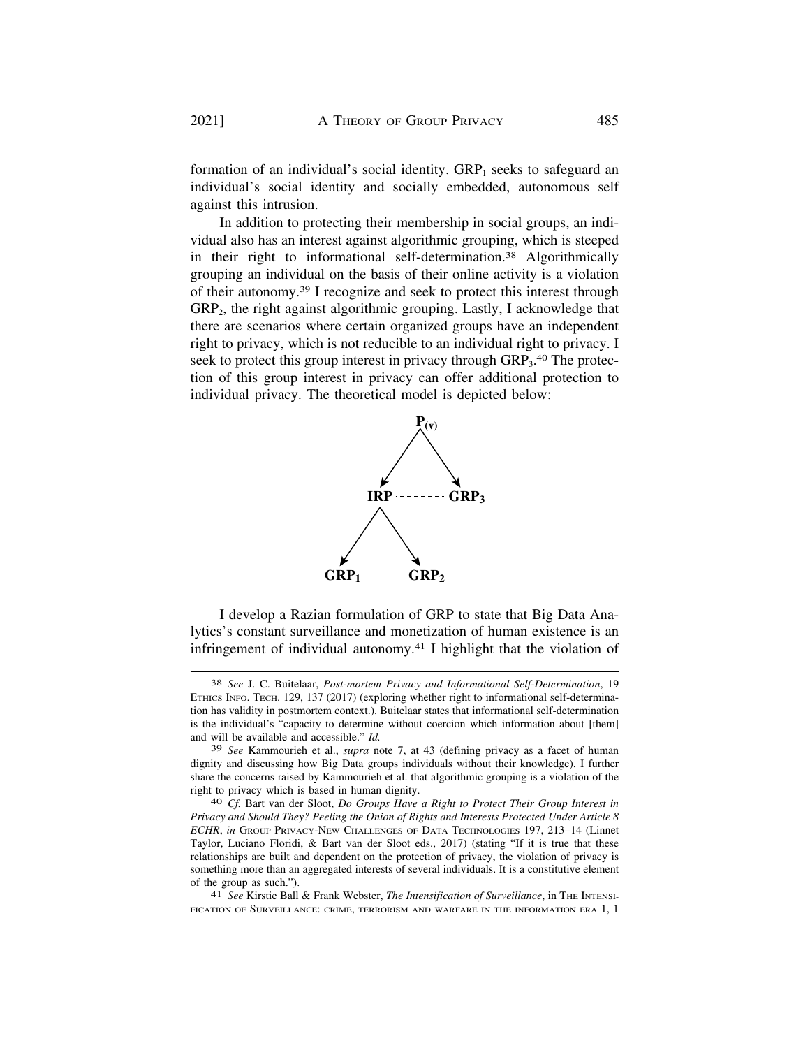formation of an individual's social identity. $GRP_1$ seeks to safeguard an individual's social identity and socially embedded, autonomous self against this intrusion.

In addition to protecting their membership in social groups, an individual also has an interest against algorithmic grouping, which is steeped in their right to informational self-determination.[38] Algorithmically grouping an individual on the basis of their online activity is a violation of their autonomy.[39] I recognize and seek to protect this interest through $GRP_2$, the right against algorithmic grouping. Lastly, I acknowledge that there are scenarios where certain organized groups have an independent right to privacy, which is not reducible to an individual right to privacy. I seek to protect this group interest in privacy through $GRP_3$.[40] The protection of this group interest in privacy can offer additional protection to individual privacy. The theoretical model is depicted below:

$P_{(v)}$

IRP ------- $GRP_3$

$GRP_1$ $GRP_2$

I develop a Razian formulation of GRP to state that Big Data Analytics's constant surveillance and monetization of human existence is an infringement of individual autonomy.[41] I highlight that the violation of

---

38 *See* J. C. Buitelaar, *Post-mortem Privacy and Informational Self-Determination*, 19 ETHICS INFO. TECH. 129, 137 (2017) (exploring whether right to informational self-determination has validity in postmortem context.). Buitelaar states that informational self-determination is the individual's "capacity to determine without coercion which information about [them] and will be available and accessible." *Id.*

39 *See* Kammourieh et al., *supra* note 7, at 43 (defining privacy as a facet of human dignity and discussing how Big Data groups individuals without their knowledge). I further share the concerns raised by Kammourieh et al. that algorithmic grouping is a violation of the right to privacy which is based in human dignity.

40 *Cf.* Bart van der Sloot, *Do Groups Have a Right to Protect Their Group Interest in Privacy and Should They? Peeling the Onion of Rights and Interests Protected Under Article 8 ECHR*, *in* GROUP PRIVACY-NEW CHALLENGES OF DATA TECHNOLOGIES 197, 213–14 (Linnet Taylor, Luciano Floridi, & Bart van der Sloot eds., 2017) (stating "If it is true that these relationships are built and dependent on the protection of privacy, the violation of privacy is something more than an aggregated interests of several individuals. It is a constitutive element of the group as such.").

41 *See* Kirstie Ball & Frank Webster, *The Intensification of Surveillance*, in THE INTENSIFICATION OF SURVEILLANCE: CRIME, TERRORISM AND WARFARE IN THE INFORMATION ERA 1, 1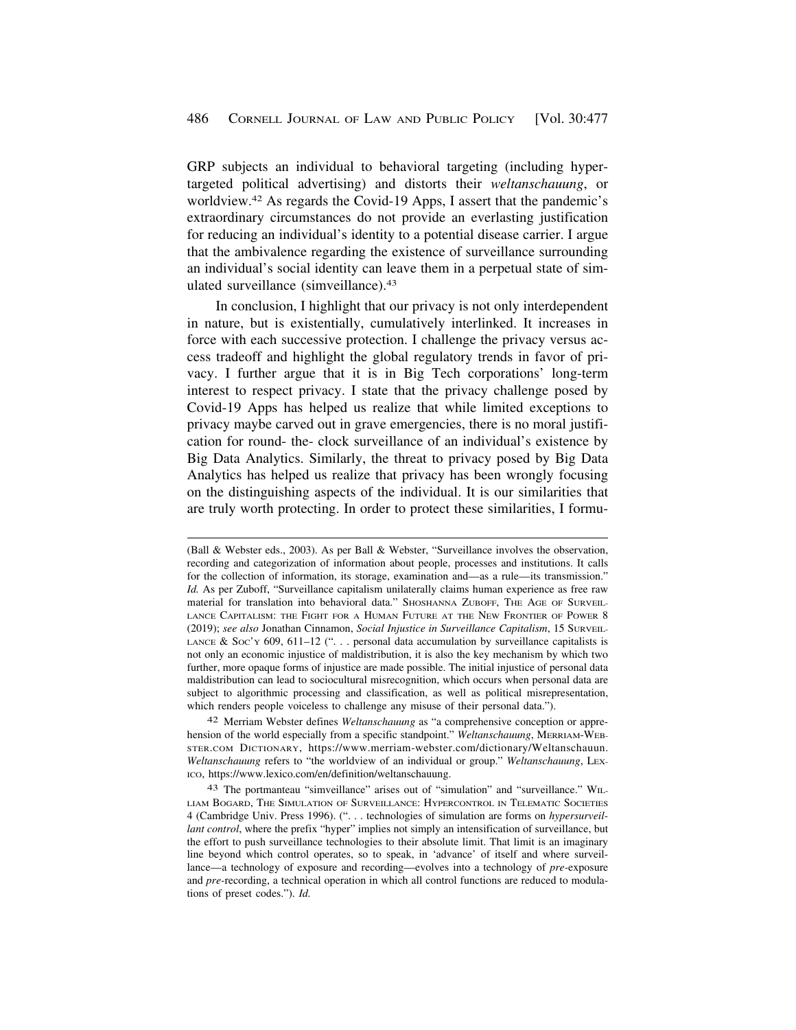GRP subjects an individual to behavioral targeting (including hyper-targeted political advertising) and distorts their *weltanschauung*, or worldview.[42] As regards the Covid-19 Apps, I assert that the pandemic's extraordinary circumstances do not provide an everlasting justification for reducing an individual's identity to a potential disease carrier. I argue that the ambivalence regarding the existence of surveillance surrounding an individual's social identity can leave them in a perpetual state of simulated surveillance (simveillance).[43]

In conclusion, I highlight that our privacy is not only interdependent in nature, but is existentially, cumulatively interlinked. It increases in force with each successive protection. I challenge the privacy versus access tradeoff and highlight the global regulatory trends in favor of privacy. I further argue that it is in Big Tech corporations' long-term interest to respect privacy. I state that the privacy challenge posed by Covid-19 Apps has helped us realize that while limited exceptions to privacy maybe carved out in grave emergencies, there is no moral justification for round- the- clock surveillance of an individual's existence by Big Data Analytics. Similarly, the threat to privacy posed by Big Data Analytics has helped us realize that privacy has been wrongly focusing on the distinguishing aspects of the individual. It is our similarities that are truly worth protecting. In order to protect these similarities, I formu-

---

(Ball & Webster eds., 2003). As per Ball & Webster, "Surveillance involves the observation, recording and categorization of information about people, processes and institutions. It calls for the collection of information, its storage, examination and—as a rule—its transmission." *Id.* As per Zuboff, "Surveillance capitalism unilaterally claims human experience as free raw material for translation into behavioral data." SHOSHANNA ZUBOFF, THE AGE OF SURVEILLANCE CAPITALISM: THE FIGHT FOR A HUMAN FUTURE AT THE NEW FRONTIER OF POWER 8 (2019); *see also* Jonathan Cinnamon, *Social Injustice in Surveillance Capitalism*, 15 SURVEILLANCE & SOC'Y 609, 611–12 (". . . personal data accumulation by surveillance capitalists is not only an economic injustice of maldistribution, it is also the key mechanism by which two further, more opaque forms of injustice are made possible. The initial injustice of personal data maldistribution can lead to sociocultural misrecognition, which occurs when personal data are subject to algorithmic processing and classification, as well as political misrepresentation, which renders people voiceless to challenge any misuse of their personal data.").

[42] Merriam Webster defines *Weltanschauung* as "a comprehensive conception or apprehension of the world especially from a specific standpoint." *Weltanschauung*, MERRIAM-WEBSTER.COM DICTIONARY, https://www.merriam-webster.com/dictionary/Weltanschauun. *Weltanschauung* refers to "the worldview of an individual or group." *Weltanschauung*, LEXICO, https://www.lexico.com/en/definition/weltanschauung.

[43] The portmanteau "simveillance" arises out of "simulation" and "surveillance." WILLIAM BOGARD, THE SIMULATION OF SURVEILLANCE: HYPERCONTROL IN TELEMATIC SOCIETIES 4 (Cambridge Univ. Press 1996). (". . . technologies of simulation are forms on *hypersurveillant control*, where the prefix "hyper" implies not simply an intensification of surveillance, but the effort to push surveillance technologies to their absolute limit. That limit is an imaginary line beyond which control operates, so to speak, in 'advance' of itself and where surveillance—a technology of exposure and recording—evolves into a technology of *pre*-exposure and *pre*-recording, a technical operation in which all control functions are reduced to modulations of preset codes."). *Id.*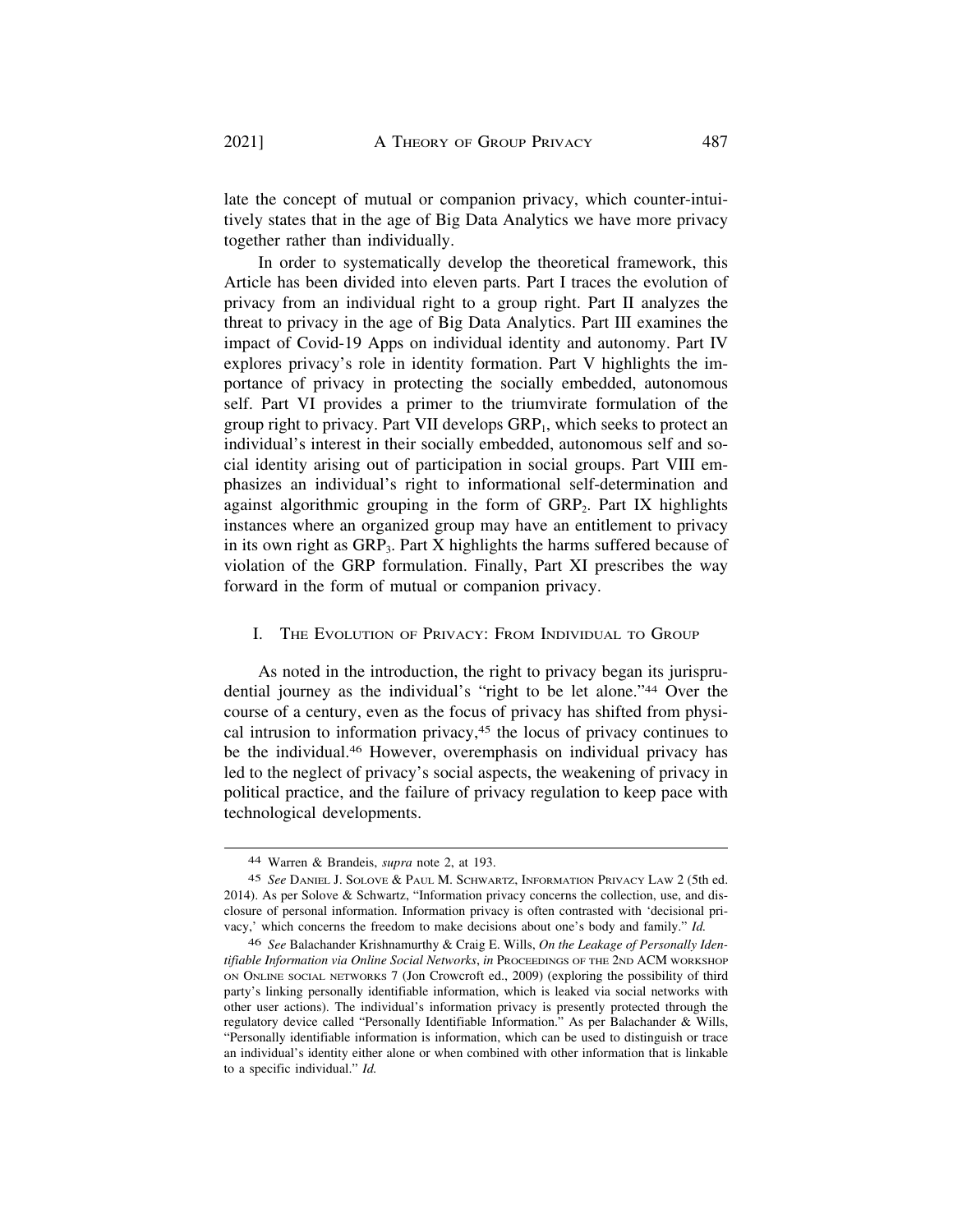late the concept of mutual or companion privacy, which counter-intuitively states that in the age of Big Data Analytics we have more privacy together rather than individually.

In order to systematically develop the theoretical framework, this Article has been divided into eleven parts. Part I traces the evolution of privacy from an individual right to a group right. Part II analyzes the threat to privacy in the age of Big Data Analytics. Part III examines the impact of Covid-19 Apps on individual identity and autonomy. Part IV explores privacy's role in identity formation. Part V highlights the importance of privacy in protecting the socially embedded, autonomous self. Part VI provides a primer to the triumvirate formulation of the group right to privacy. Part VII develops $GRP_1$, which seeks to protect an individual's interest in their socially embedded, autonomous self and social identity arising out of participation in social groups. Part VIII emphasizes an individual's right to informational self-determination and against algorithmic grouping in the form of $GRP_2$. Part IX highlights instances where an organized group may have an entitlement to privacy in its own right as $GRP_3$. Part X highlights the harms suffered because of violation of the GRP formulation. Finally, Part XI prescribes the way forward in the form of mutual or companion privacy.

## I. The Evolution of Privacy: From Individual to Group

As noted in the introduction, the right to privacy began its jurisprudential journey as the individual's "right to be let alone."[44] Over the course of a century, even as the focus of privacy has shifted from physical intrusion to information privacy,[45] the locus of privacy continues to be the individual.[46] However, overemphasis on individual privacy has led to the neglect of privacy's social aspects, the weakening of privacy in political practice, and the failure of privacy regulation to keep pace with technological developments.

---

[44] Warren & Brandeis, *supra* note 2, at 193.

[45] *See* Daniel J. Solove & Paul M. Schwartz, Information Privacy Law 2 (5th ed. 2014). As per Solove & Schwartz, "Information privacy concerns the collection, use, and disclosure of personal information. Information privacy is often contrasted with 'decisional privacy,' which concerns the freedom to make decisions about one's body and family." *Id.*

[46] *See* Balachander Krishnamurthy & Craig E. Wills, *On the Leakage of Personally Identifiable Information via Online Social Networks*, *in* Proceedings of the 2nd ACM Workshop on Online Social Networks 7 (Jon Crowcroft ed., 2009) (exploring the possibility of third party's linking personally identifiable information, which is leaked via social networks with other user actions). The individual's information privacy is presently protected through the regulatory device called "Personally Identifiable Information." As per Balachander & Wills, "Personally identifiable information is information, which can be used to distinguish or trace an individual's identity either alone or when combined with other information that is linkable to a specific individual." *Id.*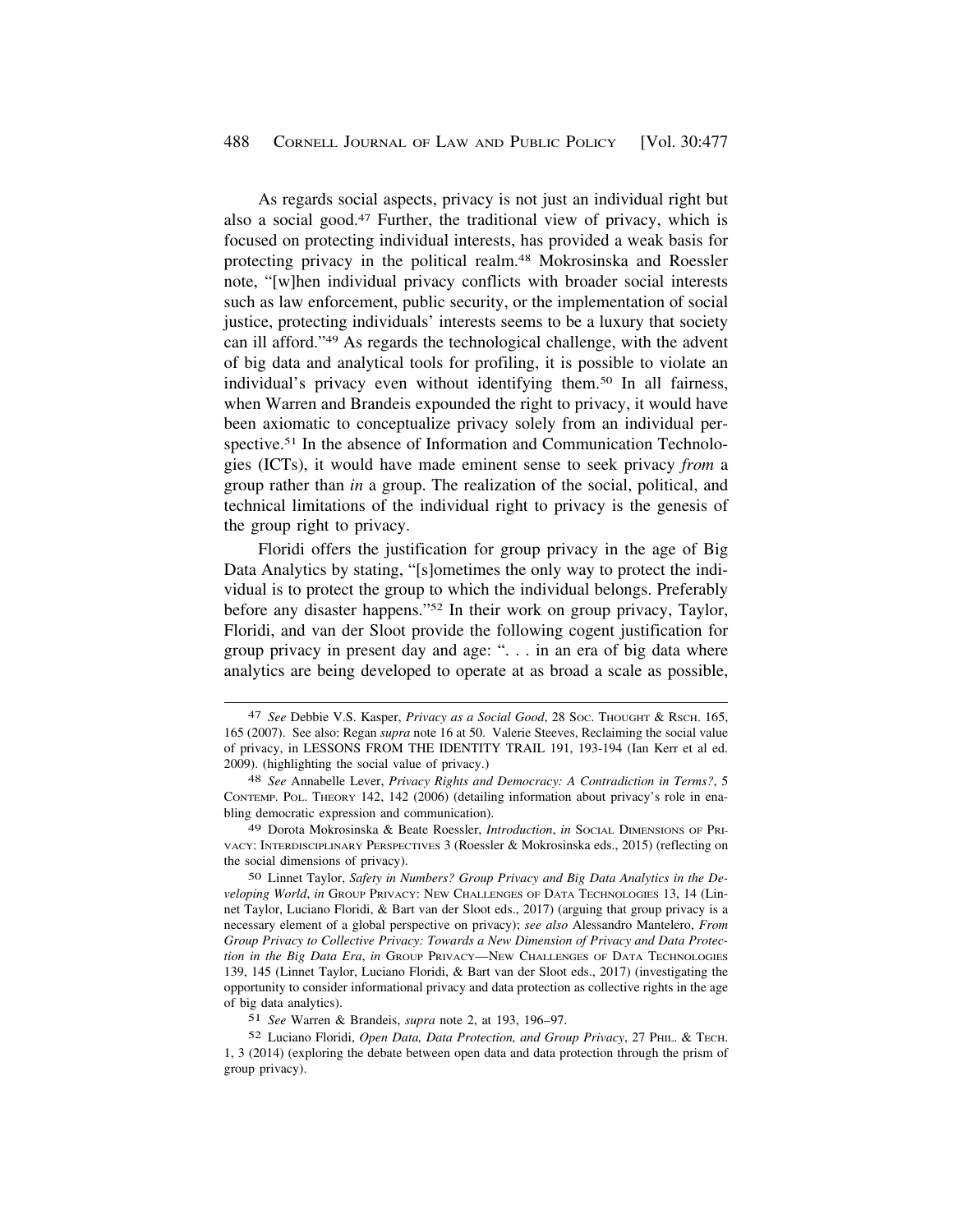As regards social aspects, privacy is not just an individual right but also a social good.[47] Further, the traditional view of privacy, which is focused on protecting individual interests, has provided a weak basis for protecting privacy in the political realm.[48] Mokrosinska and Roessler note, "[w]hen individual privacy conflicts with broader social interests such as law enforcement, public security, or the implementation of social justice, protecting individuals' interests seems to be a luxury that society can ill afford."[49] As regards the technological challenge, with the advent of big data and analytical tools for profiling, it is possible to violate an individual's privacy even without identifying them.[50] In all fairness, when Warren and Brandeis expounded the right to privacy, it would have been axiomatic to conceptualize privacy solely from an individual perspective.[51] In the absence of Information and Communication Technologies (ICTs), it would have made eminent sense to seek privacy *from* a group rather than *in* a group. The realization of the social, political, and technical limitations of the individual right to privacy is the genesis of the group right to privacy.

Floridi offers the justification for group privacy in the age of Big Data Analytics by stating, "[s]ometimes the only way to protect the individual is to protect the group to which the individual belongs. Preferably before any disaster happens."[52] In their work on group privacy, Taylor, Floridi, and van der Sloot provide the following cogent justification for group privacy in present day and age: ". . . in an era of big data where analytics are being developed to operate at as broad a scale as possible,

---

[47] *See* Debbie V.S. Kasper, *Privacy as a Social Good*, 28 Soc. Thought & Rsch. 165, 165 (2007). See also: Regan *supra* note 16 at 50. Valerie Steeves, Reclaiming the social value of privacy, in LESSONS FROM THE IDENTITY TRAIL 191, 193-194 (Ian Kerr et al ed. 2009). (highlighting the social value of privacy.)

[48] *See* Annabelle Lever, *Privacy Rights and Democracy: A Contradiction in Terms?*, 5 Contemp. Pol. Theory 142, 142 (2006) (detailing information about privacy's role in enabling democratic expression and communication).

[49] Dorota Mokrosinska & Beate Roessler, *Introduction*, *in* Social Dimensions of Privacy: Interdisciplinary Perspectives 3 (Roessler & Mokrosinska eds., 2015) (reflecting on the social dimensions of privacy).

[50] Linnet Taylor, *Safety in Numbers? Group Privacy and Big Data Analytics in the Developing World*, *in* Group Privacy: New Challenges of Data Technologies 13, 14 (Linnet Taylor, Luciano Floridi, & Bart van der Sloot eds., 2017) (arguing that group privacy is a necessary element of a global perspective on privacy); *see also* Alessandro Mantelero, *From Group Privacy to Collective Privacy: Towards a New Dimension of Privacy and Data Protection in the Big Data Era*, *in* Group Privacy—New Challenges of Data Technologies 139, 145 (Linnet Taylor, Luciano Floridi, & Bart van der Sloot eds., 2017) (investigating the opportunity to consider informational privacy and data protection as collective rights in the age of big data analytics).

[51] *See* Warren & Brandeis, *supra* note 2, at 193, 196–97.

[52] Luciano Floridi, *Open Data, Data Protection, and Group Privacy*, 27 Phil. & Tech. 1, 3 (2014) (exploring the debate between open data and data protection through the prism of group privacy).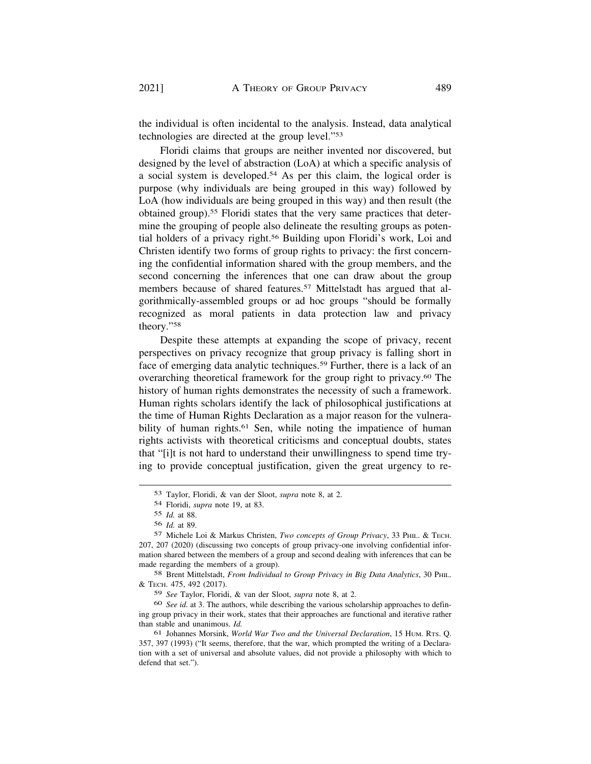the individual is often incidental to the analysis. Instead, data analytical technologies are directed at the group level."[53]

Floridi claims that groups are neither invented nor discovered, but designed by the level of abstraction (LoA) at which a specific analysis of a social system is developed.[54] As per this claim, the logical order is purpose (why individuals are being grouped in this way) followed by LoA (how individuals are being grouped in this way) and then result (the obtained group).[55] Floridi states that the very same practices that determine the grouping of people also delineate the resulting groups as potential holders of a privacy right.[56] Building upon Floridi's work, Loi and Christen identify two forms of group rights to privacy: the first concerning the confidential information shared with the group members, and the second concerning the inferences that one can draw about the group members because of shared features.[57] Mittelstadt has argued that algorithmically-assembled groups or ad hoc groups "should be formally recognized as moral patients in data protection law and privacy theory."[58]

Despite these attempts at expanding the scope of privacy, recent perspectives on privacy recognize that group privacy is falling short in face of emerging data analytic techniques.[59] Further, there is a lack of an overarching theoretical framework for the group right to privacy.[60] The history of human rights demonstrates the necessity of such a framework. Human rights scholars identify the lack of philosophical justifications at the time of Human Rights Declaration as a major reason for the vulnerability of human rights.[61] Sen, while noting the impatience of human rights activists with theoretical criticisms and conceptual doubts, states that "[i]t is not hard to understand their unwillingness to spend time trying to provide conceptual justification, given the great urgency to re-

---

53 Taylor, Floridi, & van der Sloot, *supra* note 8, at 2.

54 Floridi, *supra* note 19, at 83.

55 *Id.* at 88.

56 *Id.* at 89.

57 Michele Loi & Markus Christen, *Two concepts of Group Privacy*, 33 PHIL. & TECH. 207, 207 (2020) (discussing two concepts of group privacy-one involving confidential information shared between the members of a group and second dealing with inferences that can be made regarding the members of a group).

58 Brent Mittelstadt, *From Individual to Group Privacy in Big Data Analytics*, 30 PHIL. & TECH. 475, 492 (2017).

59 *See* Taylor, Floridi, & van der Sloot, *supra* note 8, at 2.

60 *See id.* at 3. The authors, while describing the various scholarship approaches to defining group privacy in their work, states that their approaches are functional and iterative rather than stable and unanimous. *Id.*

61 Johannes Morsink, *World War Two and the Universal Declaration*, 15 HUM. RTS. Q. 357, 397 (1993) ("It seems, therefore, that the war, which prompted the writing of a Declaration with a set of universal and absolute values, did not provide a philosophy with which to defend that set.").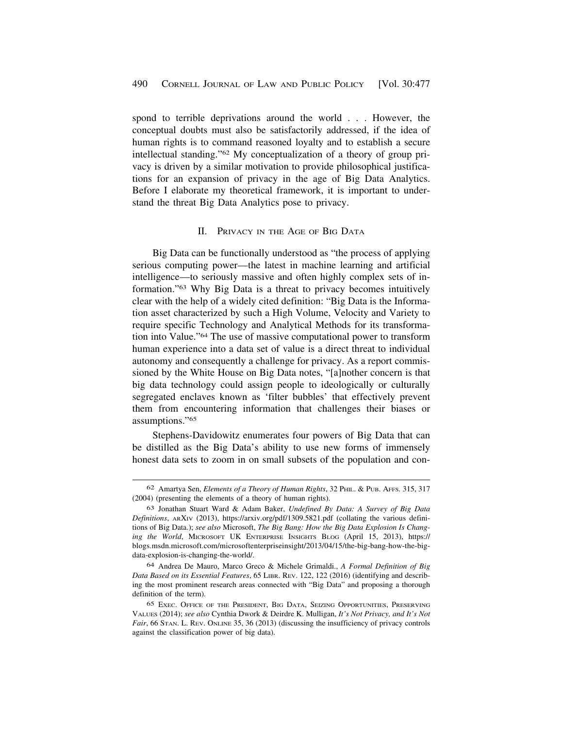spond to terrible deprivations around the world . . . However, the conceptual doubts must also be satisfactorily addressed, if the idea of human rights is to command reasoned loyalty and to establish a secure intellectual standing."[62] My conceptualization of a theory of group privacy is driven by a similar motivation to provide philosophical justifications for an expansion of privacy in the age of Big Data Analytics. Before I elaborate my theoretical framework, it is important to understand the threat Big Data Analytics pose to privacy.

## II. Privacy in the Age of Big Data

Big Data can be functionally understood as "the process of applying serious computing power—the latest in machine learning and artificial intelligence—to seriously massive and often highly complex sets of information."[63] Why Big Data is a threat to privacy becomes intuitively clear with the help of a widely cited definition: "Big Data is the Information asset characterized by such a High Volume, Velocity and Variety to require specific Technology and Analytical Methods for its transformation into Value."[64] The use of massive computational power to transform human experience into a data set of value is a direct threat to individual autonomy and consequently a challenge for privacy. As a report commissioned by the White House on Big Data notes, "[a]nother concern is that big data technology could assign people to ideologically or culturally segregated enclaves known as 'filter bubbles' that effectively prevent them from encountering information that challenges their biases or assumptions."[65]

Stephens-Davidowitz enumerates four powers of Big Data that can be distilled as the Big Data's ability to use new forms of immensely honest data sets to zoom in on small subsets of the population and con-

---

62 Amartya Sen, *Elements of a Theory of Human Rights*, 32 Phil. & Pub. Affs. 315, 317 (2004) (presenting the elements of a theory of human rights).

63 Jonathan Stuart Ward & Adam Baker, *Undefined By Data: A Survey of Big Data Definitions*, arXiv (2013), https://arxiv.org/pdf/1309.5821.pdf (collating the various definitions of Big Data.); *see also* Microsoft, *The Big Bang: How the Big Data Explosion Is Changing the World*, Microsoft UK Enterprise Insights Blog (April 15, 2013), https://blogs.msdn.microsoft.com/microsoftenterpriseinsight/2013/04/15/the-big-bang-how-the-big-data-explosion-is-changing-the-world/.

64 Andrea De Mauro, Marco Greco & Michele Grimaldi., *A Formal Definition of Big Data Based on its Essential Features*, 65 Libr. Rev. 122, 122 (2016) (identifying and describing the most prominent research areas connected with "Big Data" and proposing a thorough definition of the term).

65 Exec. Office of the President, Big Data, Seizing Opportunities, Preserving Values (2014); *see also* Cynthia Dwork & Deirdre K. Mulligan, *It's Not Privacy, and It's Not Fair*, 66 Stan. L. Rev. Online 35, 36 (2013) (discussing the insufficiency of privacy controls against the classification power of big data).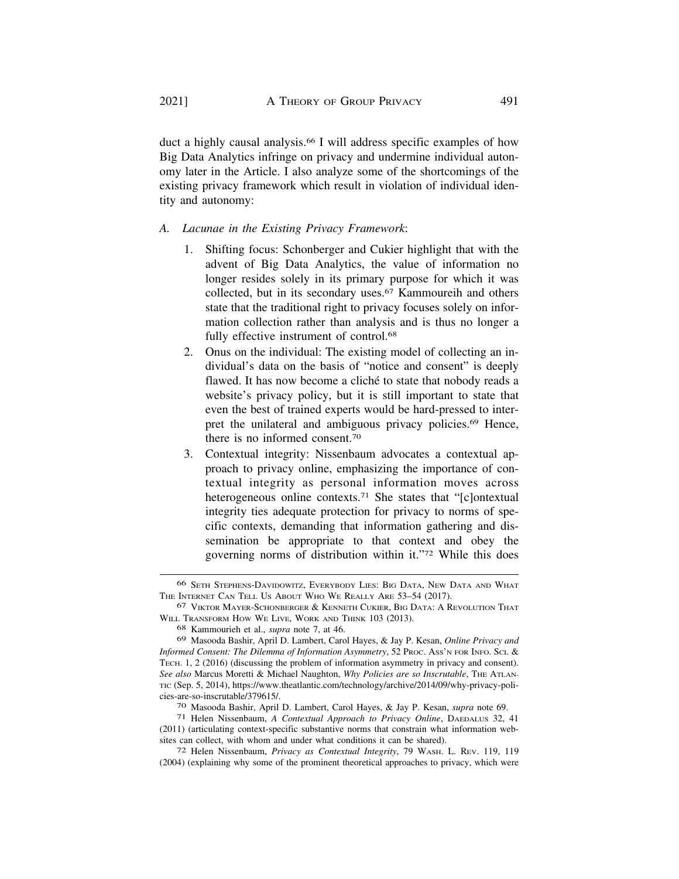duct a highly causal analysis.[66] I will address specific examples of how Big Data Analytics infringe on privacy and undermine individual autonomy later in the Article. I also analyze some of the shortcomings of the existing privacy framework which result in violation of individual identity and autonomy:

### *A. Lacunae in the Existing Privacy Framework*:

1. Shifting focus: Schonberger and Cukier highlight that with the advent of Big Data Analytics, the value of information no longer resides solely in its primary purpose for which it was collected, but in its secondary uses.[67] Kammoureih and others state that the traditional right to privacy focuses solely on information collection rather than analysis and is thus no longer a fully effective instrument of control.[68]
2. Onus on the individual: The existing model of collecting an individual's data on the basis of "notice and consent" is deeply flawed. It has now become a cliché to state that nobody reads a website's privacy policy, but it is still important to state that even the best of trained experts would be hard-pressed to interpret the unilateral and ambiguous privacy policies.[69] Hence, there is no informed consent.[70]
3. Contextual integrity: Nissenbaum advocates a contextual approach to privacy online, emphasizing the importance of contextual integrity as personal information moves across heterogeneous online contexts.[71] She states that "[c]ontextual integrity ties adequate protection for privacy to norms of specific contexts, demanding that information gathering and dissemination be appropriate to that context and obey the governing norms of distribution within it."[72] While this does

---

[66] Seth Stephens-Davidowitz, Everybody Lies: Big Data, New Data and What the Internet Can Tell Us About Who We Really Are 53–54 (2017).

[67] Viktor Mayer-Schonberger & Kenneth Cukier, Big Data: A Revolution That Will Transform How We Live, Work and Think 103 (2013).

[68] Kammourieh et al., *supra* note 7, at 46.

[69] Masooda Bashir, April D. Lambert, Carol Hayes, & Jay P. Kesan, *Online Privacy and Informed Consent: The Dilemma of Information Asymmetry*, 52 Proc. Ass'n for Info. Sci. & Tech. 1, 2 (2016) (discussing the problem of information asymmetry in privacy and consent). *See also* Marcus Moretti & Michael Naughton, *Why Policies are so Inscrutable*, The Atlantic (Sep. 5, 2014), https://www.theatlantic.com/technology/archive/2014/09/why-privacy-policies-are-so-inscrutable/379615/.

[70] Masooda Bashir, April D. Lambert, Carol Hayes, & Jay P. Kesan, *supra* note 69.

[71] Helen Nissenbaum, *A Contextual Approach to Privacy Online*, Daedalus 32, 41 (2011) (articulating context-specific substantive norms that constrain what information websites can collect, with whom and under what conditions it can be shared).

[72] Helen Nissenbaum, *Privacy as Contextual Integrity*, 79 Wash. L. Rev. 119, 119 (2004) (explaining why some of the prominent theoretical approaches to privacy, which were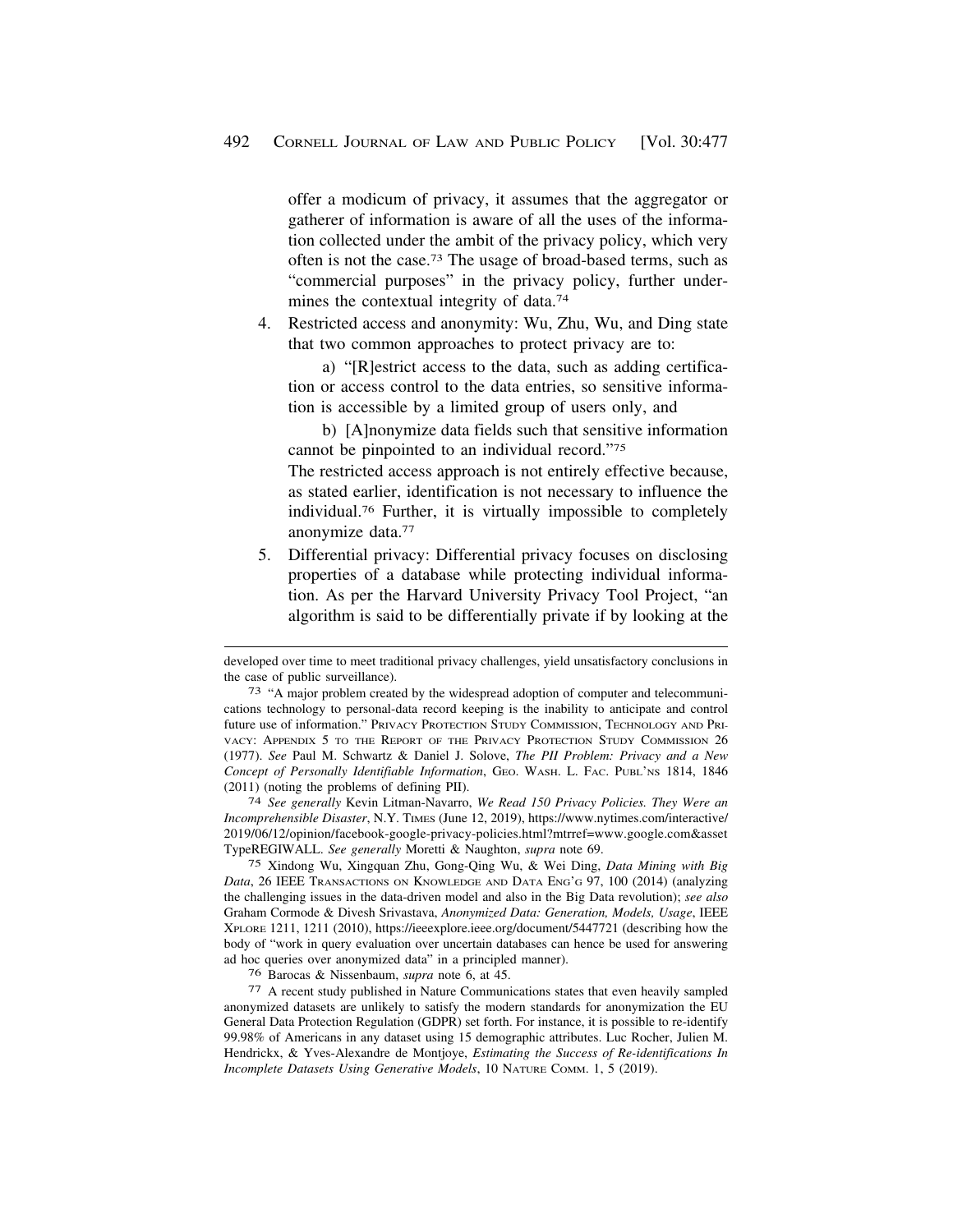offer a modicum of privacy, it assumes that the aggregator or gatherer of information is aware of all the uses of the information collected under the ambit of the privacy policy, which very often is not the case.[73] The usage of broad-based terms, such as "commercial purposes" in the privacy policy, further undermines the contextual integrity of data.[74]

4. Restricted access and anonymity: Wu, Zhu, Wu, and Ding state that two common approaches to protect privacy are to:

   a) "[R]estrict access to the data, such as adding certification or access control to the data entries, so sensitive information is accessible by a limited group of users only, and

   b) [A]nonymize data fields such that sensitive information cannot be pinpointed to an individual record."[75]

   The restricted access approach is not entirely effective because, as stated earlier, identification is not necessary to influence the individual.[76] Further, it is virtually impossible to completely anonymize data.[77]

5. Differential privacy: Differential privacy focuses on disclosing properties of a database while protecting individual information. As per the Harvard University Privacy Tool Project, "an algorithm is said to be differentially private if by looking at the

---

developed over time to meet traditional privacy challenges, yield unsatisfactory conclusions in the case of public surveillance).

[73] "A major problem created by the widespread adoption of computer and telecommunications technology to personal-data record keeping is the inability to anticipate and control future use of information." PRIVACY PROTECTION STUDY COMMISSION, TECHNOLOGY AND PRIVACY: APPENDIX 5 TO THE REPORT OF THE PRIVACY PROTECTION STUDY COMMISSION 26 (1977). *See* Paul M. Schwartz & Daniel J. Solove, *The PII Problem: Privacy and a New Concept of Personally Identifiable Information*, GEO. WASH. L. FAC. PUBL'NS 1814, 1846 (2011) (noting the problems of defining PII).

[74] *See generally* Kevin Litman-Navarro, *We Read 150 Privacy Policies. They Were an Incomprehensible Disaster*, N.Y. TIMES (June 12, 2019), https://www.nytimes.com/interactive/2019/06/12/opinion/facebook-google-privacy-policies.html?mtrref=www.google.com&assetTypeREGIWALL. *See generally* Moretti & Naughton, *supra* note 69.

[75] Xindong Wu, Xingquan Zhu, Gong-Qing Wu, & Wei Ding, *Data Mining with Big Data*, 26 IEEE TRANSACTIONS ON KNOWLEDGE AND DATA ENG'G 97, 100 (2014) (analyzing the challenging issues in the data-driven model and also in the Big Data revolution); *see also* Graham Cormode & Divesh Srivastava, *Anonymized Data: Generation, Models, Usage*, IEEE XPLORE 1211, 1211 (2010), https://ieeexplore.ieee.org/document/5447721 (describing how the body of "work in query evaluation over uncertain databases can hence be used for answering ad hoc queries over anonymized data" in a principled manner).

[76] Barocas & Nissenbaum, *supra* note 6, at 45.

[77] A recent study published in Nature Communications states that even heavily sampled anonymized datasets are unlikely to satisfy the modern standards for anonymization the EU General Data Protection Regulation (GDPR) set forth. For instance, it is possible to re-identify 99.98% of Americans in any dataset using 15 demographic attributes. Luc Rocher, Julien M. Hendrickx, & Yves-Alexandre de Montjoye, *Estimating the Success of Re-identifications In Incomplete Datasets Using Generative Models*, 10 NATURE COMM. 1, 5 (2019).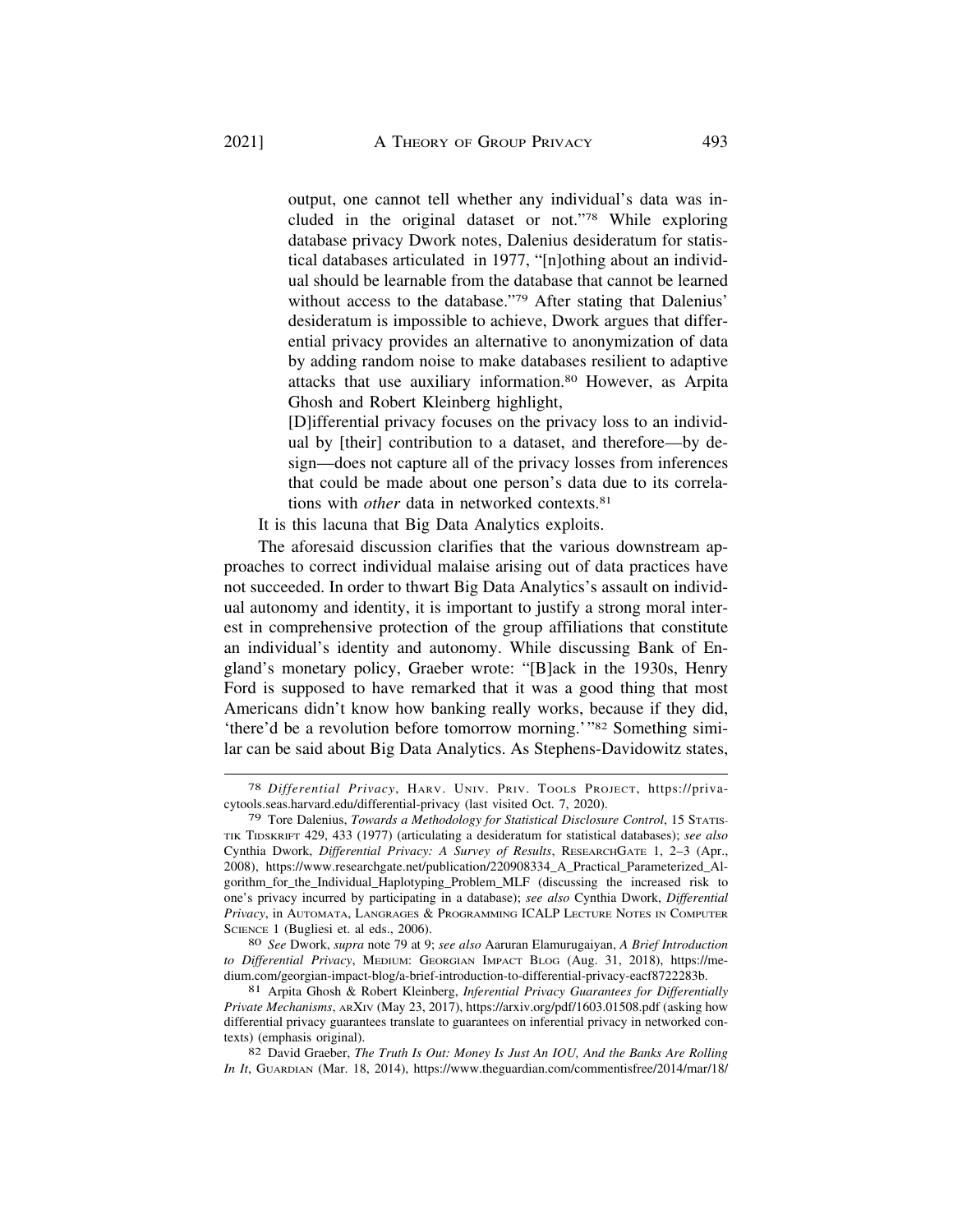output, one cannot tell whether any individual's data was included in the original dataset or not."[78] While exploring database privacy Dwork notes, Dalenius desideratum for statistical databases articulated in 1977, "[n]othing about an individual should be learnable from the database that cannot be learned without access to the database."[79] After stating that Dalenius' desideratum is impossible to achieve, Dwork argues that differential privacy provides an alternative to anonymization of data by adding random noise to make databases resilient to adaptive attacks that use auxiliary information.[80] However, as Arpita Ghosh and Robert Kleinberg highlight,

> [D]ifferential privacy focuses on the privacy loss to an individual by [their] contribution to a dataset, and therefore—by design—does not capture all of the privacy losses from inferences that could be made about one person's data due to its correlations with *other* data in networked contexts.[81]

It is this lacuna that Big Data Analytics exploits.

The aforesaid discussion clarifies that the various downstream approaches to correct individual malaise arising out of data practices have not succeeded. In order to thwart Big Data Analytics's assault on individual autonomy and identity, it is important to justify a strong moral interest in comprehensive protection of the group affiliations that constitute an individual's identity and autonomy. While discussing Bank of England's monetary policy, Graeber wrote: "[B]ack in the 1930s, Henry Ford is supposed to have remarked that it was a good thing that most Americans didn't know how banking really works, because if they did, 'there'd be a revolution before tomorrow morning.'"[82] Something similar can be said about Big Data Analytics. As Stephens-Davidowitz states,

---

[78] *Differential Privacy*, HARV. UNIV. PRIV. TOOLS PROJECT, https://privacytools.seas.harvard.edu/differential-privacy (last visited Oct. 7, 2020).

[79] Tore Dalenius, *Towards a Methodology for Statistical Disclosure Control*, 15 STATISTIK TIDSKRIFT 429, 433 (1977) (articulating a desideratum for statistical databases); *see also* Cynthia Dwork, *Differential Privacy: A Survey of Results*, RESEARCHGATE 1, 2–3 (Apr., 2008), https://www.researchgate.net/publication/220908334_A_Practical_Parameterized_Algorithm_for_the_Individual_Haplotyping_Problem_MLF (discussing the increased risk to one's privacy incurred by participating in a database); *see also* Cynthia Dwork, *Differential Privacy*, in AUTOMATA, LANGRAGES & PROGRAMMING ICALP LECTURE NOTES IN COMPUTER SCIENCE 1 (Bugliesi et. al eds., 2006).

[80] *See* Dwork, *supra* note 79 at 9; *see also* Aaruran Elamurugaiyan, *A Brief Introduction to Differential Privacy*, MEDIUM: GEORGIAN IMPACT BLOG (Aug. 31, 2018), https://medium.com/georgian-impact-blog/a-brief-introduction-to-differential-privacy-eacf8722283b.

[81] Arpita Ghosh & Robert Kleinberg, *Inferential Privacy Guarantees for Differentially Private Mechanisms*, ARXIV (May 23, 2017), https://arxiv.org/pdf/1603.01508.pdf (asking how differential privacy guarantees translate to guarantees on inferential privacy in networked contexts) (emphasis original).

[82] David Graeber, *The Truth Is Out: Money Is Just An IOU, And the Banks Are Rolling In It*, GUARDIAN (Mar. 18, 2014), https://www.theguardian.com/commentisfree/2014/mar/18/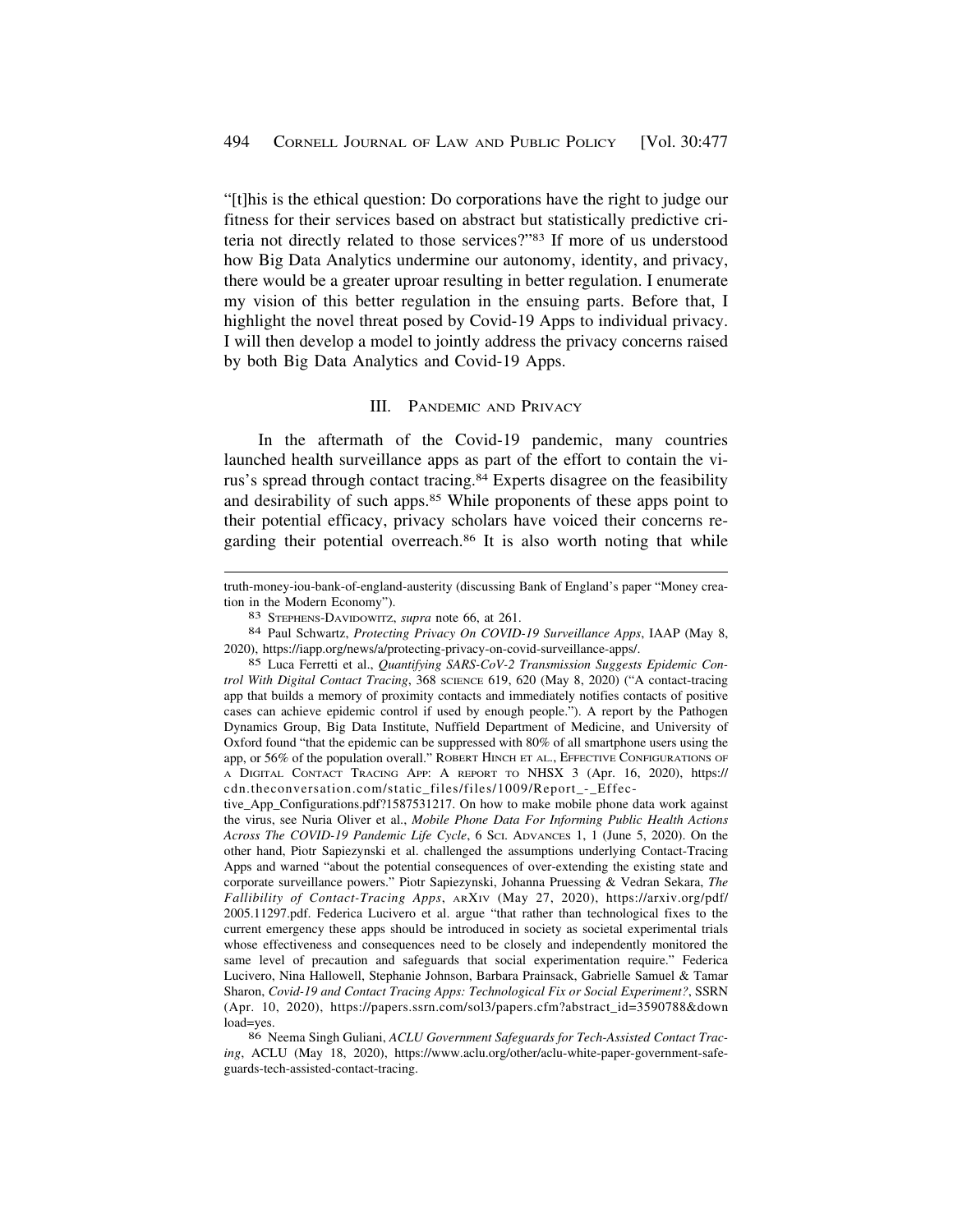"[t]his is the ethical question: Do corporations have the right to judge our fitness for their services based on abstract but statistically predictive criteria not directly related to those services?"[83] If more of us understood how Big Data Analytics undermine our autonomy, identity, and privacy, there would be a greater uproar resulting in better regulation. I enumerate my vision of this better regulation in the ensuing parts. Before that, I highlight the novel threat posed by Covid-19 Apps to individual privacy. I will then develop a model to jointly address the privacy concerns raised by both Big Data Analytics and Covid-19 Apps.

## III. PANDEMIC AND PRIVACY

In the aftermath of the Covid-19 pandemic, many countries launched health surveillance apps as part of the effort to contain the virus's spread through contact tracing.[84] Experts disagree on the feasibility and desirability of such apps.[85] While proponents of these apps point to their potential efficacy, privacy scholars have voiced their concerns regarding their potential overreach.[86] It is also worth noting that while

---

truth-money-iou-bank-of-england-austerity (discussing Bank of England's paper "Money creation in the Modern Economy").

[83] STEPHENS-DAVIDOWITZ, *supra* note 66, at 261.

[84] Paul Schwartz, *Protecting Privacy On COVID-19 Surveillance Apps*, IAAP (May 8, 2020), https://iapp.org/news/a/protecting-privacy-on-covid-surveillance-apps/.

[85] Luca Ferretti et al., *Quantifying SARS-CoV-2 Transmission Suggests Epidemic Control With Digital Contact Tracing*, 368 SCIENCE 619, 620 (May 8, 2020) ("A contact-tracing app that builds a memory of proximity contacts and immediately notifies contacts of positive cases can achieve epidemic control if used by enough people."). A report by the Pathogen Dynamics Group, Big Data Institute, Nuffield Department of Medicine, and University of Oxford found "that the epidemic can be suppressed with 80% of all smartphone users using the app, or 56% of the population overall." ROBERT HINCH ET AL., EFFECTIVE CONFIGURATIONS OF A DIGITAL CONTACT TRACING APP: A REPORT TO NHSX 3 (Apr. 16, 2020), https://cdn.theconversation.com/static_files/files/1009/Report_-_Effective_App_Configurations.pdf?1587531217. On how to make mobile phone data work against the virus, see Nuria Oliver et al., *Mobile Phone Data For Informing Public Health Actions Across The COVID-19 Pandemic Life Cycle*, 6 SCI. ADVANCES 1, 1 (June 5, 2020). On the other hand, Piotr Sapiezynski et al. challenged the assumptions underlying Contact-Tracing Apps and warned "about the potential consequences of over-extending the existing state and corporate surveillance powers." Piotr Sapiezynski, Johanna Pruessing & Vedran Sekara, *The Fallibility of Contact-Tracing Apps*, ARXIV (May 27, 2020), https://arxiv.org/pdf/2005.11297.pdf. Federica Lucivero et al. argue "that rather than technological fixes to the current emergency these apps should be introduced in society as societal experimental trials whose effectiveness and consequences need to be closely and independently monitored the same level of precaution and safeguards that social experimentation require." Federica Lucivero, Nina Hallowell, Stephanie Johnson, Barbara Prainsack, Gabrielle Samuel & Tamar Sharon, *Covid-19 and Contact Tracing Apps: Technological Fix or Social Experiment?*, SSRN (Apr. 10, 2020), https://papers.ssrn.com/sol3/papers.cfm?abstract_id=3590788&download=yes.

[86] Neema Singh Guliani, *ACLU Government Safeguards for Tech-Assisted Contact Tracing*, ACLU (May 18, 2020), https://www.aclu.org/other/aclu-white-paper-government-safeguards-tech-assisted-contact-tracing.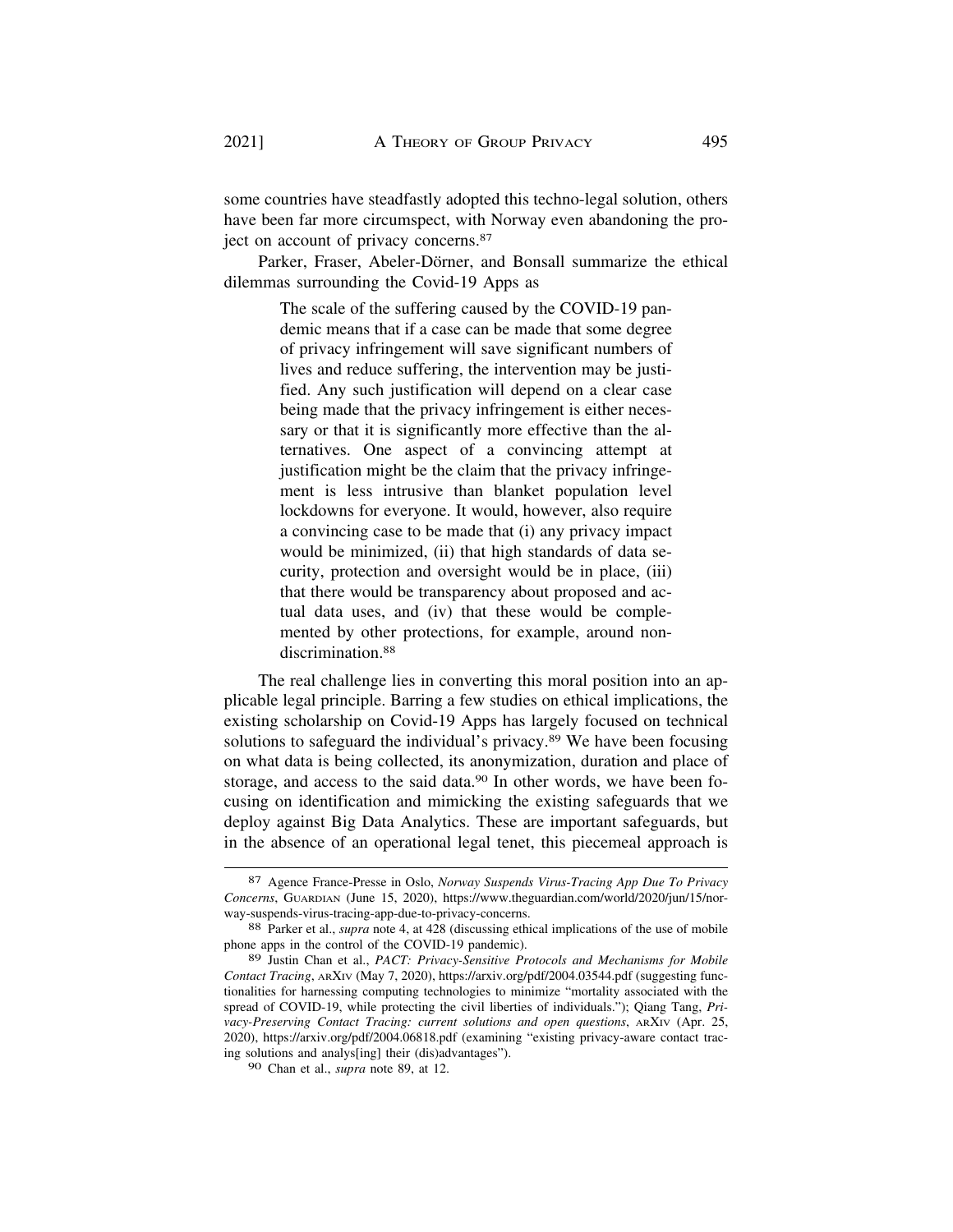some countries have steadfastly adopted this techno-legal solution, others have been far more circumspect, with Norway even abandoning the project on account of privacy concerns.[87]

Parker, Fraser, Abeler-Dörner, and Bonsall summarize the ethical dilemmas surrounding the Covid-19 Apps as

> The scale of the suffering caused by the COVID-19 pandemic means that if a case can be made that some degree of privacy infringement will save significant numbers of lives and reduce suffering, the intervention may be justified. Any such justification will depend on a clear case being made that the privacy infringement is either necessary or that it is significantly more effective than the alternatives. One aspect of a convincing attempt at justification might be the claim that the privacy infringement is less intrusive than blanket population level lockdowns for everyone. It would, however, also require a convincing case to be made that (i) any privacy impact would be minimized, (ii) that high standards of data security, protection and oversight would be in place, (iii) that there would be transparency about proposed and actual data uses, and (iv) that these would be complemented by other protections, for example, around non-discrimination.[88]

The real challenge lies in converting this moral position into an applicable legal principle. Barring a few studies on ethical implications, the existing scholarship on Covid-19 Apps has largely focused on technical solutions to safeguard the individual's privacy.[89] We have been focusing on what data is being collected, its anonymization, duration and place of storage, and access to the said data.[90] In other words, we have been focusing on identification and mimicking the existing safeguards that we deploy against Big Data Analytics. These are important safeguards, but in the absence of an operational legal tenet, this piecemeal approach is

---

[87] Agence France-Presse in Oslo, *Norway Suspends Virus-Tracing App Due To Privacy Concerns*, GUARDIAN (June 15, 2020), https://www.theguardian.com/world/2020/jun/15/norway-suspends-virus-tracing-app-due-to-privacy-concerns.

[88] Parker et al., *supra* note 4, at 428 (discussing ethical implications of the use of mobile phone apps in the control of the COVID-19 pandemic).

[89] Justin Chan et al., *PACT: Privacy-Sensitive Protocols and Mechanisms for Mobile Contact Tracing*, ARXIV (May 7, 2020), https://arxiv.org/pdf/2004.03544.pdf (suggesting functionalities for harnessing computing technologies to minimize "mortality associated with the spread of COVID-19, while protecting the civil liberties of individuals."); Qiang Tang, *Privacy-Preserving Contact Tracing: current solutions and open questions*, ARXIV (Apr. 25, 2020), https://arxiv.org/pdf/2004.06818.pdf (examining "existing privacy-aware contact tracing solutions and analys[ing] their (dis)advantages").

[90] Chan et al., *supra* note 89, at 12.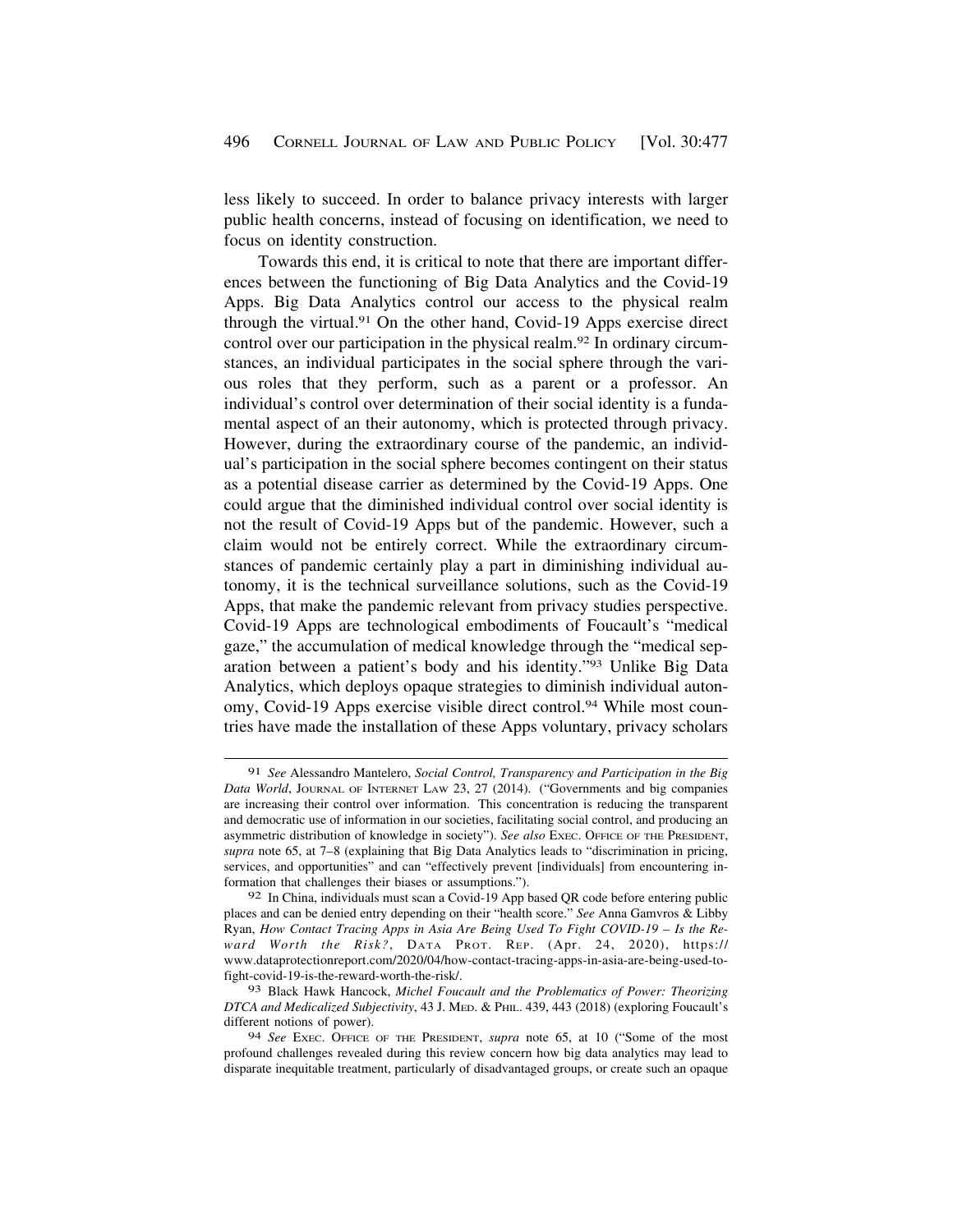less likely to succeed. In order to balance privacy interests with larger public health concerns, instead of focusing on identification, we need to focus on identity construction.

Towards this end, it is critical to note that there are important differences between the functioning of Big Data Analytics and the Covid-19 Apps. Big Data Analytics control our access to the physical realm through the virtual.[91] On the other hand, Covid-19 Apps exercise direct control over our participation in the physical realm.[92] In ordinary circumstances, an individual participates in the social sphere through the various roles that they perform, such as a parent or a professor. An individual's control over determination of their social identity is a fundamental aspect of an their autonomy, which is protected through privacy. However, during the extraordinary course of the pandemic, an individual's participation in the social sphere becomes contingent on their status as a potential disease carrier as determined by the Covid-19 Apps. One could argue that the diminished individual control over social identity is not the result of Covid-19 Apps but of the pandemic. However, such a claim would not be entirely correct. While the extraordinary circumstances of pandemic certainly play a part in diminishing individual autonomy, it is the technical surveillance solutions, such as the Covid-19 Apps, that make the pandemic relevant from privacy studies perspective. Covid-19 Apps are technological embodiments of Foucault's "medical gaze," the accumulation of medical knowledge through the "medical separation between a patient's body and his identity."[93] Unlike Big Data Analytics, which deploys opaque strategies to diminish individual autonomy, Covid-19 Apps exercise visible direct control.[94] While most countries have made the installation of these Apps voluntary, privacy scholars

---

91 *See* Alessandro Mantelero, *Social Control, Transparency and Participation in the Big Data World*, JOURNAL OF INTERNET LAW 23, 27 (2014). ("Governments and big companies are increasing their control over information. This concentration is reducing the transparent and democratic use of information in our societies, facilitating social control, and producing an asymmetric distribution of knowledge in society"). *See also* EXEC. OFFICE OF THE PRESIDENT, *supra* note 65, at 7–8 (explaining that Big Data Analytics leads to "discrimination in pricing, services, and opportunities" and can "effectively prevent [individuals] from encountering information that challenges their biases or assumptions.").

92 In China, individuals must scan a Covid-19 App based QR code before entering public places and can be denied entry depending on their "health score." *See* Anna Gamvros & Libby Ryan, *How Contact Tracing Apps in Asia Are Being Used To Fight COVID-19 – Is the Reward Worth the Risk?*, DATA PROT. REP. (Apr. 24, 2020), https://www.dataprotectionreport.com/2020/04/how-contact-tracing-apps-in-asia-are-being-used-to-fight-covid-19-is-the-reward-worth-the-risk/.

93 Black Hawk Hancock, *Michel Foucault and the Problematics of Power: Theorizing DTCA and Medicalized Subjectivity*, 43 J. MED. & PHIL. 439, 443 (2018) (exploring Foucault's different notions of power).

94 *See* EXEC. OFFICE OF THE PRESIDENT, *supra* note 65, at 10 ("Some of the most profound challenges revealed during this review concern how big data analytics may lead to disparate inequitable treatment, particularly of disadvantaged groups, or create such an opaque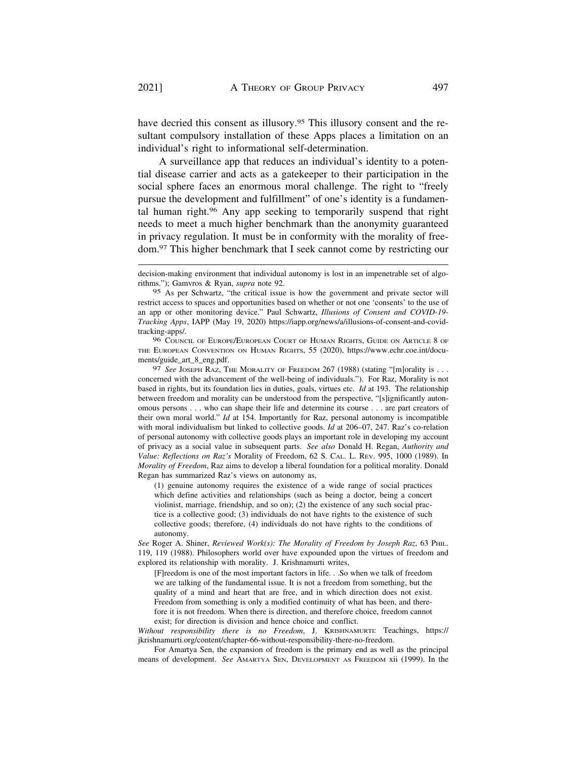have decried this consent as illusory.[95] This illusory consent and the resultant compulsory installation of these Apps places a limitation on an individual's right to informational self-determination.

A surveillance app that reduces an individual's identity to a potential disease carrier and acts as a gatekeeper to their participation in the social sphere faces an enormous moral challenge. The right to "freely pursue the development and fulfillment" of one's identity is a fundamental human right.[96] Any app seeking to temporarily suspend that right needs to meet a much higher benchmark than the anonymity guaranteed in privacy regulation. It must be in conformity with the morality of freedom.[97] This higher benchmark that I seek cannot come by restricting our

---

decision-making environment that individual autonomy is lost in an impenetrable set of algorithms."); Gamvros & Ryan, *supra* note 92.

[95] As per Schwartz, "the critical issue is how the government and private sector will restrict access to spaces and opportunities based on whether or not one 'consents' to the use of an app or other monitoring device." Paul Schwartz, *Illusions of Consent and COVID-19-Tracking Apps*, IAPP (May 19, 2020) https://iapp.org/news/a/illusions-of-consent-and-covid-tracking-apps/.

[96] COUNCIL OF EUROPE/EUROPEAN COURT OF HUMAN RIGHTS, GUIDE ON ARTICLE 8 OF THE EUROPEAN CONVENTION ON HUMAN RIGHTS, 55 (2020), https://www.echr.coe.int/documents/guide_art_8_eng.pdf.

[97] *See* JOSEPH RAZ, THE MORALITY OF FREEDOM 267 (1988) (stating "[m]orality is . . . concerned with the advancement of the well-being of individuals."). For Raz, Morality is not based in rights, but its foundation lies in duties, goals, virtues etc. *Id* at 193. The relationship between freedom and morality can be understood from the perspective, "[s]ignificantly autonomous persons . . . who can shape their life and determine its course . . . are part creators of their own moral world." *Id* at 154. Importantly for Raz, personal autonomy is incompatible with moral individualism but linked to collective goods. *Id* at 206–07, 247. Raz's co-relation of personal autonomy with collective goods plays an important role in developing my account of privacy as a social value in subsequent parts. *See also* Donald H. Regan, *Authority and Value: Reflections on Raz's* Morality of Freedom, 62 S. CAL. L. REV. 995, 1000 (1989). In *Morality of Freedom*, Raz aims to develop a liberal foundation for a political morality. Donald Regan has summarized Raz's views on autonomy as,

> (1) genuine autonomy requires the existence of a wide range of social practices which define activities and relationships (such as being a doctor, being a concert violinist, marriage, friendship, and so on); (2) the existence of any such social practice is a collective good; (3) individuals do not have rights to the existence of such collective goods; therefore, (4) individuals do not have rights to the conditions of autonomy.

*See* Roger A. Shiner, *Reviewed Work(s): The Morality of Freedom by Joseph Raz*, 63 PHIL. 119, 119 (1988). Philosophers world over have expounded upon the virtues of freedom and explored its relationship with morality. J. Krishnamurti writes,

> [F]reedom is one of the most important factors in life. . .So when we talk of freedom we are talking of the fundamental issue. It is not a freedom from something, but the quality of a mind and heart that are free, and in which direction does not exist. Freedom from something is only a modified continuity of what has been, and therefore it is not freedom. When there is direction, and therefore choice, freedom cannot exist; for direction is division and hence choice and conflict.

*Without responsibility there is no Freedom*, J. KRISHNAMURTI: Teachings, https://jkrishnamurti.org/content/chapter-66-without-responsibility-there-no-freedom.

For Amartya Sen, the expansion of freedom is the primary end as well as the principal means of development. *See* AMARTYA SEN, DEVELOPMENT AS FREEDOM xii (1999). In the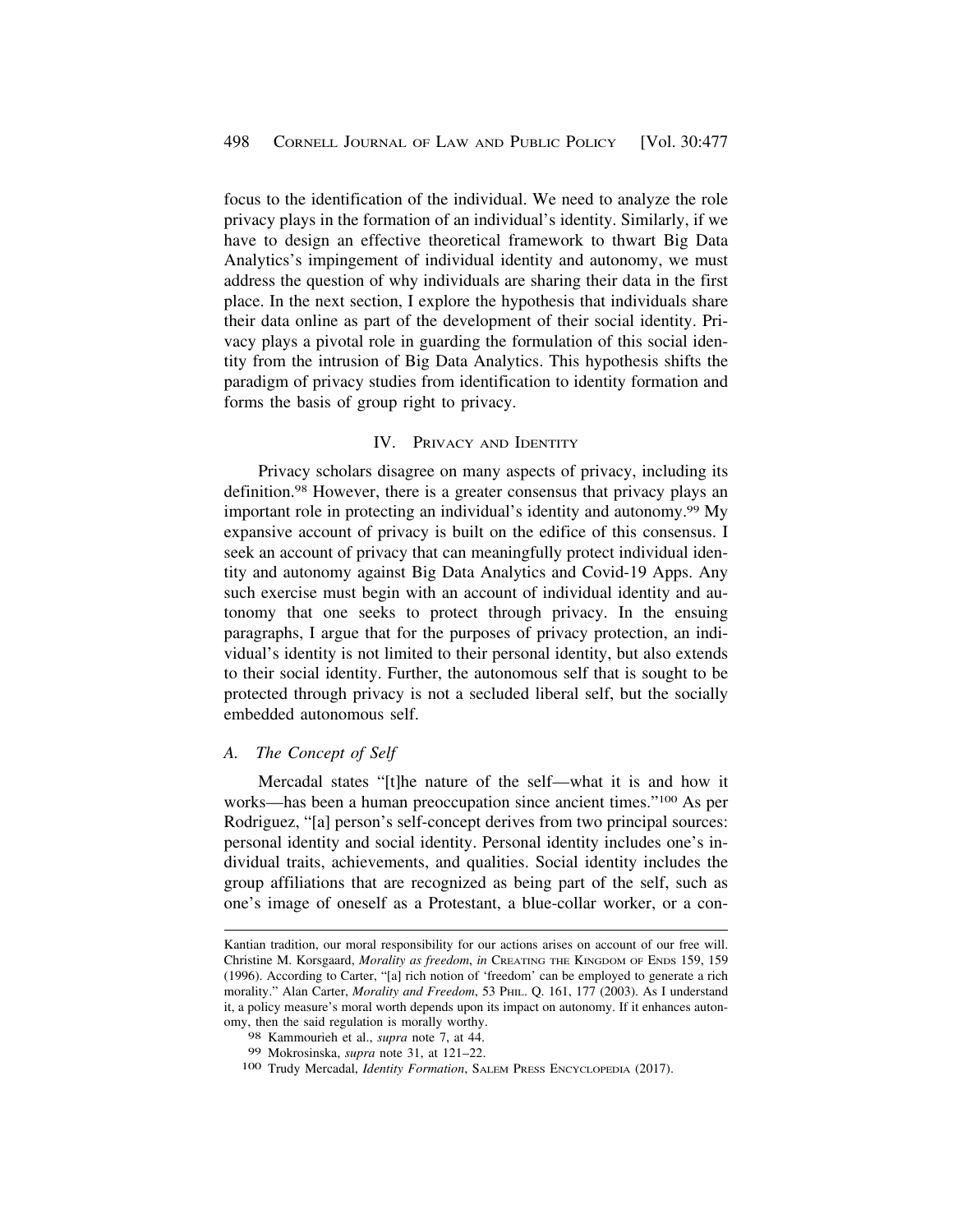focus to the identification of the individual. We need to analyze the role privacy plays in the formation of an individual's identity. Similarly, if we have to design an effective theoretical framework to thwart Big Data Analytics's impingement of individual identity and autonomy, we must address the question of why individuals are sharing their data in the first place. In the next section, I explore the hypothesis that individuals share their data online as part of the development of their social identity. Privacy plays a pivotal role in guarding the formulation of this social identity from the intrusion of Big Data Analytics. This hypothesis shifts the paradigm of privacy studies from identification to identity formation and forms the basis of group right to privacy.

## IV. Privacy and Identity

Privacy scholars disagree on many aspects of privacy, including its definition.[98] However, there is a greater consensus that privacy plays an important role in protecting an individual's identity and autonomy.[99] My expansive account of privacy is built on the edifice of this consensus. I seek an account of privacy that can meaningfully protect individual identity and autonomy against Big Data Analytics and Covid-19 Apps. Any such exercise must begin with an account of individual identity and autonomy that one seeks to protect through privacy. In the ensuing paragraphs, I argue that for the purposes of privacy protection, an individual's identity is not limited to their personal identity, but also extends to their social identity. Further, the autonomous self that is sought to be protected through privacy is not a secluded liberal self, but the socially embedded autonomous self.

### *A. The Concept of Self*

Mercadal states "[t]he nature of the self—what it is and how it works—has been a human preoccupation since ancient times."[100] As per Rodriguez, "[a] person's self-concept derives from two principal sources: personal identity and social identity. Personal identity includes one's individual traits, achievements, and qualities. Social identity includes the group affiliations that are recognized as being part of the self, such as one's image of oneself as a Protestant, a blue-collar worker, or a con-

---

Kantian tradition, our moral responsibility for our actions arises on account of our free will. Christine M. Korsgaard, *Morality as freedom*, *in* Creating the Kingdom of Ends 159, 159 (1996). According to Carter, "[a] rich notion of 'freedom' can be employed to generate a rich morality." Alan Carter, *Morality and Freedom*, 53 Phil. Q. 161, 177 (2003). As I understand it, a policy measure's moral worth depends upon its impact on autonomy. If it enhances autonomy, then the said regulation is morally worthy.

[98] Kammourieh et al., *supra* note 7, at 44.

[99] Mokrosinska, *supra* note 31, at 121–22.

[100] Trudy Mercadal, *Identity Formation*, Salem Press Encyclopedia (2017).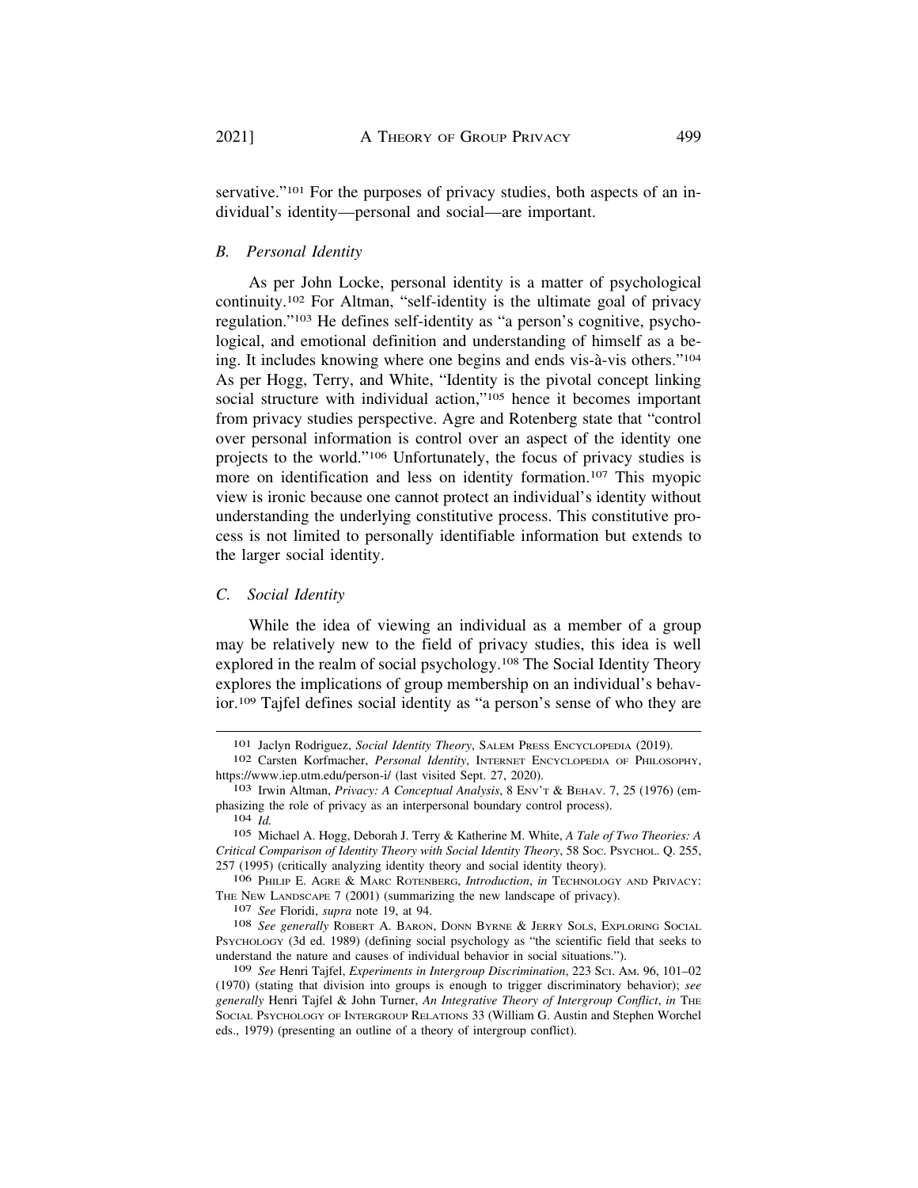servative."[101] For the purposes of privacy studies, both aspects of an individual's identity—personal and social—are important.

### B. Personal Identity

As per John Locke, personal identity is a matter of psychological continuity.[102] For Altman, "self-identity is the ultimate goal of privacy regulation."[103] He defines self-identity as "a person's cognitive, psychological, and emotional definition and understanding of himself as a being. It includes knowing where one begins and ends vis-à-vis others."[104] As per Hogg, Terry, and White, "Identity is the pivotal concept linking social structure with individual action,"[105] hence it becomes important from privacy studies perspective. Agre and Rotenberg state that "control over personal information is control over an aspect of the identity one projects to the world."[106] Unfortunately, the focus of privacy studies is more on identification and less on identity formation.[107] This myopic view is ironic because one cannot protect an individual's identity without understanding the underlying constitutive process. This constitutive process is not limited to personally identifiable information but extends to the larger social identity.

### C. Social Identity

While the idea of viewing an individual as a member of a group may be relatively new to the field of privacy studies, this idea is well explored in the realm of social psychology.[108] The Social Identity Theory explores the implications of group membership on an individual's behavior.[109] Tajfel defines social identity as "a person's sense of who they are

---

[101] Jaclyn Rodriguez, *Social Identity Theory*, SALEM PRESS ENCYCLOPEDIA (2019).

[102] Carsten Korfmacher, *Personal Identity*, INTERNET ENCYCLOPEDIA OF PHILOSOPHY, https://www.iep.utm.edu/person-i/ (last visited Sept. 27, 2020).

[103] Irwin Altman, *Privacy: A Conceptual Analysis*, 8 ENV'T & BEHAV. 7, 25 (1976) (emphasizing the role of privacy as an interpersonal boundary control process).

[104] *Id.*

[105] Michael A. Hogg, Deborah J. Terry & Katherine M. White, *A Tale of Two Theories: A Critical Comparison of Identity Theory with Social Identity Theory*, 58 SOC. PSYCHOL. Q. 255, 257 (1995) (critically analyzing identity theory and social identity theory).

[106] PHILIP E. AGRE & MARC ROTENBERG, *Introduction*, *in* TECHNOLOGY AND PRIVACY: THE NEW LANDSCAPE 7 (2001) (summarizing the new landscape of privacy).

[107] *See* Floridi, *supra* note 19, at 94.

[108] *See generally* ROBERT A. BARON, DONN BYRNE & JERRY SOLS, EXPLORING SOCIAL PSYCHOLOGY (3d ed. 1989) (defining social psychology as "the scientific field that seeks to understand the nature and causes of individual behavior in social situations.").

[109] *See* Henri Tajfel, *Experiments in Intergroup Discrimination*, 223 SCI. AM. 96, 101–02 (1970) (stating that division into groups is enough to trigger discriminatory behavior); *see generally* Henri Tajfel & John Turner, *An Integrative Theory of Intergroup Conflict*, *in* THE SOCIAL PSYCHOLOGY OF INTERGROUP RELATIONS 33 (William G. Austin and Stephen Worchel eds., 1979) (presenting an outline of a theory of intergroup conflict).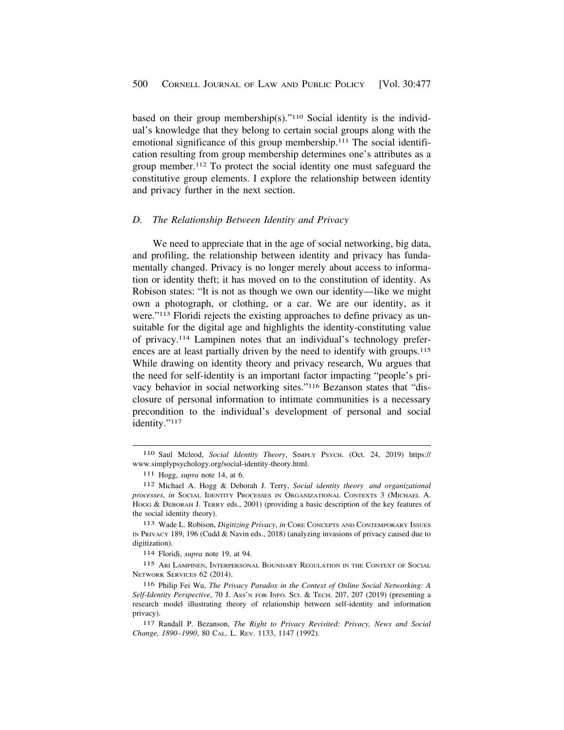based on their group membership(s)."[110] Social identity is the individual's knowledge that they belong to certain social groups along with the emotional significance of this group membership.[111] The social identification resulting from group membership determines one's attributes as a group member.[112] To protect the social identity one must safeguard the constitutive group elements. I explore the relationship between identity and privacy further in the next section.

### *D. The Relationship Between Identity and Privacy*

We need to appreciate that in the age of social networking, big data, and profiling, the relationship between identity and privacy has fundamentally changed. Privacy is no longer merely about access to information or identity theft; it has moved on to the constitution of identity. As Robison states: "It is not as though we own our identity—like we might own a photograph, or clothing, or a car. We are our identity, as it were."[113] Floridi rejects the existing approaches to define privacy as unsuitable for the digital age and highlights the identity-constituting value of privacy.[114] Lampinen notes that an individual's technology preferences are at least partially driven by the need to identify with groups.[115] While drawing on identity theory and privacy research, Wu argues that the need for self-identity is an important factor impacting "people's privacy behavior in social networking sites."[116] Bezanson states that "disclosure of personal information to intimate communities is a necessary precondition to the individual's development of personal and social identity."[117]

---

[110] Saul Mcleod, *Social Identity Theory*, SIMPLY PSYCH. (Oct. 24, 2019) https://www.simplypsychology.org/social-identity-theory.html.

[111] Hogg, *supra* note 14, at 6.

[112] Michael A. Hogg & Deborah J. Terry, *Social identity theory and organizational processes*, *in* SOCIAL IDENTITY PROCESSES IN ORGANIZATIONAL CONTEXTS 3 (MICHAEL A. HOGG & DEBORAH J. TERRY eds., 2001) (providing a basic description of the key features of the social identity theory).

[113] Wade L. Robison, *Digitizing Privacy*, *in* CORE CONCEPTS AND CONTEMPORARY ISSUES IN PRIVACY 189, 196 (Cudd & Navin eds., 2018) (analyzing invasions of privacy caused due to digitization).

[114] Floridi, *supra* note 19, at 94.

[115] ARI LAMPINEN, INTERPERSONAL BOUNDARY REGULATION IN THE CONTEXT OF SOCIAL NETWORK SERVICES 62 (2014).

[116] Philip Fei Wu, *The Privacy Paradox in the Context of Online Social Networking: A Self-Identity Perspective*, 70 J. ASS'N FOR INFO. SCI. & TECH. 207, 207 (2019) (presenting a research model illustrating theory of relationship between self-identity and information privacy).

[117] Randall P. Bezanson, *The Right to Privacy Revisited: Privacy, News and Social Change, 1890–1990*, 80 CAL. L. REV. 1133, 1147 (1992).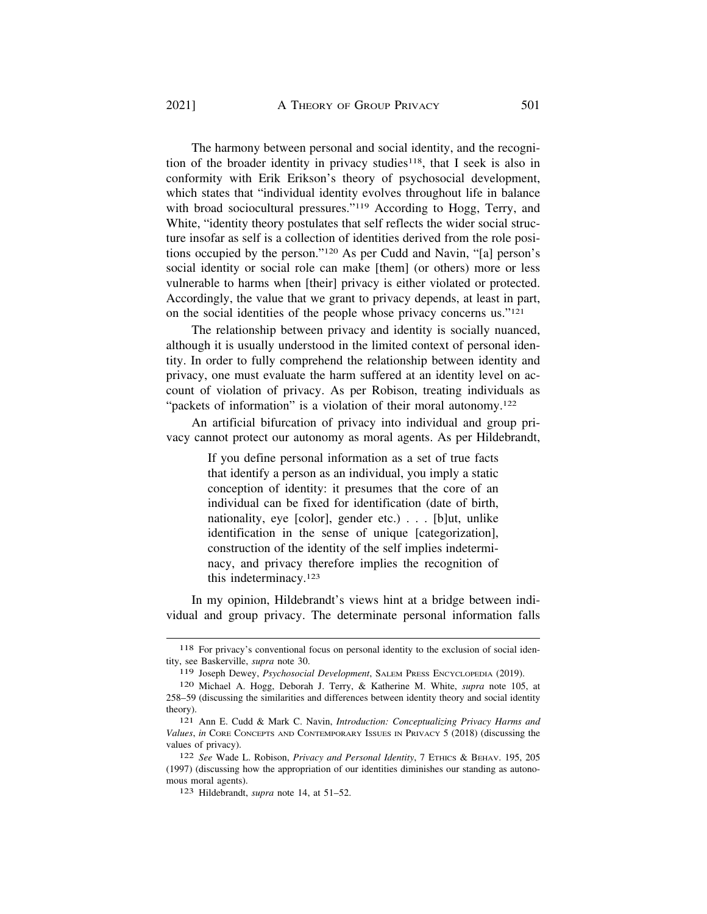The harmony between personal and social identity, and the recognition of the broader identity in privacy studies[118], that I seek is also in conformity with Erik Erikson's theory of psychosocial development, which states that "individual identity evolves throughout life in balance with broad sociocultural pressures."[119] According to Hogg, Terry, and White, "identity theory postulates that self reflects the wider social structure insofar as self is a collection of identities derived from the role positions occupied by the person."[120] As per Cudd and Navin, "[a] person's social identity or social role can make [them] (or others) more or less vulnerable to harms when [their] privacy is either violated or protected. Accordingly, the value that we grant to privacy depends, at least in part, on the social identities of the people whose privacy concerns us."[121]

The relationship between privacy and identity is socially nuanced, although it is usually understood in the limited context of personal identity. In order to fully comprehend the relationship between identity and privacy, one must evaluate the harm suffered at an identity level on account of violation of privacy. As per Robison, treating individuals as "packets of information" is a violation of their moral autonomy.[122]

An artificial bifurcation of privacy into individual and group privacy cannot protect our autonomy as moral agents. As per Hildebrandt,

> If you define personal information as a set of true facts that identify a person as an individual, you imply a static conception of identity: it presumes that the core of an individual can be fixed for identification (date of birth, nationality, eye [color], gender etc.) . . . [b]ut, unlike identification in the sense of unique [categorization], construction of the identity of the self implies indeterminacy, and privacy therefore implies the recognition of this indeterminacy.[123]

In my opinion, Hildebrandt's views hint at a bridge between individual and group privacy. The determinate personal information falls

---

[118] For privacy's conventional focus on personal identity to the exclusion of social identity, see Baskerville, *supra* note 30.

[119] Joseph Dewey, *Psychosocial Development*, SALEM PRESS ENCYCLOPEDIA (2019).

[120] Michael A. Hogg, Deborah J. Terry, & Katherine M. White, *supra* note 105, at 258–59 (discussing the similarities and differences between identity theory and social identity theory).

[121] Ann E. Cudd & Mark C. Navin, *Introduction: Conceptualizing Privacy Harms and Values*, *in* CORE CONCEPTS AND CONTEMPORARY ISSUES IN PRIVACY 5 (2018) (discussing the values of privacy).

[122] *See* Wade L. Robison, *Privacy and Personal Identity*, 7 ETHICS & BEHAV. 195, 205 (1997) (discussing how the appropriation of our identities diminishes our standing as autonomous moral agents).

[123] Hildebrandt, *supra* note 14, at 51–52.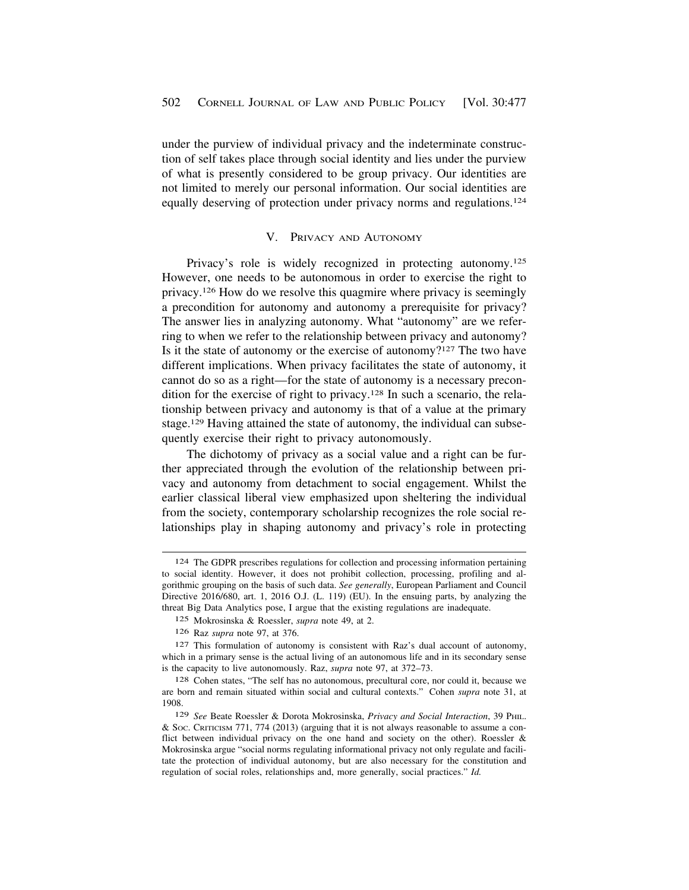under the purview of individual privacy and the indeterminate construction of self takes place through social identity and lies under the purview of what is presently considered to be group privacy. Our identities are not limited to merely our personal information. Our social identities are equally deserving of protection under privacy norms and regulations.[124]

## V. Privacy and Autonomy

Privacy's role is widely recognized in protecting autonomy.[125] However, one needs to be autonomous in order to exercise the right to privacy.[126] How do we resolve this quagmire where privacy is seemingly a precondition for autonomy and autonomy a prerequisite for privacy? The answer lies in analyzing autonomy. What "autonomy" are we referring to when we refer to the relationship between privacy and autonomy? Is it the state of autonomy or the exercise of autonomy?[127] The two have different implications. When privacy facilitates the state of autonomy, it cannot do so as a right—for the state of autonomy is a necessary precondition for the exercise of right to privacy.[128] In such a scenario, the relationship between privacy and autonomy is that of a value at the primary stage.[129] Having attained the state of autonomy, the individual can subsequently exercise their right to privacy autonomously.

The dichotomy of privacy as a social value and a right can be further appreciated through the evolution of the relationship between privacy and autonomy from detachment to social engagement. Whilst the earlier classical liberal view emphasized upon sheltering the individual from the society, contemporary scholarship recognizes the role social relationships play in shaping autonomy and privacy's role in protecting

---

[124] The GDPR prescribes regulations for collection and processing information pertaining to social identity. However, it does not prohibit collection, processing, profiling and algorithmic grouping on the basis of such data. *See generally*, European Parliament and Council Directive 2016/680, art. 1, 2016 O.J. (L. 119) (EU). In the ensuing parts, by analyzing the threat Big Data Analytics pose, I argue that the existing regulations are inadequate.

[125] Mokrosinska & Roessler, *supra* note 49, at 2.

[126] Raz *supra* note 97, at 376.

[127] This formulation of autonomy is consistent with Raz's dual account of autonomy, which in a primary sense is the actual living of an autonomous life and in its secondary sense is the capacity to live autonomously. Raz, *supra* note 97, at 372–73.

[128] Cohen states, "The self has no autonomous, precultural core, nor could it, because we are born and remain situated within social and cultural contexts." Cohen *supra* note 31, at 1908.

[129] *See* Beate Roessler & Dorota Mokrosinska, *Privacy and Social Interaction*, 39 Phil. & Soc. Criticism 771, 774 (2013) (arguing that it is not always reasonable to assume a conflict between individual privacy on the one hand and society on the other). Roessler & Mokrosinska argue "social norms regulating informational privacy not only regulate and facilitate the protection of individual autonomy, but are also necessary for the constitution and regulation of social roles, relationships and, more generally, social practices." *Id.*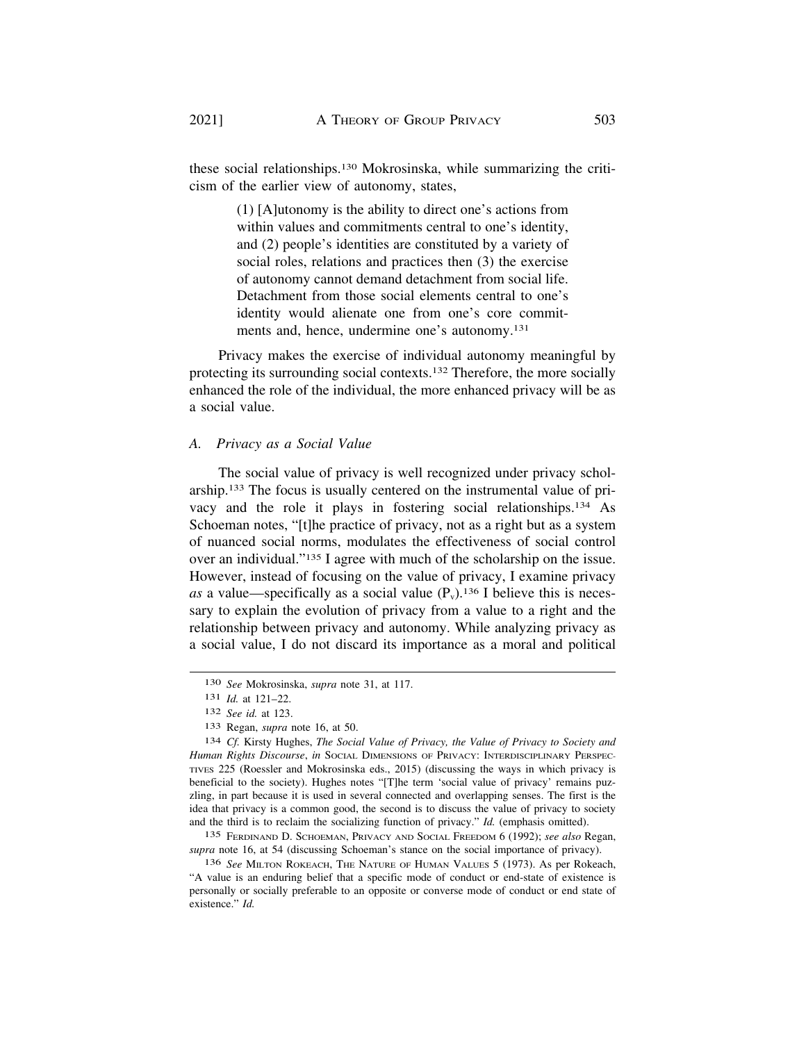these social relationships.[130] Mokrosinska, while summarizing the criticism of the earlier view of autonomy, states,

> (1) [A]utonomy is the ability to direct one's actions from within values and commitments central to one's identity, and (2) people's identities are constituted by a variety of social roles, relations and practices then (3) the exercise of autonomy cannot demand detachment from social life. Detachment from those social elements central to one's identity would alienate one from one's core commitments and, hence, undermine one's autonomy.[131]

Privacy makes the exercise of individual autonomy meaningful by protecting its surrounding social contexts.[132] Therefore, the more socially enhanced the role of the individual, the more enhanced privacy will be as a social value.

### *A. Privacy as a Social Value*

The social value of privacy is well recognized under privacy scholarship.[133] The focus is usually centered on the instrumental value of privacy and the role it plays in fostering social relationships.[134] As Schoeman notes, "[t]he practice of privacy, not as a right but as a system of nuanced social norms, modulates the effectiveness of social control over an individual."[135] I agree with much of the scholarship on the issue. However, instead of focusing on the value of privacy, I examine privacy *as* a value—specifically as a social value ($P_v$).[136] I believe this is necessary to explain the evolution of privacy from a value to a right and the relationship between privacy and autonomy. While analyzing privacy as a social value, I do not discard its importance as a moral and political

---

130 *See* Mokrosinska, *supra* note 31, at 117.

131 *Id.* at 121–22.

132 *See id.* at 123.

133 Regan, *supra* note 16, at 50.

134 *Cf.* Kirsty Hughes, *The Social Value of Privacy, the Value of Privacy to Society and Human Rights Discourse*, *in* SOCIAL DIMENSIONS OF PRIVACY: INTERDISCIPLINARY PERSPECTIVES 225 (Roessler and Mokrosinska eds., 2015) (discussing the ways in which privacy is beneficial to the society). Hughes notes "[T]he term 'social value of privacy' remains puzzling, in part because it is used in several connected and overlapping senses. The first is the idea that privacy is a common good, the second is to discuss the value of privacy to society and the third is to reclaim the socializing function of privacy." *Id.* (emphasis omitted).

135 FERDINAND D. SCHOEMAN, PRIVACY AND SOCIAL FREEDOM 6 (1992); *see also* Regan, *supra* note 16, at 54 (discussing Schoeman's stance on the social importance of privacy).

136 *See* MILTON ROKEACH, THE NATURE OF HUMAN VALUES 5 (1973). As per Rokeach, "A value is an enduring belief that a specific mode of conduct or end-state of existence is personally or socially preferable to an opposite or converse mode of conduct or end state of existence." *Id.*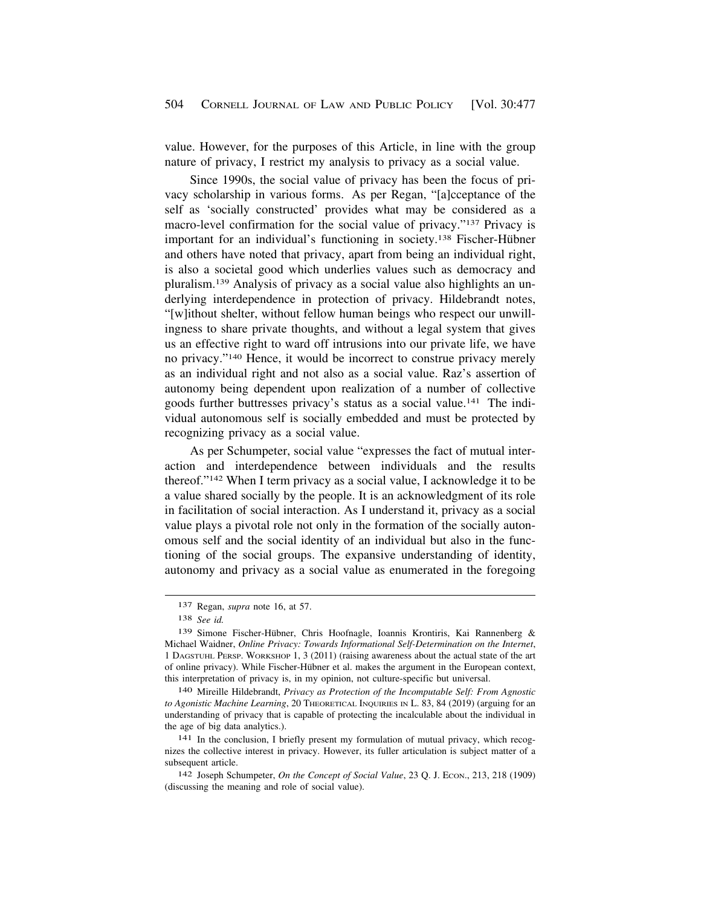value. However, for the purposes of this Article, in line with the group nature of privacy, I restrict my analysis to privacy as a social value.

Since 1990s, the social value of privacy has been the focus of privacy scholarship in various forms. As per Regan, "[a]cceptance of the self as 'socially constructed' provides what may be considered as a macro-level confirmation for the social value of privacy."[137] Privacy is important for an individual's functioning in society.[138] Fischer-Hübner and others have noted that privacy, apart from being an individual right, is also a societal good which underlies values such as democracy and pluralism.[139] Analysis of privacy as a social value also highlights an underlying interdependence in protection of privacy. Hildebrandt notes, "[w]ithout shelter, without fellow human beings who respect our unwillingness to share private thoughts, and without a legal system that gives us an effective right to ward off intrusions into our private life, we have no privacy."[140] Hence, it would be incorrect to construe privacy merely as an individual right and not also as a social value. Raz's assertion of autonomy being dependent upon realization of a number of collective goods further buttresses privacy's status as a social value.[141] The individual autonomous self is socially embedded and must be protected by recognizing privacy as a social value.

As per Schumpeter, social value "expresses the fact of mutual interaction and interdependence between individuals and the results thereof."[142] When I term privacy as a social value, I acknowledge it to be a value shared socially by the people. It is an acknowledgment of its role in facilitation of social interaction. As I understand it, privacy as a social value plays a pivotal role not only in the formation of the socially autonomous self and the social identity of an individual but also in the functioning of the social groups. The expansive understanding of identity, autonomy and privacy as a social value as enumerated in the foregoing

---

137 Regan, *supra* note 16, at 57.

138 *See id.*

139 Simone Fischer-Hübner, Chris Hoofnagle, Ioannis Krontiris, Kai Rannenberg & Michael Waidner, *Online Privacy: Towards Informational Self-Determination on the Internet*, 1 DAGSTUHL PERSP. WORKSHOP 1, 3 (2011) (raising awareness about the actual state of the art of online privacy). While Fischer-Hübner et al. makes the argument in the European context, this interpretation of privacy is, in my opinion, not culture-specific but universal.

140 Mireille Hildebrandt, *Privacy as Protection of the Incomputable Self: From Agnostic to Agonistic Machine Learning*, 20 THEORETICAL INQUIRIES IN L. 83, 84 (2019) (arguing for an understanding of privacy that is capable of protecting the incalculable about the individual in the age of big data analytics.).

141 In the conclusion, I briefly present my formulation of mutual privacy, which recognizes the collective interest in privacy. However, its fuller articulation is subject matter of a subsequent article.

142 Joseph Schumpeter, *On the Concept of Social Value*, 23 Q. J. ECON., 213, 218 (1909) (discussing the meaning and role of social value).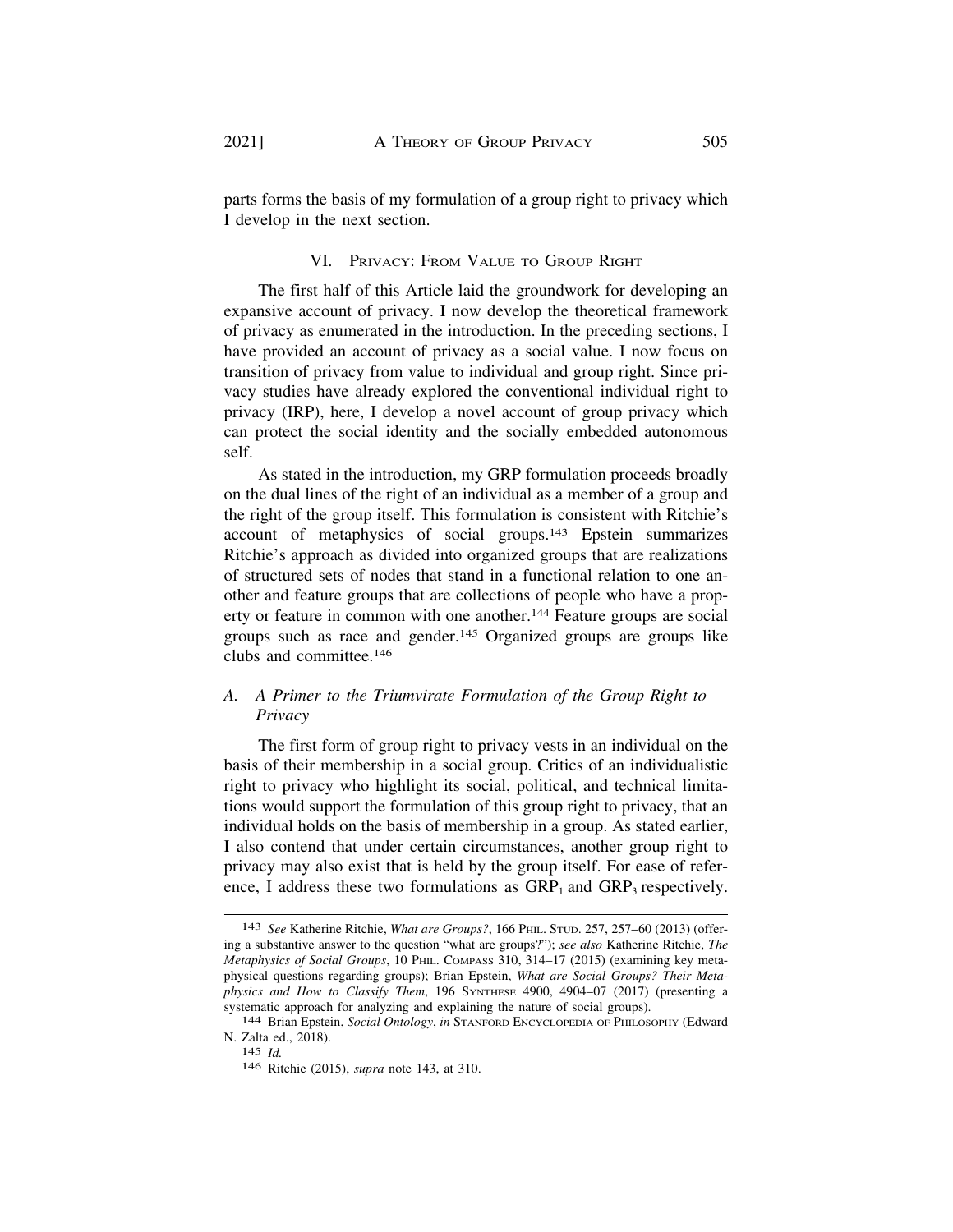parts forms the basis of my formulation of a group right to privacy which I develop in the next section.

## VI. Privacy: From Value to Group Right

The first half of this Article laid the groundwork for developing an expansive account of privacy. I now develop the theoretical framework of privacy as enumerated in the introduction. In the preceding sections, I have provided an account of privacy as a social value. I now focus on transition of privacy from value to individual and group right. Since privacy studies have already explored the conventional individual right to privacy (IRP), here, I develop a novel account of group privacy which can protect the social identity and the socially embedded autonomous self.

As stated in the introduction, my GRP formulation proceeds broadly on the dual lines of the right of an individual as a member of a group and the right of the group itself. This formulation is consistent with Ritchie's account of metaphysics of social groups.[143] Epstein summarizes Ritchie's approach as divided into organized groups that are realizations of structured sets of nodes that stand in a functional relation to one another and feature groups that are collections of people who have a property or feature in common with one another.[144] Feature groups are social groups such as race and gender.[145] Organized groups are groups like clubs and committee.[146]

### *A. A Primer to the Triumvirate Formulation of the Group Right to Privacy*

The first form of group right to privacy vests in an individual on the basis of their membership in a social group. Critics of an individualistic right to privacy who highlight its social, political, and technical limitations would support the formulation of this group right to privacy, that an individual holds on the basis of membership in a group. As stated earlier, I also contend that under certain circumstances, another group right to privacy may also exist that is held by the group itself. For ease of reference, I address these two formulations as $GRP_1$ and $GRP_3$ respectively.

---

143 *See* Katherine Ritchie, *What are Groups?*, 166 Phil. Stud. 257, 257–60 (2013) (offering a substantive answer to the question "what are groups?"); *see also* Katherine Ritchie, *The Metaphysics of Social Groups*, 10 Phil. Compass 310, 314–17 (2015) (examining key metaphysical questions regarding groups); Brian Epstein, *What are Social Groups? Their Metaphysics and How to Classify Them*, 196 Synthese 4900, 4904–07 (2017) (presenting a systematic approach for analyzing and explaining the nature of social groups).

144 Brian Epstein, *Social Ontology*, *in* Stanford Encyclopedia of Philosophy (Edward N. Zalta ed., 2018).

145 *Id.*

146 Ritchie (2015), *supra* note 143, at 310.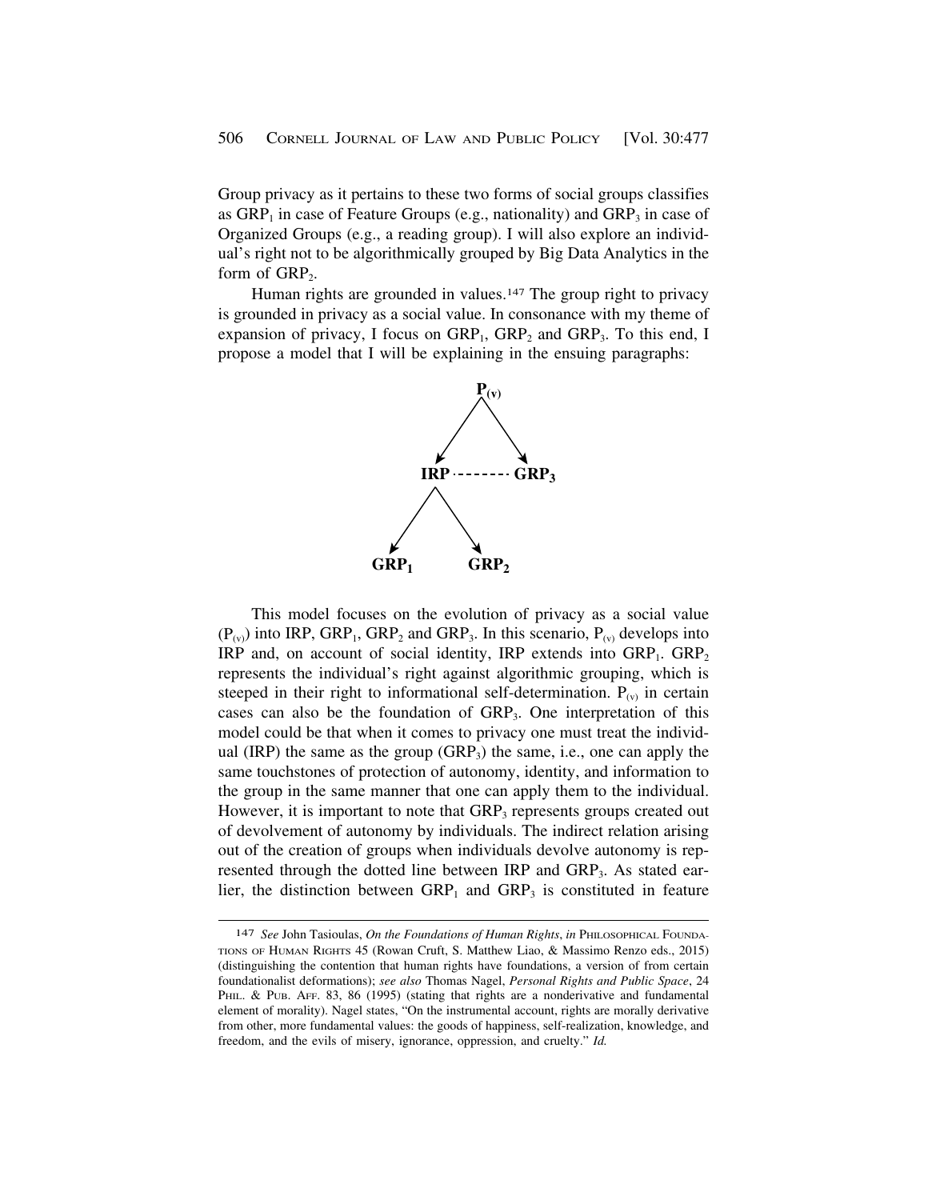Group privacy as it pertains to these two forms of social groups classifies as $GRP_1$ in case of Feature Groups (e.g., nationality) and $GRP_3$ in case of Organized Groups (e.g., a reading group). I will also explore an individual's right not to be algorithmically grouped by Big Data Analytics in the form of $GRP_2$.

Human rights are grounded in values.[147] The group right to privacy is grounded in privacy as a social value. In consonance with my theme of expansion of privacy, I focus on $GRP_1$, $GRP_2$ and $GRP_3$. To this end, I propose a model that I will be explaining in the ensuing paragraphs:

$P_{(v)}$

IRP ------- $GRP_3$

$GRP_1$ $GRP_2$

This model focuses on the evolution of privacy as a social value ($P_{(v)}$) into IRP, $GRP_1$, $GRP_2$ and $GRP_3$. In this scenario, $P_{(v)}$ develops into IRP and, on account of social identity, IRP extends into $GRP_1$. $GRP_2$ represents the individual's right against algorithmic grouping, which is steeped in their right to informational self-determination. $P_{(v)}$ in certain cases can also be the foundation of $GRP_3$. One interpretation of this model could be that when it comes to privacy one must treat the individual (IRP) the same as the group ($GRP_3$) the same, i.e., one can apply the same touchstones of protection of autonomy, identity, and information to the group in the same manner that one can apply them to the individual. However, it is important to note that $GRP_3$ represents groups created out of devolvement of autonomy by individuals. The indirect relation arising out of the creation of groups when individuals devolve autonomy is represented through the dotted line between IRP and $GRP_3$. As stated earlier, the distinction between $GRP_1$ and $GRP_3$ is constituted in feature

---

147 *See* John Tasioulas, *On the Foundations of Human Rights*, *in* Philosophical Foundations of Human Rights 45 (Rowan Cruft, S. Matthew Liao, & Massimo Renzo eds., 2015) (distinguishing the contention that human rights have foundations, a version of from certain foundationalist deformations); *see also* Thomas Nagel, *Personal Rights and Public Space*, 24 Phil. & Pub. Aff. 83, 86 (1995) (stating that rights are a nonderivative and fundamental element of morality). Nagel states, "On the instrumental account, rights are morally derivative from other, more fundamental values: the goods of happiness, self-realization, knowledge, and freedom, and the evils of misery, ignorance, oppression, and cruelty." *Id.*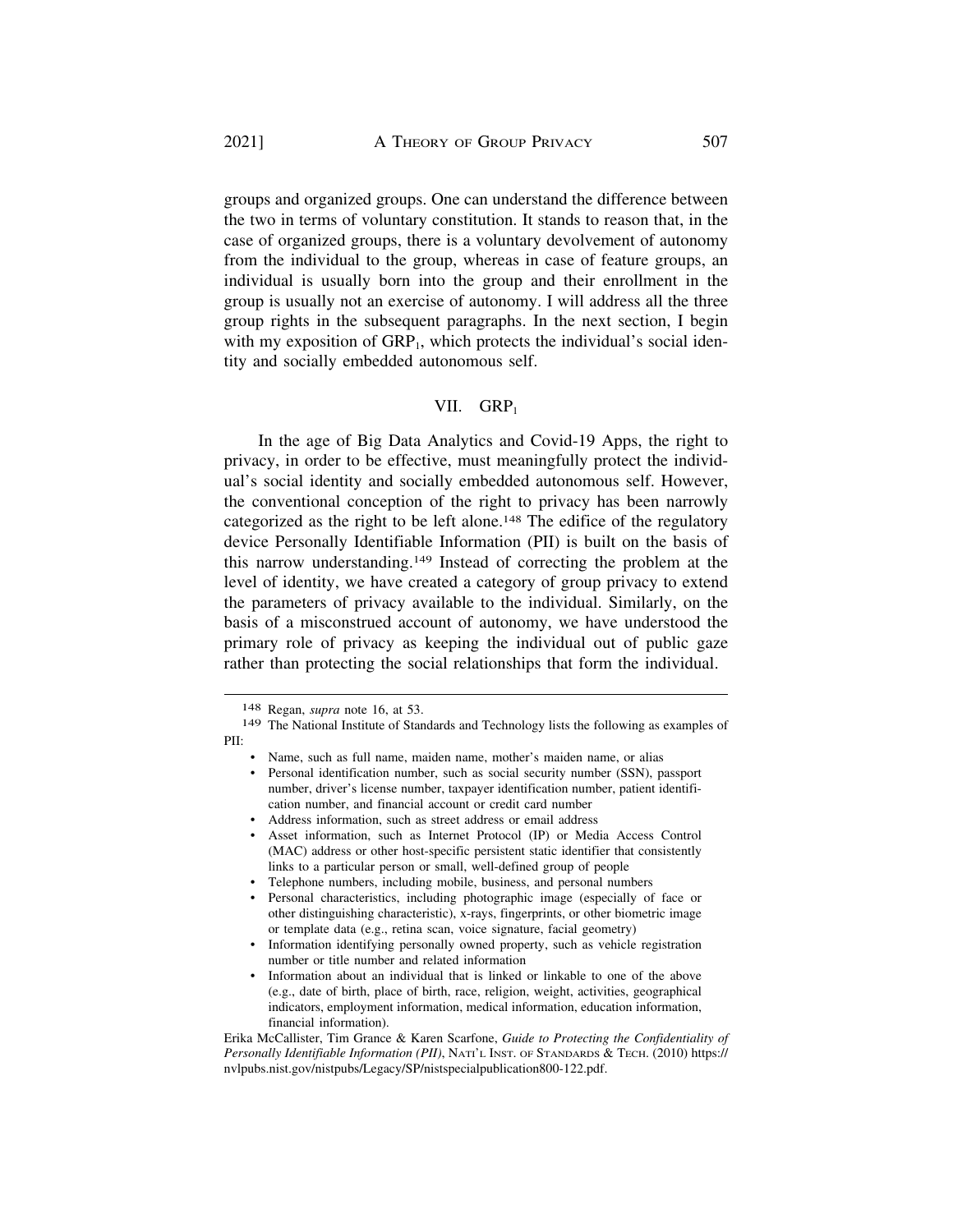groups and organized groups. One can understand the difference between the two in terms of voluntary constitution. It stands to reason that, in the case of organized groups, there is a voluntary devolvement of autonomy from the individual to the group, whereas in case of feature groups, an individual is usually born into the group and their enrollment in the group is usually not an exercise of autonomy. I will address all the three group rights in the subsequent paragraphs. In the next section, I begin with my exposition of $GRP_1$, which protects the individual's social identity and socially embedded autonomous self.

## VII. $GRP_1$

In the age of Big Data Analytics and Covid-19 Apps, the right to privacy, in order to be effective, must meaningfully protect the individual's social identity and socially embedded autonomous self. However, the conventional conception of the right to privacy has been narrowly categorized as the right to be left alone.[148] The edifice of the regulatory device Personally Identifiable Information (PII) is built on the basis of this narrow understanding.[149] Instead of correcting the problem at the level of identity, we have created a category of group privacy to extend the parameters of privacy available to the individual. Similarly, on the basis of a misconstrued account of autonomy, we have understood the primary role of privacy as keeping the individual out of public gaze rather than protecting the social relationships that form the individual.

---

[148] Regan, *supra* note 16, at 53.

[149] The National Institute of Standards and Technology lists the following as examples of PII:

- Name, such as full name, maiden name, mother's maiden name, or alias
- Personal identification number, such as social security number (SSN), passport number, driver's license number, taxpayer identification number, patient identification number, and financial account or credit card number
- Address information, such as street address or email address
- Asset information, such as Internet Protocol (IP) or Media Access Control (MAC) address or other host-specific persistent static identifier that consistently links to a particular person or small, well-defined group of people
- Telephone numbers, including mobile, business, and personal numbers
- Personal characteristics, including photographic image (especially of face or other distinguishing characteristic), x-rays, fingerprints, or other biometric image or template data (e.g., retina scan, voice signature, facial geometry)
- Information identifying personally owned property, such as vehicle registration number or title number and related information
- Information about an individual that is linked or linkable to one of the above (e.g., date of birth, place of birth, race, religion, weight, activities, geographical indicators, employment information, medical information, education information, financial information).

Erika McCallister, Tim Grance & Karen Scarfone, *Guide to Protecting the Confidentiality of Personally Identifiable Information (PII)*, NATI'L INST. OF STANDARDS & TECH. (2010) https://nvlpubs.nist.gov/nistpubs/Legacy/SP/nistspecialpublication800-122.pdf.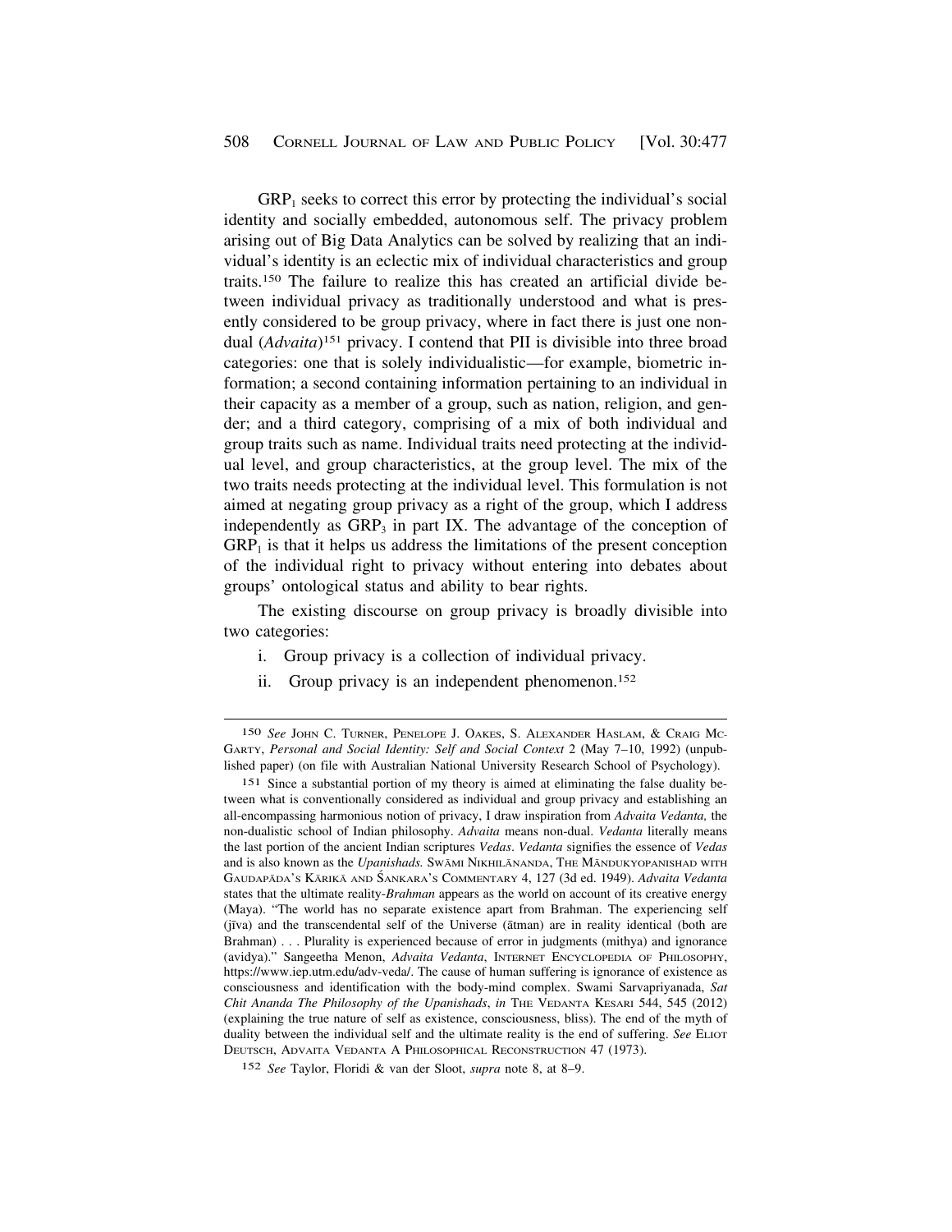$GRP_1$ seeks to correct this error by protecting the individual's social identity and socially embedded, autonomous self. The privacy problem arising out of Big Data Analytics can be solved by realizing that an individual's identity is an eclectic mix of individual characteristics and group traits.[150] The failure to realize this has created an artificial divide between individual privacy as traditionally understood and what is presently considered to be group privacy, where in fact there is just one non-dual (*Advaita*)[151] privacy. I contend that PII is divisible into three broad categories: one that is solely individualistic—for example, biometric information; a second containing information pertaining to an individual in their capacity as a member of a group, such as nation, religion, and gender; and a third category, comprising of a mix of both individual and group traits such as name. Individual traits need protecting at the individual level, and group characteristics, at the group level. The mix of the two traits needs protecting at the individual level. This formulation is not aimed at negating group privacy as a right of the group, which I address independently as $GRP_3$ in part IX. The advantage of the conception of $GRP_1$ is that it helps us address the limitations of the present conception of the individual right to privacy without entering into debates about groups' ontological status and ability to bear rights.

The existing discourse on group privacy is broadly divisible into two categories:

i. Group privacy is a collection of individual privacy.

ii. Group privacy is an independent phenomenon.[152]

---

150 *See* John C. Turner, Penelope J. Oakes, S. Alexander Haslam, & Craig McGarty, *Personal and Social Identity: Self and Social Context* 2 (May 7–10, 1992) (unpublished paper) (on file with Australian National University Research School of Psychology).

151 Since a substantial portion of my theory is aimed at eliminating the false duality between what is conventionally considered as individual and group privacy and establishing an all-encompassing harmonious notion of privacy, I draw inspiration from *Advaita Vedanta,* the non-dualistic school of Indian philosophy. *Advaita* means non-dual. *Vedanta* literally means the last portion of the ancient Indian scriptures *Vedas*. *Vedanta* signifies the essence of *Vedas* and is also known as the *Upanishads.* Swāmi Nikhilānanda, The Māndukyopanishad with Gaudapāda's Kārikā and Śankara's Commentary 4, 127 (3d ed. 1949). *Advaita Vedanta* states that the ultimate reality-*Brahman* appears as the world on account of its creative energy (Maya). "The world has no separate existence apart from Brahman. The experiencing self (jīva) and the transcendental self of the Universe (ātman) are in reality identical (both are Brahman) . . . Plurality is experienced because of error in judgments (mithya) and ignorance (avidya)." Sangeetha Menon, *Advaita Vedanta*, Internet Encyclopedia of Philosophy, https://www.iep.utm.edu/adv-veda/. The cause of human suffering is ignorance of existence as consciousness and identification with the body-mind complex. Swami Sarvapriyanada, *Sat Chit Ananda The Philosophy of the Upanishads*, *in* The Vedanta Kesari 544, 545 (2012) (explaining the true nature of self as existence, consciousness, bliss). The end of the myth of duality between the individual self and the ultimate reality is the end of suffering. *See* Eliot Deutsch, Advaita Vedanta A Philosophical Reconstruction 47 (1973).

152 *See* Taylor, Floridi & van der Sloot, *supra* note 8, at 8–9.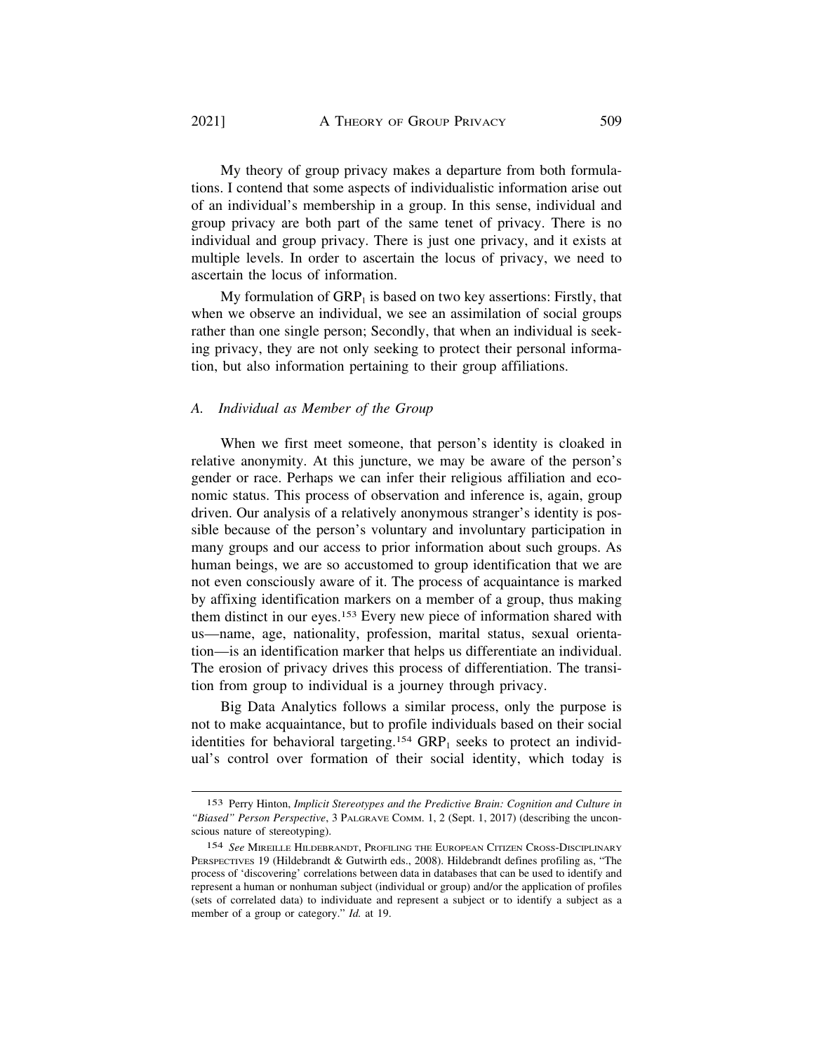My theory of group privacy makes a departure from both formulations. I contend that some aspects of individualistic information arise out of an individual's membership in a group. In this sense, individual and group privacy are both part of the same tenet of privacy. There is no individual and group privacy. There is just one privacy, and it exists at multiple levels. In order to ascertain the locus of privacy, we need to ascertain the locus of information.

My formulation of $GRP_1$ is based on two key assertions: Firstly, that when we observe an individual, we see an assimilation of social groups rather than one single person; Secondly, that when an individual is seeking privacy, they are not only seeking to protect their personal information, but also information pertaining to their group affiliations.

### *A. Individual as Member of the Group*

When we first meet someone, that person's identity is cloaked in relative anonymity. At this juncture, we may be aware of the person's gender or race. Perhaps we can infer their religious affiliation and economic status. This process of observation and inference is, again, group driven. Our analysis of a relatively anonymous stranger's identity is possible because of the person's voluntary and involuntary participation in many groups and our access to prior information about such groups. As human beings, we are so accustomed to group identification that we are not even consciously aware of it. The process of acquaintance is marked by affixing identification markers on a member of a group, thus making them distinct in our eyes.[153] Every new piece of information shared with us—name, age, nationality, profession, marital status, sexual orientation—is an identification marker that helps us differentiate an individual. The erosion of privacy drives this process of differentiation. The transition from group to individual is a journey through privacy.

Big Data Analytics follows a similar process, only the purpose is not to make acquaintance, but to profile individuals based on their social identities for behavioral targeting.[154] $GRP_1$ seeks to protect an individual's control over formation of their social identity, which today is

---

153 Perry Hinton, *Implicit Stereotypes and the Predictive Brain: Cognition and Culture in "Biased" Person Perspective*, 3 PALGRAVE COMM. 1, 2 (Sept. 1, 2017) (describing the unconscious nature of stereotyping).

154 *See* MIREILLE HILDEBRANDT, PROFILING THE EUROPEAN CITIZEN CROSS-DISCIPLINARY PERSPECTIVES 19 (Hildebrandt & Gutwirth eds., 2008). Hildebrandt defines profiling as, "The process of 'discovering' correlations between data in databases that can be used to identify and represent a human or nonhuman subject (individual or group) and/or the application of profiles (sets of correlated data) to individuate and represent a subject or to identify a subject as a member of a group or category." *Id.* at 19.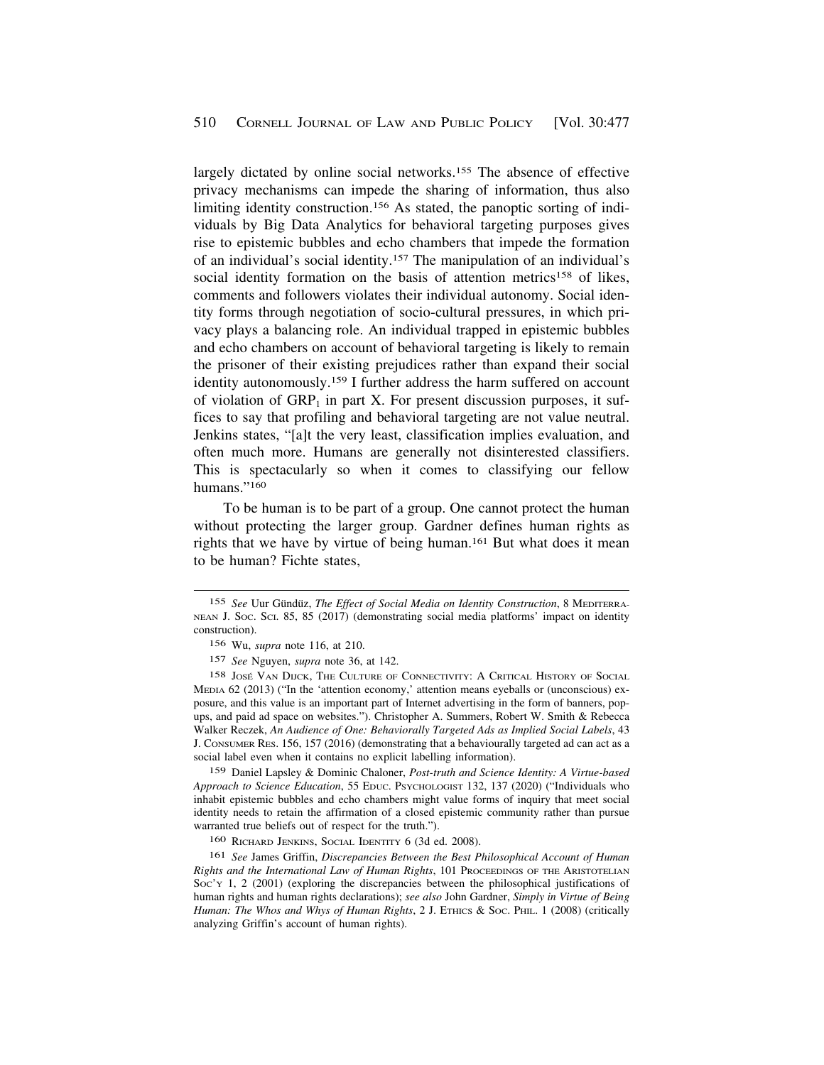largely dictated by online social networks.[155] The absence of effective privacy mechanisms can impede the sharing of information, thus also limiting identity construction.[156] As stated, the panoptic sorting of individuals by Big Data Analytics for behavioral targeting purposes gives rise to epistemic bubbles and echo chambers that impede the formation of an individual's social identity.[157] The manipulation of an individual's social identity formation on the basis of attention metrics[158] of likes, comments and followers violates their individual autonomy. Social identity forms through negotiation of socio-cultural pressures, in which privacy plays a balancing role. An individual trapped in epistemic bubbles and echo chambers on account of behavioral targeting is likely to remain the prisoner of their existing prejudices rather than expand their social identity autonomously.[159] I further address the harm suffered on account of violation of $GRP_1$ in part X. For present discussion purposes, it suffices to say that profiling and behavioral targeting are not value neutral. Jenkins states, "[a]t the very least, classification implies evaluation, and often much more. Humans are generally not disinterested classifiers. This is spectacularly so when it comes to classifying our fellow humans."[160]

To be human is to be part of a group. One cannot protect the human without protecting the larger group. Gardner defines human rights as rights that we have by virtue of being human.[161] But what does it mean to be human? Fichte states,

---

155 *See* Uur Gündüz, *The Effect of Social Media on Identity Construction*, 8 MEDITERRANEAN J. SOC. SCI. 85, 85 (2017) (demonstrating social media platforms' impact on identity construction).

156 Wu, *supra* note 116, at 210.

157 *See* Nguyen, *supra* note 36, at 142.

158 JOSÉ VAN DIJCK, THE CULTURE OF CONNECTIVITY: A CRITICAL HISTORY OF SOCIAL MEDIA 62 (2013) ("In the 'attention economy,' attention means eyeballs or (unconscious) exposure, and this value is an important part of Internet advertising in the form of banners, popups, and paid ad space on websites."). Christopher A. Summers, Robert W. Smith & Rebecca Walker Reczek, *An Audience of One: Behaviorally Targeted Ads as Implied Social Labels*, 43 J. CONSUMER RES. 156, 157 (2016) (demonstrating that a behaviourally targeted ad can act as a social label even when it contains no explicit labelling information).

159 Daniel Lapsley & Dominic Chaloner, *Post-truth and Science Identity: A Virtue-based Approach to Science Education*, 55 EDUC. PSYCHOLOGIST 132, 137 (2020) ("Individuals who inhabit epistemic bubbles and echo chambers might value forms of inquiry that meet social identity needs to retain the affirmation of a closed epistemic community rather than pursue warranted true beliefs out of respect for the truth.").

160 RICHARD JENKINS, SOCIAL IDENTITY 6 (3d ed. 2008).

161 *See* James Griffin, *Discrepancies Between the Best Philosophical Account of Human Rights and the International Law of Human Rights*, 101 PROCEEDINGS OF THE ARISTOTELIAN SOC'Y 1, 2 (2001) (exploring the discrepancies between the philosophical justifications of human rights and human rights declarations); *see also* John Gardner, *Simply in Virtue of Being Human: The Whos and Whys of Human Rights*, 2 J. ETHICS & SOC. PHIL. 1 (2008) (critically analyzing Griffin's account of human rights).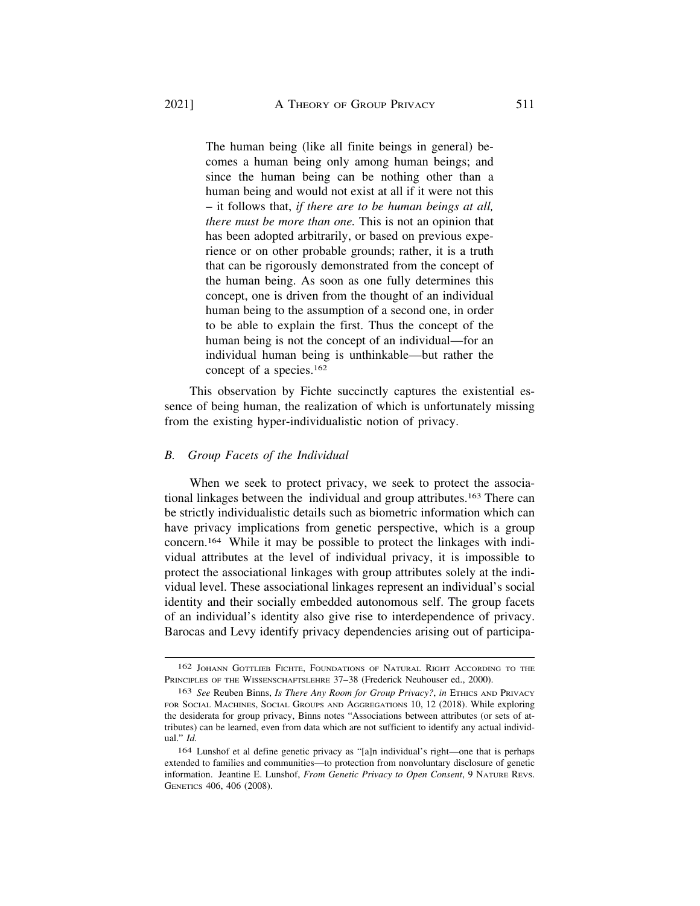> The human being (like all finite beings in general) becomes a human being only among human beings; and since the human being can be nothing other than a human being and would not exist at all if it were not this – it follows that, *if there are to be human beings at all, there must be more than one.* This is not an opinion that has been adopted arbitrarily, or based on previous experience or on other probable grounds; rather, it is a truth that can be rigorously demonstrated from the concept of the human being. As soon as one fully determines this concept, one is driven from the thought of an individual human being to the assumption of a second one, in order to be able to explain the first. Thus the concept of the human being is not the concept of an individual—for an individual human being is unthinkable—but rather the concept of a species.[162]

This observation by Fichte succinctly captures the existential essence of being human, the realization of which is unfortunately missing from the existing hyper-individualistic notion of privacy.

### *B. Group Facets of the Individual*

When we seek to protect privacy, we seek to protect the associational linkages between the individual and group attributes.[163] There can be strictly individualistic details such as biometric information which can have privacy implications from genetic perspective, which is a group concern.[164] While it may be possible to protect the linkages with individual attributes at the level of individual privacy, it is impossible to protect the associational linkages with group attributes solely at the individual level. These associational linkages represent an individual's social identity and their socially embedded autonomous self. The group facets of an individual's identity also give rise to interdependence of privacy. Barocas and Levy identify privacy dependencies arising out of participa-

---

162 Johann Gottlieb Fichte, Foundations of Natural Right According to the Principles of the Wissenschaftslehre 37–38 (Frederick Neuhouser ed., 2000).

163 *See* Reuben Binns, *Is There Any Room for Group Privacy?*, *in* Ethics and Privacy for Social Machines, Social Groups and Aggregations 10, 12 (2018). While exploring the desiderata for group privacy, Binns notes "Associations between attributes (or sets of attributes) can be learned, even from data which are not sufficient to identify any actual individual." *Id.*

164 Lunshof et al define genetic privacy as "[a]n individual's right—one that is perhaps extended to families and communities—to protection from nonvoluntary disclosure of genetic information. Jeantine E. Lunshof, *From Genetic Privacy to Open Consent*, 9 Nature Revs. Genetics 406, 406 (2008).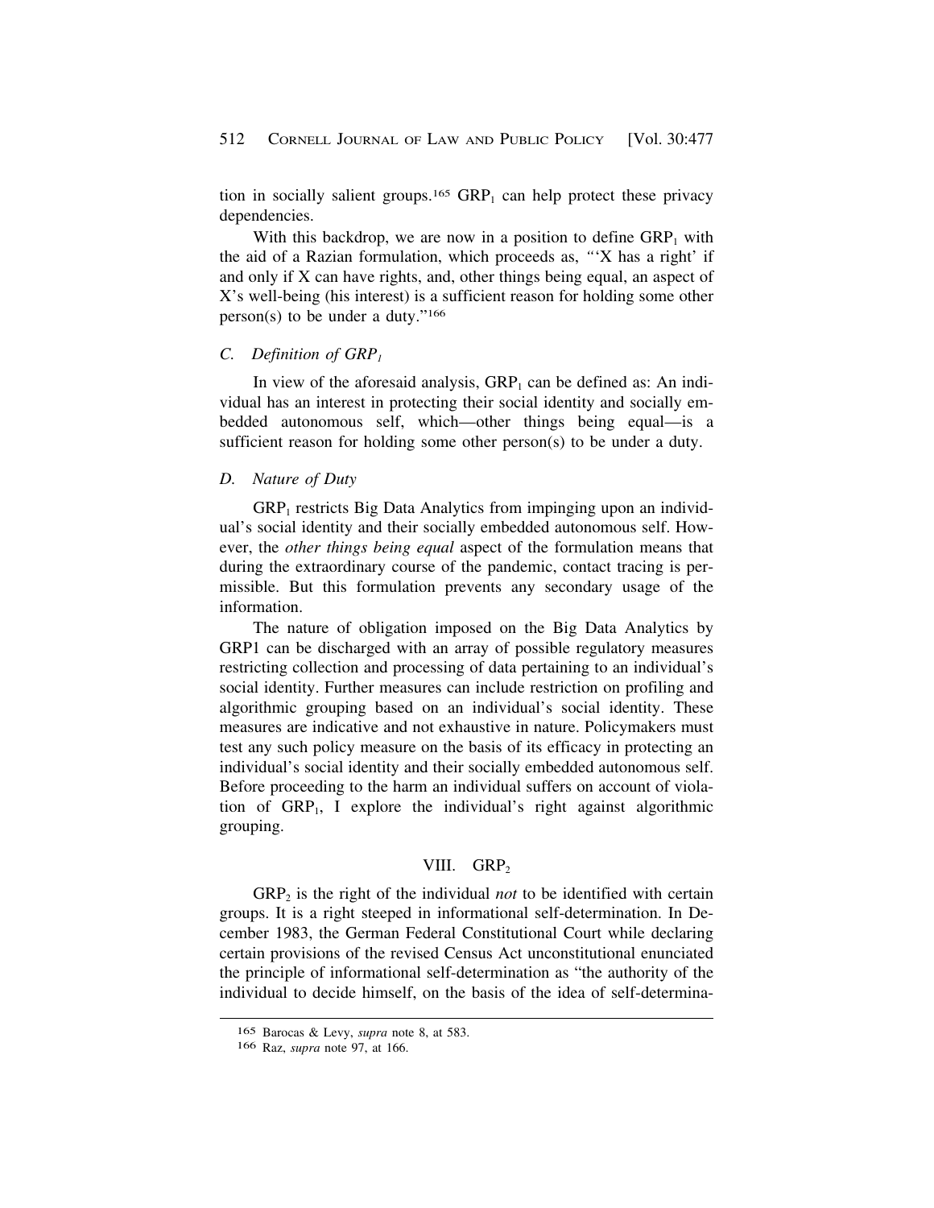tion in socially salient groups.[165] $GRP_1$ can help protect these privacy dependencies.

With this backdrop, we are now in a position to define $GRP_1$ with the aid of a Razian formulation, which proceeds as, "'X has a right' if and only if X can have rights, and, other things being equal, an aspect of X's well-being (his interest) is a sufficient reason for holding some other person(s) to be under a duty."[166]

### *C. Definition of $GRP_1$*

In view of the aforesaid analysis, $GRP_1$ can be defined as: An individual has an interest in protecting their social identity and socially embedded autonomous self, which—other things being equal—is a sufficient reason for holding some other person(s) to be under a duty.

### *D. Nature of Duty*

$GRP_1$ restricts Big Data Analytics from impinging upon an individual's social identity and their socially embedded autonomous self. However, the *other things being equal* aspect of the formulation means that during the extraordinary course of the pandemic, contact tracing is permissible. But this formulation prevents any secondary usage of the information.

The nature of obligation imposed on the Big Data Analytics by GRP1 can be discharged with an array of possible regulatory measures restricting collection and processing of data pertaining to an individual's social identity. Further measures can include restriction on profiling and algorithmic grouping based on an individual's social identity. These measures are indicative and not exhaustive in nature. Policymakers must test any such policy measure on the basis of its efficacy in protecting an individual's social identity and their socially embedded autonomous self. Before proceeding to the harm an individual suffers on account of violation of $GRP_1$, I explore the individual's right against algorithmic grouping.

## VIII. $GRP_2$

$GRP_2$ is the right of the individual *not* to be identified with certain groups. It is a right steeped in informational self-determination. In December 1983, the German Federal Constitutional Court while declaring certain provisions of the revised Census Act unconstitutional enunciated the principle of informational self-determination as "the authority of the individual to decide himself, on the basis of the idea of self-determina-

---

165 Barocas & Levy, *supra* note 8, at 583.

166 Raz, *supra* note 97, at 166.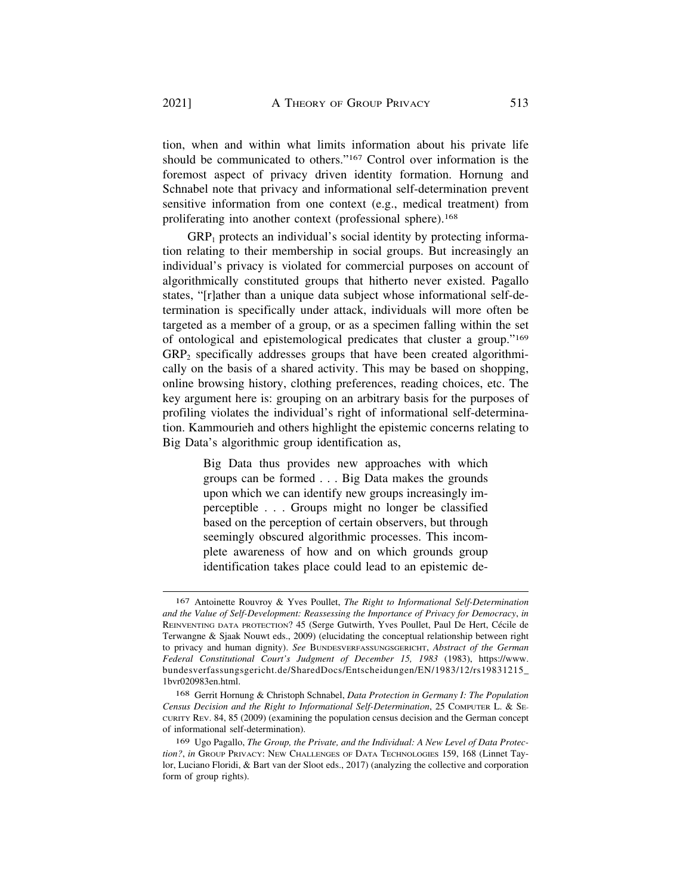tion, when and within what limits information about his private life should be communicated to others."[167] Control over information is the foremost aspect of privacy driven identity formation. Hornung and Schnabel note that privacy and informational self-determination prevent sensitive information from one context (e.g., medical treatment) from proliferating into another context (professional sphere).[168]

$GRP_1$ protects an individual's social identity by protecting information relating to their membership in social groups. But increasingly an individual's privacy is violated for commercial purposes on account of algorithmically constituted groups that hitherto never existed. Pagallo states, "[r]ather than a unique data subject whose informational self-determination is specifically under attack, individuals will more often be targeted as a member of a group, or as a specimen falling within the set of ontological and epistemological predicates that cluster a group."[169] $GRP_2$ specifically addresses groups that have been created algorithmically on the basis of a shared activity. This may be based on shopping, online browsing history, clothing preferences, reading choices, etc. The key argument here is: grouping on an arbitrary basis for the purposes of profiling violates the individual's right of informational self-determination. Kammourieh and others highlight the epistemic concerns relating to Big Data's algorithmic group identification as,

> Big Data thus provides new approaches with which groups can be formed . . . Big Data makes the grounds upon which we can identify new groups increasingly imperceptible . . . Groups might no longer be classified based on the perception of certain observers, but through seemingly obscured algorithmic processes. This incomplete awareness of how and on which grounds group identification takes place could lead to an epistemic de-

---

167 Antoinette Rouvroy & Yves Poullet, *The Right to Informational Self-Determination and the Value of Self-Development: Reassessing the Importance of Privacy for Democracy*, *in* REINVENTING DATA PROTECTION? 45 (Serge Gutwirth, Yves Poullet, Paul De Hert, Cécile de Terwangne & Sjaak Nouwt eds., 2009) (elucidating the conceptual relationship between right to privacy and human dignity). *See* BUNDESVERFASSUNGSGERICHT, *Abstract of the German Federal Constitutional Court's Judgment of December 15, 1983* (1983), https://www.bundesverfassungsgericht.de/SharedDocs/Entscheidungen/EN/1983/12/rs19831215_1bvr020983en.html.

168 Gerrit Hornung & Christoph Schnabel, *Data Protection in Germany I: The Population Census Decision and the Right to Informational Self-Determination*, 25 COMPUTER L. & SECURITY REV. 84, 85 (2009) (examining the population census decision and the German concept of informational self-determination).

169 Ugo Pagallo, *The Group, the Private, and the Individual: A New Level of Data Protection?*, *in* GROUP PRIVACY: NEW CHALLENGES OF DATA TECHNOLOGIES 159, 168 (Linnet Taylor, Luciano Floridi, & Bart van der Sloot eds., 2017) (analyzing the collective and corporation form of group rights).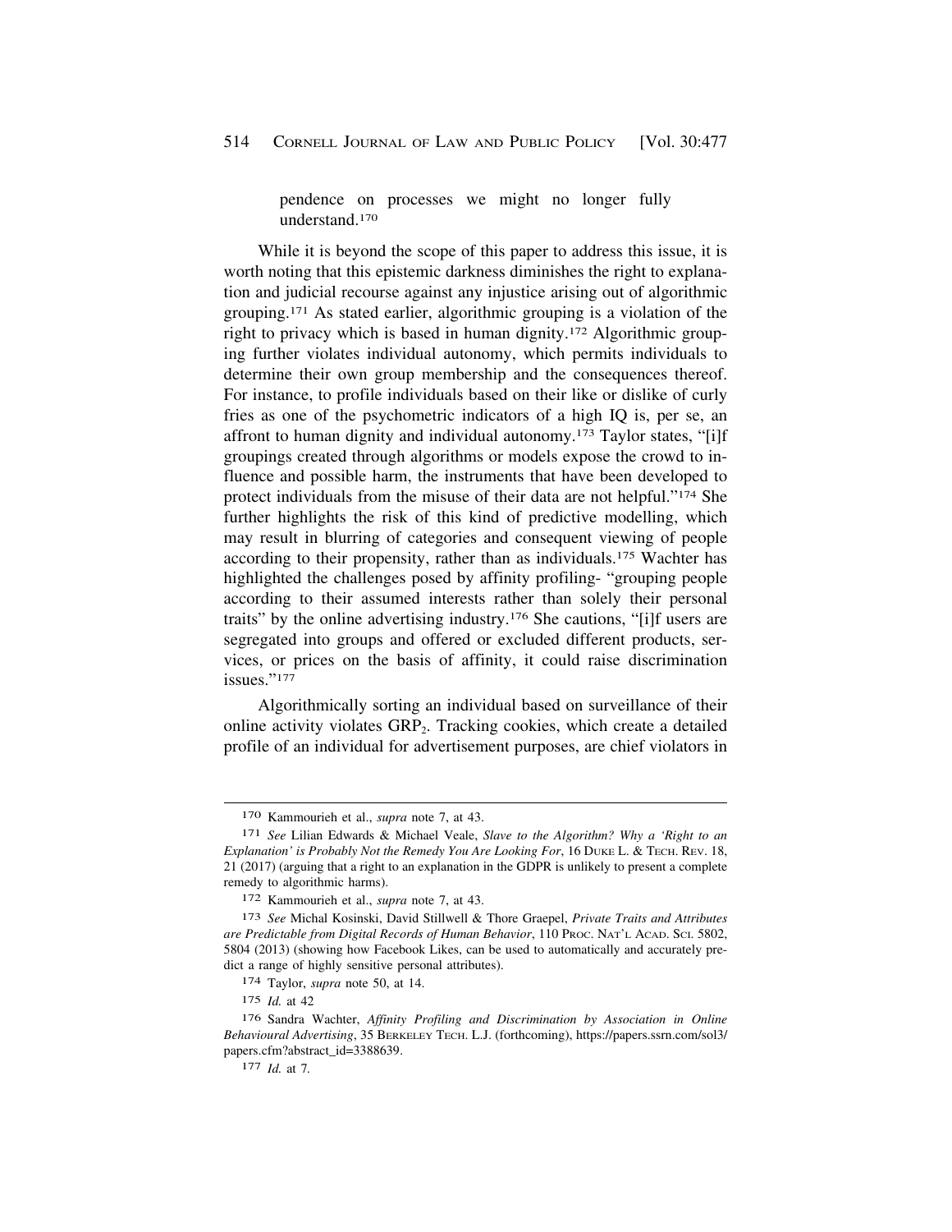pendence on processes we might no longer fully understand.[170]

While it is beyond the scope of this paper to address this issue, it is worth noting that this epistemic darkness diminishes the right to explanation and judicial recourse against any injustice arising out of algorithmic grouping.[171] As stated earlier, algorithmic grouping is a violation of the right to privacy which is based in human dignity.[172] Algorithmic grouping further violates individual autonomy, which permits individuals to determine their own group membership and the consequences thereof. For instance, to profile individuals based on their like or dislike of curly fries as one of the psychometric indicators of a high IQ is, per se, an affront to human dignity and individual autonomy.[173] Taylor states, "[i]f groupings created through algorithms or models expose the crowd to influence and possible harm, the instruments that have been developed to protect individuals from the misuse of their data are not helpful."[174] She further highlights the risk of this kind of predictive modelling, which may result in blurring of categories and consequent viewing of people according to their propensity, rather than as individuals.[175] Wachter has highlighted the challenges posed by affinity profiling- "grouping people according to their assumed interests rather than solely their personal traits" by the online advertising industry.[176] She cautions, "[i]f users are segregated into groups and offered or excluded different products, services, or prices on the basis of affinity, it could raise discrimination issues."[177]

Algorithmically sorting an individual based on surveillance of their online activity violates $GRP_2$. Tracking cookies, which create a detailed profile of an individual for advertisement purposes, are chief violators in

---

170 Kammourieh et al., *supra* note 7, at 43.

171 *See* Lilian Edwards & Michael Veale, *Slave to the Algorithm? Why a 'Right to an Explanation' is Probably Not the Remedy You Are Looking For*, 16 DUKE L. & TECH. REV. 18, 21 (2017) (arguing that a right to an explanation in the GDPR is unlikely to present a complete remedy to algorithmic harms).

172 Kammourieh et al., *supra* note 7, at 43.

173 *See* Michal Kosinski, David Stillwell & Thore Graepel, *Private Traits and Attributes are Predictable from Digital Records of Human Behavior*, 110 PROC. NAT'L ACAD. SCI. 5802, 5804 (2013) (showing how Facebook Likes, can be used to automatically and accurately predict a range of highly sensitive personal attributes).

174 Taylor, *supra* note 50, at 14.

175 *Id.* at 42

176 Sandra Wachter, *Affinity Profiling and Discrimination by Association in Online Behavioural Advertising*, 35 BERKELEY TECH. L.J. (forthcoming), https://papers.ssrn.com/sol3/papers.cfm?abstract_id=3388639.

177 *Id.* at 7.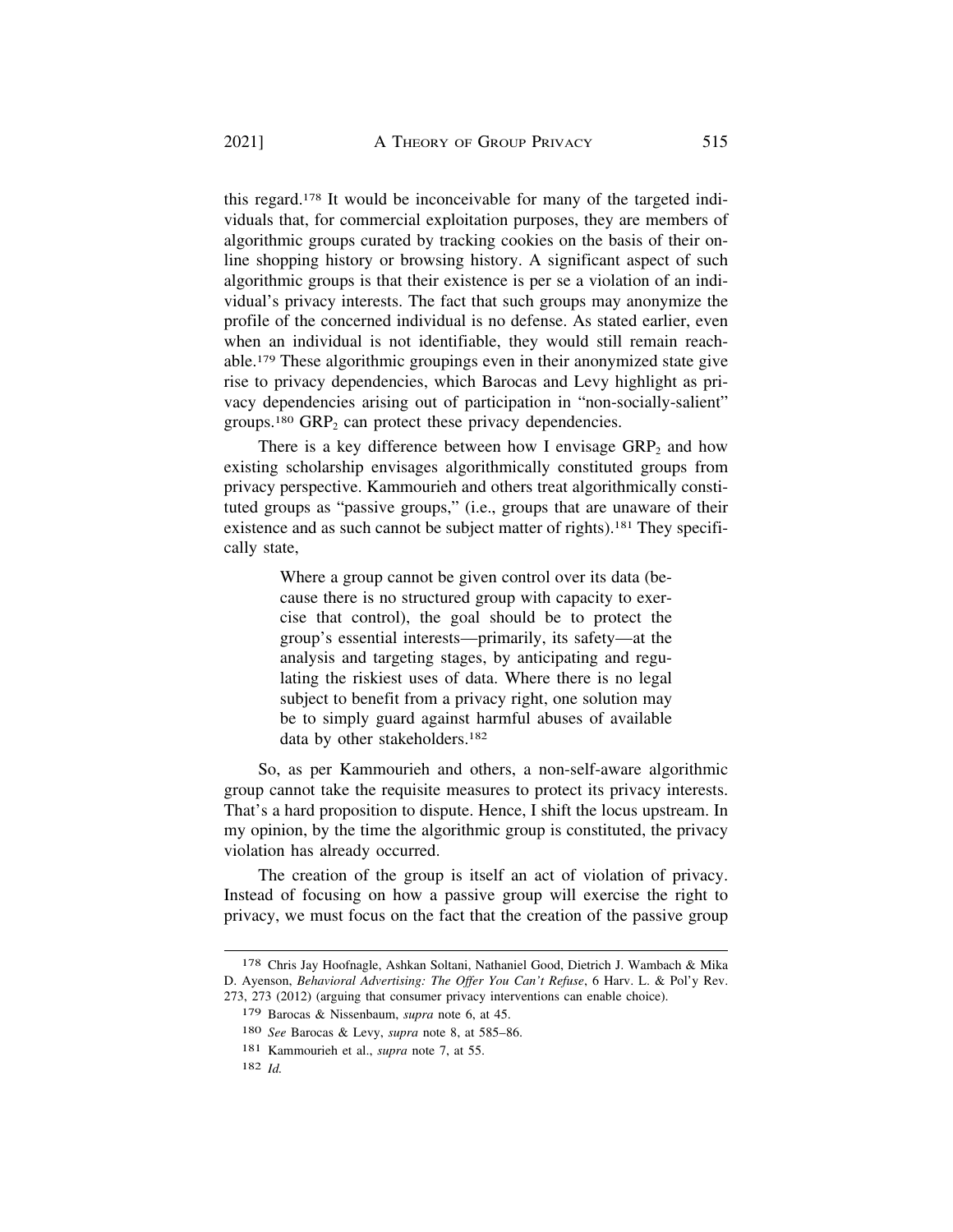this regard.[178] It would be inconceivable for many of the targeted individuals that, for commercial exploitation purposes, they are members of algorithmic groups curated by tracking cookies on the basis of their online shopping history or browsing history. A significant aspect of such algorithmic groups is that their existence is per se a violation of an individual's privacy interests. The fact that such groups may anonymize the profile of the concerned individual is no defense. As stated earlier, even when an individual is not identifiable, they would still remain reachable.[179] These algorithmic groupings even in their anonymized state give rise to privacy dependencies, which Barocas and Levy highlight as privacy dependencies arising out of participation in "non-socially-salient" groups.[180] $GRP_2$ can protect these privacy dependencies.

There is a key difference between how I envisage $GRP_2$ and how existing scholarship envisages algorithmically constituted groups from privacy perspective. Kammourieh and others treat algorithmically constituted groups as "passive groups," (i.e., groups that are unaware of their existence and as such cannot be subject matter of rights).[181] They specifically state,

> Where a group cannot be given control over its data (because there is no structured group with capacity to exercise that control), the goal should be to protect the group's essential interests—primarily, its safety—at the analysis and targeting stages, by anticipating and regulating the riskiest uses of data. Where there is no legal subject to benefit from a privacy right, one solution may be to simply guard against harmful abuses of available data by other stakeholders.[182]

So, as per Kammourieh and others, a non-self-aware algorithmic group cannot take the requisite measures to protect its privacy interests. That's a hard proposition to dispute. Hence, I shift the locus upstream. In my opinion, by the time the algorithmic group is constituted, the privacy violation has already occurred.

The creation of the group is itself an act of violation of privacy. Instead of focusing on how a passive group will exercise the right to privacy, we must focus on the fact that the creation of the passive group

---

[178] Chris Jay Hoofnagle, Ashkan Soltani, Nathaniel Good, Dietrich J. Wambach & Mika D. Ayenson, *Behavioral Advertising: The Offer You Can't Refuse*, 6 Harv. L. & Pol'y Rev. 273, 273 (2012) (arguing that consumer privacy interventions can enable choice).

[179] Barocas & Nissenbaum, *supra* note 6, at 45.

[180] *See* Barocas & Levy, *supra* note 8, at 585–86.

[181] Kammourieh et al., *supra* note 7, at 55.

[182] *Id.*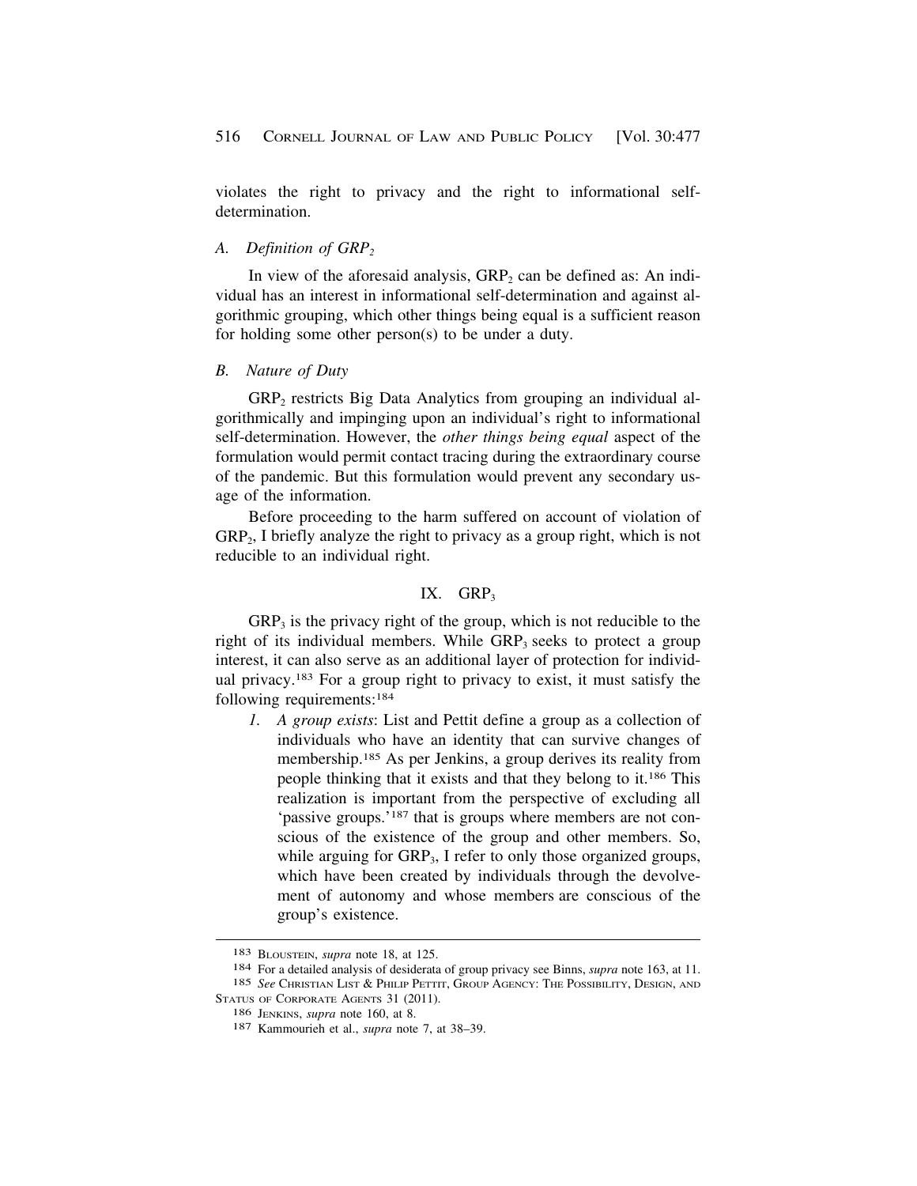violates the right to privacy and the right to informational self-determination.

### *A. Definition of $GRP_2$*

In view of the aforesaid analysis, $GRP_2$ can be defined as: An individual has an interest in informational self-determination and against algorithmic grouping, which other things being equal is a sufficient reason for holding some other person(s) to be under a duty.

### *B. Nature of Duty*

$GRP_2$ restricts Big Data Analytics from grouping an individual algorithmically and impinging upon an individual's right to informational self-determination. However, the *other things being equal* aspect of the formulation would permit contact tracing during the extraordinary course of the pandemic. But this formulation would prevent any secondary usage of the information.

Before proceeding to the harm suffered on account of violation of $GRP_2$, I briefly analyze the right to privacy as a group right, which is not reducible to an individual right.

## IX. $GRP_3$

$GRP_3$ is the privacy right of the group, which is not reducible to the right of its individual members. While $GRP_3$ seeks to protect a group interest, it can also serve as an additional layer of protection for individual privacy.[183] For a group right to privacy to exist, it must satisfy the following requirements:[184]

1. *A group exists*: List and Pettit define a group as a collection of individuals who have an identity that can survive changes of membership.[185] As per Jenkins, a group derives its reality from people thinking that it exists and that they belong to it.[186] This realization is important from the perspective of excluding all 'passive groups.'[187] that is groups where members are not conscious of the existence of the group and other members. So, while arguing for $GRP_3$, I refer to only those organized groups, which have been created by individuals through the devolvement of autonomy and whose members are conscious of the group's existence.

---

183 BLOUSTEIN, *supra* note 18, at 125.

184 For a detailed analysis of desiderata of group privacy see Binns, *supra* note 163, at 11.

185 *See* CHRISTIAN LIST & PHILIP PETTIT, GROUP AGENCY: THE POSSIBILITY, DESIGN, AND STATUS OF CORPORATE AGENTS 31 (2011).

186 JENKINS, *supra* note 160, at 8.

187 Kammourieh et al., *supra* note 7, at 38–39.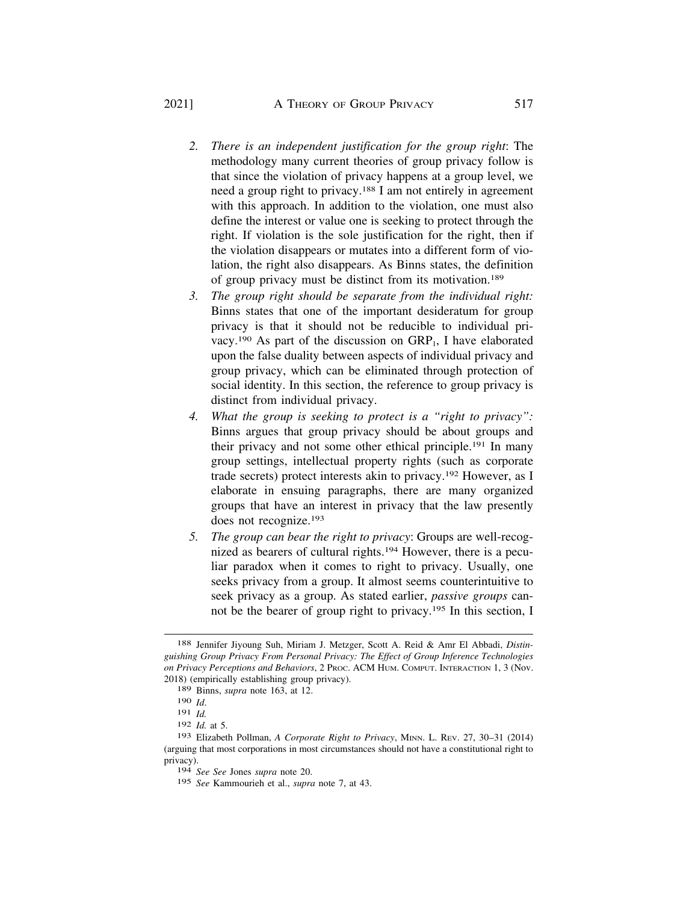2. *There is an independent justification for the group right*: The methodology many current theories of group privacy follow is that since the violation of privacy happens at a group level, we need a group right to privacy.[188] I am not entirely in agreement with this approach. In addition to the violation, one must also define the interest or value one is seeking to protect through the right. If violation is the sole justification for the right, then if the violation disappears or mutates into a different form of violation, the right also disappears. As Binns states, the definition of group privacy must be distinct from its motivation.[189]
3. *The group right should be separate from the individual right:* Binns states that one of the important desideratum for group privacy is that it should not be reducible to individual privacy.[190] As part of the discussion on $GRP_1$, I have elaborated upon the false duality between aspects of individual privacy and group privacy, which can be eliminated through protection of social identity. In this section, the reference to group privacy is distinct from individual privacy.
4. *What the group is seeking to protect is a "right to privacy":* Binns argues that group privacy should be about groups and their privacy and not some other ethical principle.[191] In many group settings, intellectual property rights (such as corporate trade secrets) protect interests akin to privacy.[192] However, as I elaborate in ensuing paragraphs, there are many organized groups that have an interest in privacy that the law presently does not recognize.[193]
5. *The group can bear the right to privacy*: Groups are well-recognized as bearers of cultural rights.[194] However, there is a peculiar paradox when it comes to right to privacy. Usually, one seeks privacy from a group. It almost seems counterintuitive to seek privacy as a group. As stated earlier, *passive groups* cannot be the bearer of group right to privacy.[195] In this section, I

---

188 Jennifer Jiyoung Suh, Miriam J. Metzger, Scott A. Reid & Amr El Abbadi, *Distinguishing Group Privacy From Personal Privacy: The Effect of Group Inference Technologies on Privacy Perceptions and Behaviors*, 2 PROC. ACM HUM. COMPUT. INTERACTION 1, 3 (Nov. 2018) (empirically establishing group privacy).

189 Binns, *supra* note 163, at 12.

190 *Id*.

191 *Id.*

192 *Id.* at 5.

193 Elizabeth Pollman, *A Corporate Right to Privacy*, MINN. L. REV. 27, 30–31 (2014) (arguing that most corporations in most circumstances should not have a constitutional right to privacy).

194 *See See* Jones *supra* note 20.

195 *See* Kammourieh et al., *supra* note 7, at 43.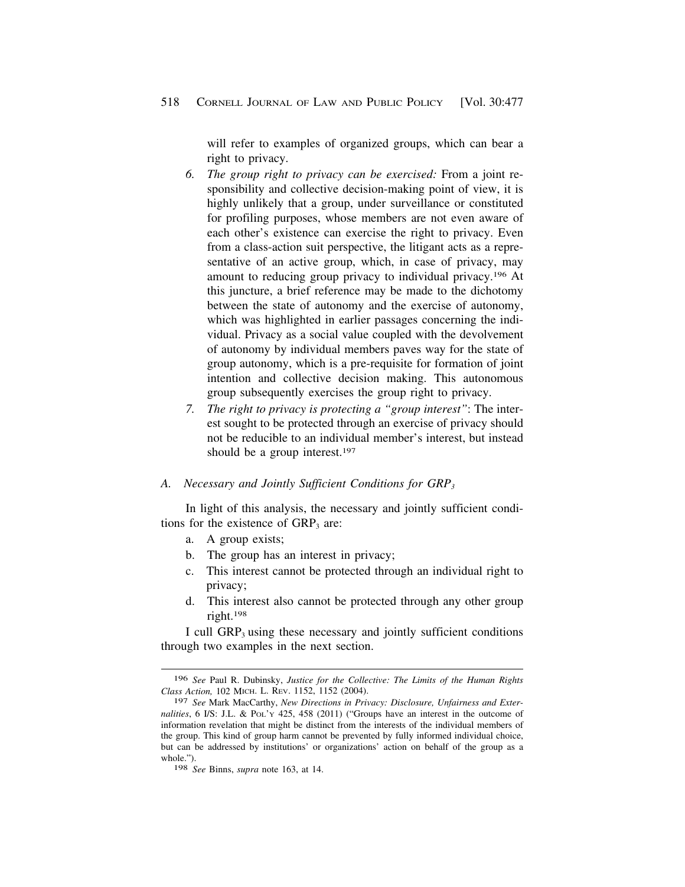will refer to examples of organized groups, which can bear a right to privacy.

6. *The group right to privacy can be exercised:* From a joint responsibility and collective decision-making point of view, it is highly unlikely that a group, under surveillance or constituted for profiling purposes, whose members are not even aware of each other's existence can exercise the right to privacy. Even from a class-action suit perspective, the litigant acts as a representative of an active group, which, in case of privacy, may amount to reducing group privacy to individual privacy.[196] At this juncture, a brief reference may be made to the dichotomy between the state of autonomy and the exercise of autonomy, which was highlighted in earlier passages concerning the individual. Privacy as a social value coupled with the devolvement of autonomy by individual members paves way for the state of group autonomy, which is a pre-requisite for formation of joint intention and collective decision making. This autonomous group subsequently exercises the group right to privacy.
7. *The right to privacy is protecting a "group interest"*: The interest sought to be protected through an exercise of privacy should not be reducible to an individual member's interest, but instead should be a group interest.[197]

### A. *Necessary and Jointly Sufficient Conditions for $GRP_3$*

In light of this analysis, the necessary and jointly sufficient conditions for the existence of $GRP_3$ are:

a. A group exists;
b. The group has an interest in privacy;
c. This interest cannot be protected through an individual right to privacy;
d. This interest also cannot be protected through any other group right.[198]

I cull $GRP_3$ using these necessary and jointly sufficient conditions through two examples in the next section.

---

196 *See* Paul R. Dubinsky, *Justice for the Collective: The Limits of the Human Rights Class Action,* 102 MICH. L. REV. 1152, 1152 (2004).

197 *See* Mark MacCarthy, *New Directions in Privacy: Disclosure, Unfairness and Externalities*, 6 I/S: J.L. & POL'Y 425, 458 (2011) ("Groups have an interest in the outcome of information revelation that might be distinct from the interests of the individual members of the group. This kind of group harm cannot be prevented by fully informed individual choice, but can be addressed by institutions' or organizations' action on behalf of the group as a whole.").

198 *See* Binns, *supra* note 163, at 14.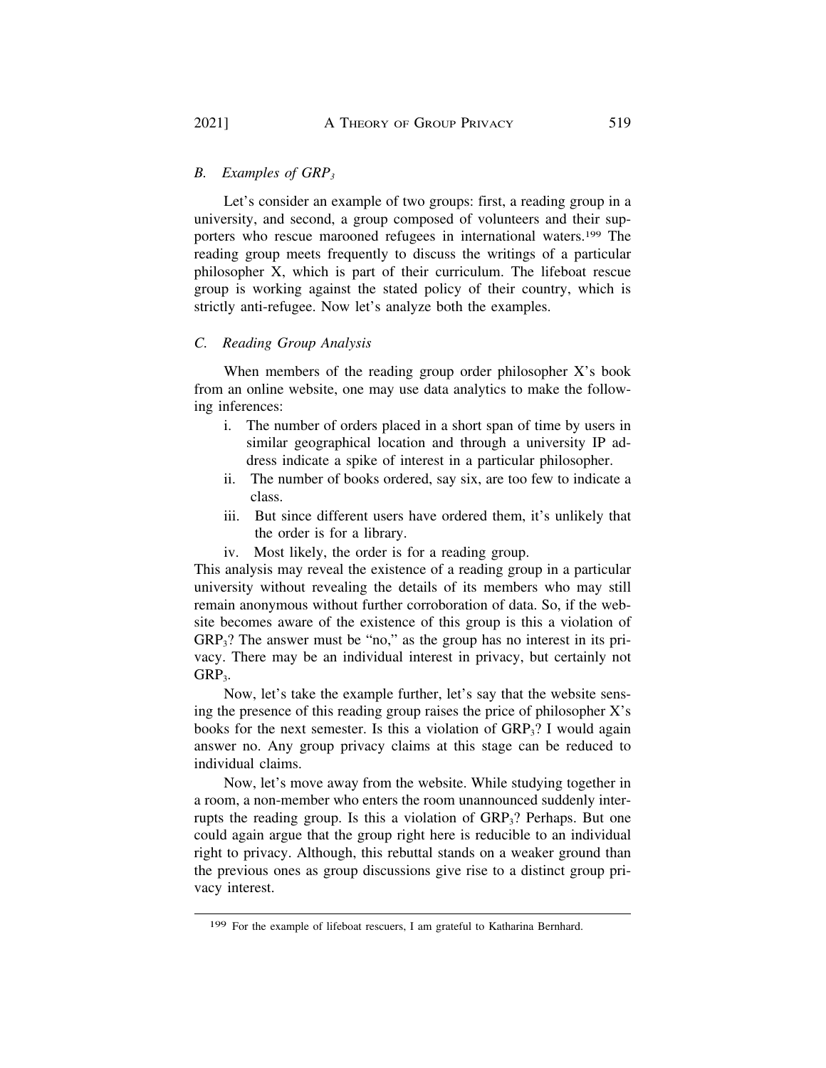### *B. Examples of $GRP_3$*

Let's consider an example of two groups: first, a reading group in a university, and second, a group composed of volunteers and their supporters who rescue marooned refugees in international waters.[199] The reading group meets frequently to discuss the writings of a particular philosopher X, which is part of their curriculum. The lifeboat rescue group is working against the stated policy of their country, which is strictly anti-refugee. Now let's analyze both the examples.

### *C. Reading Group Analysis*

When members of the reading group order philosopher X's book from an online website, one may use data analytics to make the following inferences:

i. The number of orders placed in a short span of time by users in similar geographical location and through a university IP address indicate a spike of interest in a particular philosopher.

ii. The number of books ordered, say six, are too few to indicate a class.

iii. But since different users have ordered them, it's unlikely that the order is for a library.

iv. Most likely, the order is for a reading group.

This analysis may reveal the existence of a reading group in a particular university without revealing the details of its members who may still remain anonymous without further corroboration of data. So, if the website becomes aware of the existence of this group is this a violation of $GRP_3$? The answer must be "no," as the group has no interest in its privacy. There may be an individual interest in privacy, but certainly not $GRP_3$.

Now, let's take the example further, let's say that the website sensing the presence of this reading group raises the price of philosopher X's books for the next semester. Is this a violation of $GRP_3$? I would again answer no. Any group privacy claims at this stage can be reduced to individual claims.

Now, let's move away from the website. While studying together in a room, a non-member who enters the room unannounced suddenly interrupts the reading group. Is this a violation of $GRP_3$? Perhaps. But one could again argue that the group right here is reducible to an individual right to privacy. Although, this rebuttal stands on a weaker ground than the previous ones as group discussions give rise to a distinct group privacy interest.

---

[199] For the example of lifeboat rescuers, I am grateful to Katharina Bernhard.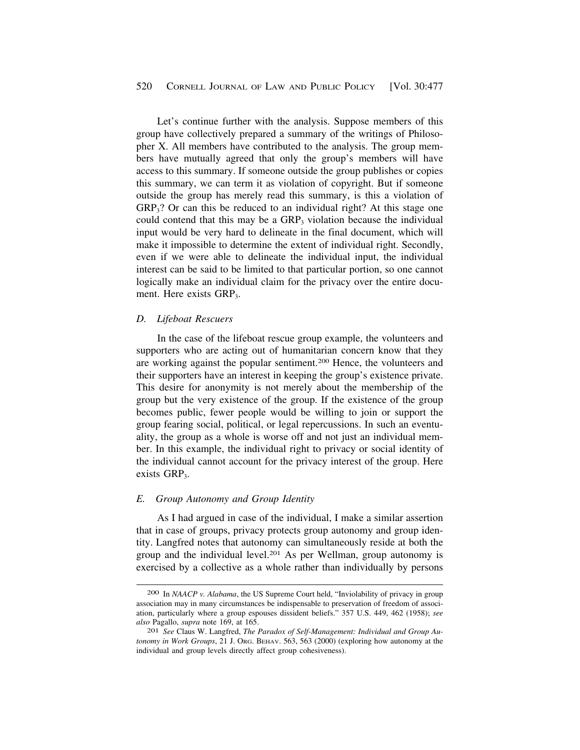Let's continue further with the analysis. Suppose members of this group have collectively prepared a summary of the writings of Philosopher X. All members have contributed to the analysis. The group members have mutually agreed that only the group's members will have access to this summary. If someone outside the group publishes or copies this summary, we can term it as violation of copyright. But if someone outside the group has merely read this summary, is this a violation of $GRP_3$? Or can this be reduced to an individual right? At this stage one could contend that this may be a $GRP_3$ violation because the individual input would be very hard to delineate in the final document, which will make it impossible to determine the extent of individual right. Secondly, even if we were able to delineate the individual input, the individual interest can be said to be limited to that particular portion, so one cannot logically make an individual claim for the privacy over the entire document. Here exists $GRP_3$.

### *D. Lifeboat Rescuers*

In the case of the lifeboat rescue group example, the volunteers and supporters who are acting out of humanitarian concern know that they are working against the popular sentiment.[200] Hence, the volunteers and their supporters have an interest in keeping the group's existence private. This desire for anonymity is not merely about the membership of the group but the very existence of the group. If the existence of the group becomes public, fewer people would be willing to join or support the group fearing social, political, or legal repercussions. In such an eventuality, the group as a whole is worse off and not just an individual member. In this example, the individual right to privacy or social identity of the individual cannot account for the privacy interest of the group. Here exists $GRP_3$.

### *E. Group Autonomy and Group Identity*

As I had argued in case of the individual, I make a similar assertion that in case of groups, privacy protects group autonomy and group identity. Langfred notes that autonomy can simultaneously reside at both the group and the individual level.[201] As per Wellman, group autonomy is exercised by a collective as a whole rather than individually by persons

---

[200] In *NAACP v. Alabama*, the US Supreme Court held, "Inviolability of privacy in group association may in many circumstances be indispensable to preservation of freedom of association, particularly where a group espouses dissident beliefs." 357 U.S. 449, 462 (1958); *see also* Pagallo, *supra* note 169, at 165.

[201] *See* Claus W. Langfred, *The Paradox of Self-Management: Individual and Group Autonomy in Work Groups*, 21 J. ORG. BEHAV. 563, 563 (2000) (exploring how autonomy at the individual and group levels directly affect group cohesiveness).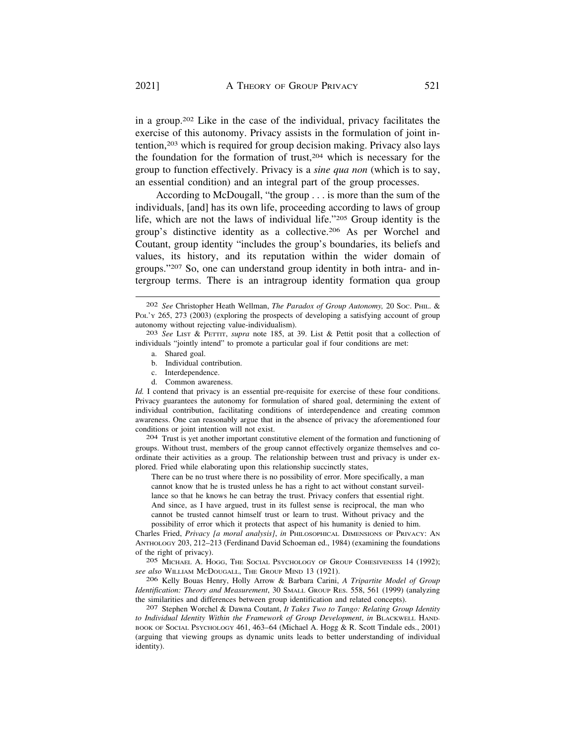in a group.[202] Like in the case of the individual, privacy facilitates the exercise of this autonomy. Privacy assists in the formulation of joint intention,[203] which is required for group decision making. Privacy also lays the foundation for the formation of trust,[204] which is necessary for the group to function effectively. Privacy is a *sine qua non* (which is to say, an essential condition) and an integral part of the group processes.

According to McDougall, "the group . . . is more than the sum of the individuals, [and] has its own life, proceeding according to laws of group life, which are not the laws of individual life."[205] Group identity is the group's distinctive identity as a collective.[206] As per Worchel and Coutant, group identity "includes the group's boundaries, its beliefs and values, its history, and its reputation within the wider domain of groups."[207] So, one can understand group identity in both intra- and intergroup terms. There is an intragroup identity formation qua group

---

[202] *See* Christopher Heath Wellman, *The Paradox of Group Autonomy,* 20 SOC. PHIL. & POL'Y 265, 273 (2003) (exploring the prospects of developing a satisfying account of group autonomy without rejecting value-individualism).

[203] *See* LIST & PETTIT, *supra* note 185, at 39. List & Pettit posit that a collection of individuals "jointly intend" to promote a particular goal if four conditions are met:

a. Shared goal.
b. Individual contribution.
c. Interdependence.
d. Common awareness.

*Id.* I contend that privacy is an essential pre-requisite for exercise of these four conditions. Privacy guarantees the autonomy for formulation of shared goal, determining the extent of individual contribution, facilitating conditions of interdependence and creating common awareness. One can reasonably argue that in the absence of privacy the aforementioned four conditions or joint intention will not exist.

[204] Trust is yet another important constitutive element of the formation and functioning of groups. Without trust, members of the group cannot effectively organize themselves and coordinate their activities as a group. The relationship between trust and privacy is under explored. Fried while elaborating upon this relationship succinctly states,

> There can be no trust where there is no possibility of error. More specifically, a man cannot know that he is trusted unless he has a right to act without constant surveillance so that he knows he can betray the trust. Privacy confers that essential right. And since, as I have argued, trust in its fullest sense is reciprocal, the man who cannot be trusted cannot himself trust or learn to trust. Without privacy and the possibility of error which it protects that aspect of his humanity is denied to him.

Charles Fried, *Privacy [a moral analysis]*, *in* PHILOSOPHICAL DIMENSIONS OF PRIVACY: AN ANTHOLOGY 203, 212–213 (Ferdinand David Schoeman ed., 1984) (examining the foundations of the right of privacy).

[205] MICHAEL A. HOGG, THE SOCIAL PSYCHOLOGY OF GROUP COHESIVENESS 14 (1992); *see also* WILLIAM MCDOUGALL, THE GROUP MIND 13 (1921).

[206] Kelly Bouas Henry, Holly Arrow & Barbara Carini, *A Tripartite Model of Group Identification: Theory and Measurement*, 30 SMALL GROUP RES. 558, 561 (1999) (analyzing the similarities and differences between group identification and related concepts).

[207] Stephen Worchel & Dawna Coutant, *It Takes Two to Tango: Relating Group Identity to Individual Identity Within the Framework of Group Development*, *in* BLACKWELL HANDBOOK OF SOCIAL PSYCHOLOGY 461, 463–64 (Michael A. Hogg & R. Scott Tindale eds., 2001) (arguing that viewing groups as dynamic units leads to better understanding of individual identity).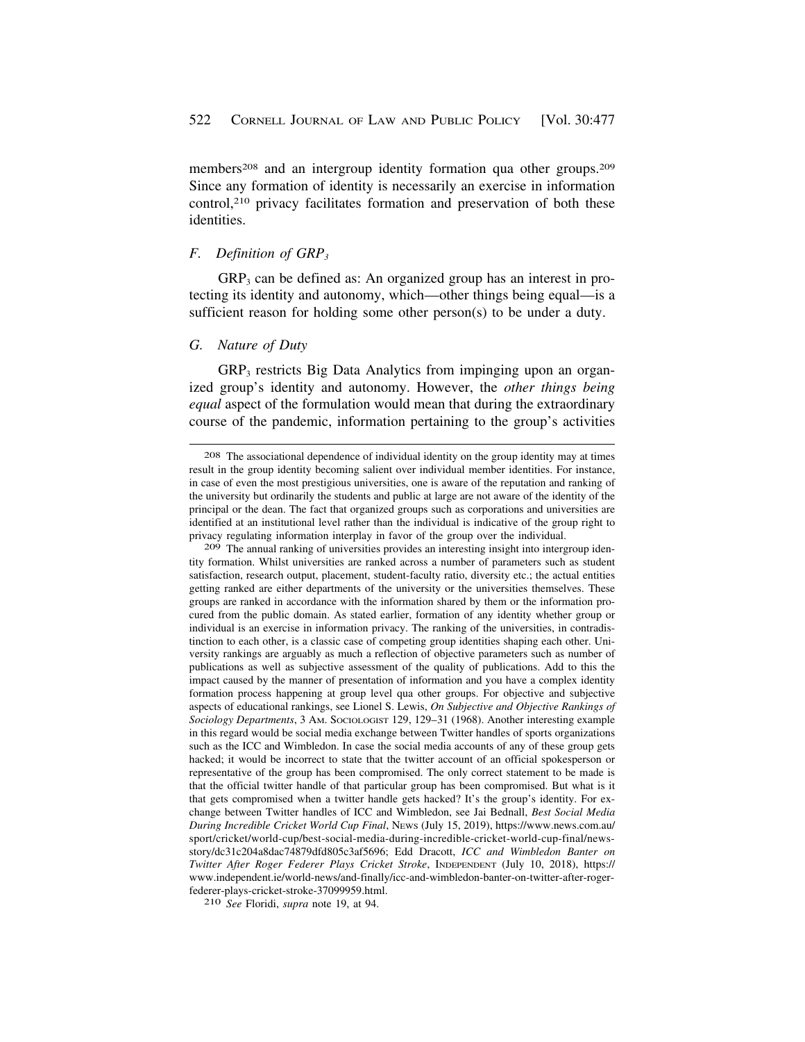members[208] and an intergroup identity formation qua other groups.[209] Since any formation of identity is necessarily an exercise in information control,[210] privacy facilitates formation and preservation of both these identities.

### *F. Definition of $GRP_3$*

$GRP_3$ can be defined as: An organized group has an interest in protecting its identity and autonomy, which—other things being equal—is a sufficient reason for holding some other person(s) to be under a duty.

### *G. Nature of Duty*

$GRP_3$ restricts Big Data Analytics from impinging upon an organized group's identity and autonomy. However, the *other things being equal* aspect of the formulation would mean that during the extraordinary course of the pandemic, information pertaining to the group's activities

---

208 The associational dependence of individual identity on the group identity may at times result in the group identity becoming salient over individual member identities. For instance, in case of even the most prestigious universities, one is aware of the reputation and ranking of the university but ordinarily the students and public at large are not aware of the identity of the principal or the dean. The fact that organized groups such as corporations and universities are identified at an institutional level rather than the individual is indicative of the group right to privacy regulating information interplay in favor of the group over the individual.

209 The annual ranking of universities provides an interesting insight into intergroup identity formation. Whilst universities are ranked across a number of parameters such as student satisfaction, research output, placement, student-faculty ratio, diversity etc.; the actual entities getting ranked are either departments of the university or the universities themselves. These groups are ranked in accordance with the information shared by them or the information procured from the public domain. As stated earlier, formation of any identity whether group or individual is an exercise in information privacy. The ranking of the universities, in contradistinction to each other, is a classic case of competing group identities shaping each other. University rankings are arguably as much a reflection of objective parameters such as number of publications as well as subjective assessment of the quality of publications. Add to this the impact caused by the manner of presentation of information and you have a complex identity formation process happening at group level qua other groups. For objective and subjective aspects of educational rankings, see Lionel S. Lewis, *On Subjective and Objective Rankings of Sociology Departments*, 3 AM. SOCIOLOGIST 129, 129–31 (1968). Another interesting example in this regard would be social media exchange between Twitter handles of sports organizations such as the ICC and Wimbledon. In case the social media accounts of any of these group gets hacked; it would be incorrect to state that the twitter account of an official spokesperson or representative of the group has been compromised. The only correct statement to be made is that the official twitter handle of that particular group has been compromised. But what is it that gets compromised when a twitter handle gets hacked? It's the group's identity. For exchange between Twitter handles of ICC and Wimbledon, see Jai Bednall, *Best Social Media During Incredible Cricket World Cup Final*, NEWS (July 15, 2019), https://www.news.com.au/sport/cricket/world-cup/best-social-media-during-incredible-cricket-world-cup-final/news-story/dc31c204a8dac74879dfd805c3af5696; Edd Dracott, *ICC and Wimbledon Banter on Twitter After Roger Federer Plays Cricket Stroke*, INDEPENDENT (July 10, 2018), https://www.independent.ie/world-news/and-finally/icc-and-wimbledon-banter-on-twitter-after-roger-federer-plays-cricket-stroke-37099959.html.

210 *See* Floridi, *supra* note 19, at 94.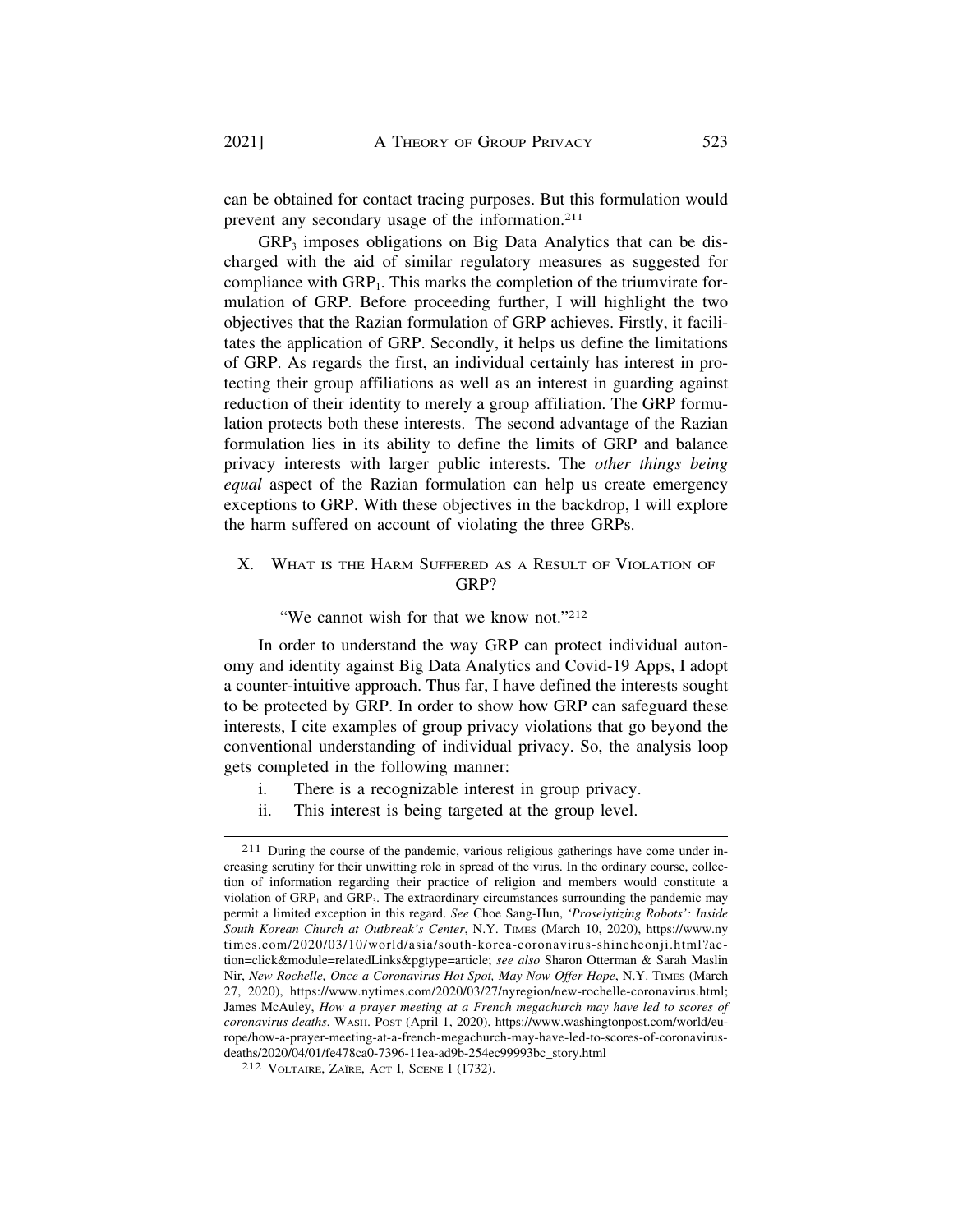can be obtained for contact tracing purposes. But this formulation would prevent any secondary usage of the information.[211]

$GRP_3$ imposes obligations on Big Data Analytics that can be discharged with the aid of similar regulatory measures as suggested for compliance with $GRP_1$. This marks the completion of the triumvirate formulation of GRP. Before proceeding further, I will highlight the two objectives that the Razian formulation of GRP achieves. Firstly, it facilitates the application of GRP. Secondly, it helps us define the limitations of GRP. As regards the first, an individual certainly has interest in protecting their group affiliations as well as an interest in guarding against reduction of their identity to merely a group affiliation. The GRP formulation protects both these interests. The second advantage of the Razian formulation lies in its ability to define the limits of GRP and balance privacy interests with larger public interests. The *other things being equal* aspect of the Razian formulation can help us create emergency exceptions to GRP. With these objectives in the backdrop, I will explore the harm suffered on account of violating the three GRPs.

## X. What is the Harm Suffered as a Result of Violation of GRP?

"We cannot wish for that we know not."[212]

In order to understand the way GRP can protect individual autonomy and identity against Big Data Analytics and Covid-19 Apps, I adopt a counter-intuitive approach. Thus far, I have defined the interests sought to be protected by GRP. In order to show how GRP can safeguard these interests, I cite examples of group privacy violations that go beyond the conventional understanding of individual privacy. So, the analysis loop gets completed in the following manner:

i. There is a recognizable interest in group privacy.
ii. This interest is being targeted at the group level.

---

211 During the course of the pandemic, various religious gatherings have come under increasing scrutiny for their unwitting role in spread of the virus. In the ordinary course, collection of information regarding their practice of religion and members would constitute a violation of $GRP_1$ and $GRP_3$. The extraordinary circumstances surrounding the pandemic may permit a limited exception in this regard. *See* Choe Sang-Hun, *'Proselytizing Robots': Inside South Korean Church at Outbreak's Center*, N.Y. Times (March 10, 2020), https://www.nytimes.com/2020/03/10/world/asia/south-korea-coronavirus-shincheonji.html?action=click&module=relatedLinks&pgtype=article; *see also* Sharon Otterman & Sarah Maslin Nir, *New Rochelle, Once a Coronavirus Hot Spot, May Now Offer Hope*, N.Y. Times (March 27, 2020), https://www.nytimes.com/2020/03/27/nyregion/new-rochelle-coronavirus.html; James McAuley, *How a prayer meeting at a French megachurch may have led to scores of coronavirus deaths*, Wash. Post (April 1, 2020), https://www.washingtonpost.com/world/europe/how-a-prayer-meeting-at-a-french-megachurch-may-have-led-to-scores-of-coronavirus-deaths/2020/04/01/fe478ca0-7396-11ea-ad9b-254ec99993bc_story.html

212 Voltaire, Zaïre, Act I, Scene I (1732).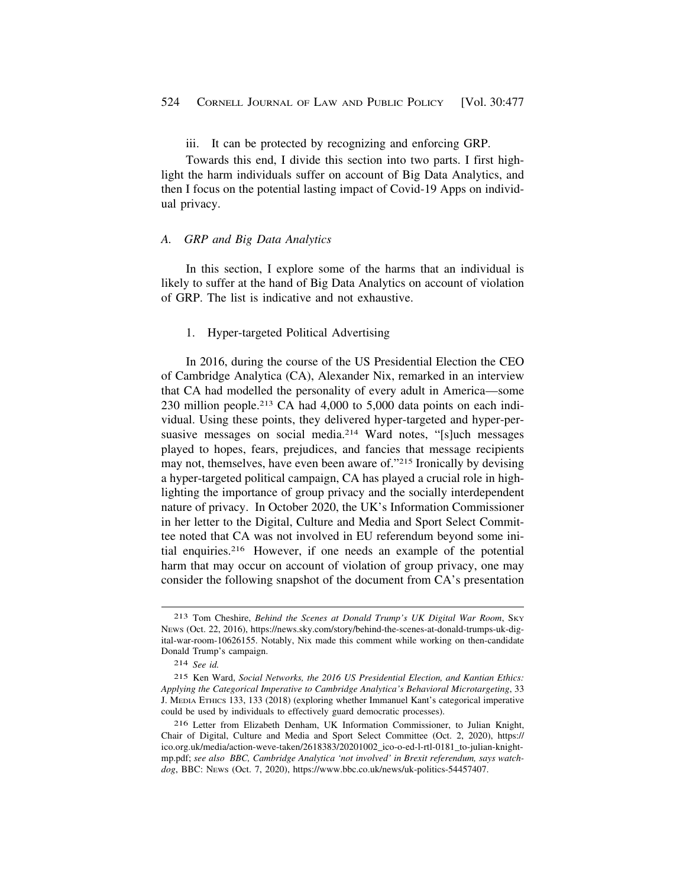iii. It can be protected by recognizing and enforcing GRP.

Towards this end, I divide this section into two parts. I first highlight the harm individuals suffer on account of Big Data Analytics, and then I focus on the potential lasting impact of Covid-19 Apps on individual privacy.

### *A. GRP and Big Data Analytics*

In this section, I explore some of the harms that an individual is likely to suffer at the hand of Big Data Analytics on account of violation of GRP. The list is indicative and not exhaustive.

#### 1. Hyper-targeted Political Advertising

In 2016, during the course of the US Presidential Election the CEO of Cambridge Analytica (CA), Alexander Nix, remarked in an interview that CA had modelled the personality of every adult in America—some 230 million people.[213] CA had 4,000 to 5,000 data points on each individual. Using these points, they delivered hyper-targeted and hyper-persuasive messages on social media.[214] Ward notes, "[s]uch messages played to hopes, fears, prejudices, and fancies that message recipients may not, themselves, have even been aware of."[215] Ironically by devising a hyper-targeted political campaign, CA has played a crucial role in highlighting the importance of group privacy and the socially interdependent nature of privacy. In October 2020, the UK's Information Commissioner in her letter to the Digital, Culture and Media and Sport Select Committee noted that CA was not involved in EU referendum beyond some initial enquiries.[216] However, if one needs an example of the potential harm that may occur on account of violation of group privacy, one may consider the following snapshot of the document from CA's presentation

---

[213] Tom Cheshire, *Behind the Scenes at Donald Trump's UK Digital War Room*, SKY NEWS (Oct. 22, 2016), https://news.sky.com/story/behind-the-scenes-at-donald-trumps-uk-digital-war-room-10626155. Notably, Nix made this comment while working on then-candidate Donald Trump's campaign.

[214] *See id.*

[215] Ken Ward, *Social Networks, the 2016 US Presidential Election, and Kantian Ethics: Applying the Categorical Imperative to Cambridge Analytica's Behavioral Microtargeting*, 33 J. MEDIA ETHICS 133, 133 (2018) (exploring whether Immanuel Kant's categorical imperative could be used by individuals to effectively guard democratic processes).

[216] Letter from Elizabeth Denham, UK Information Commissioner, to Julian Knight, Chair of Digital, Culture and Media and Sport Select Committee (Oct. 2, 2020), https://ico.org.uk/media/action-weve-taken/2618383/20201002_ico-o-ed-l-rtl-0181_to-julian-knight-mp.pdf; *see also BBC, Cambridge Analytica 'not involved' in Brexit referendum, says watchdog*, BBC: NEWS (Oct. 7, 2020), https://www.bbc.co.uk/news/uk-politics-54457407.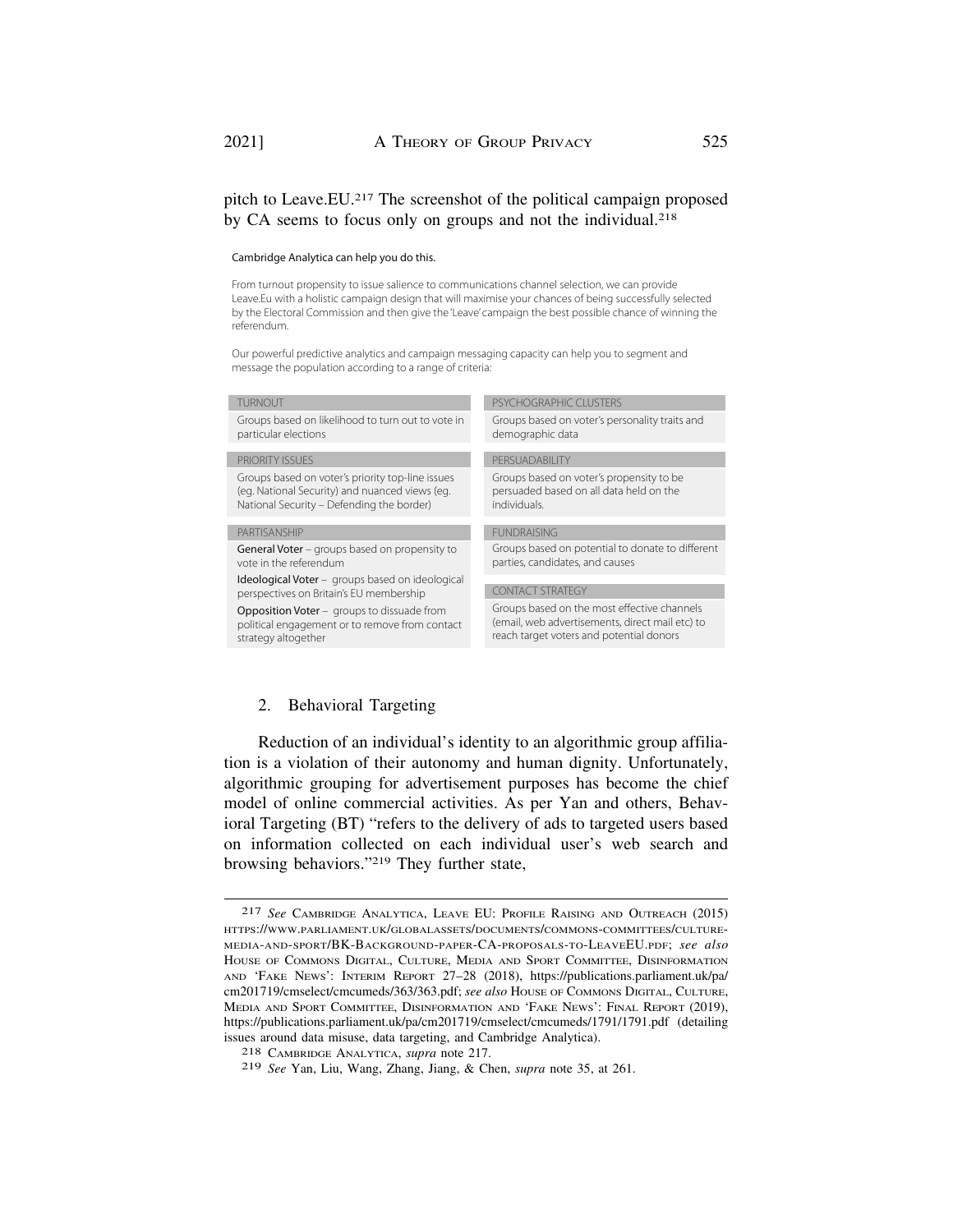pitch to Leave.EU.[217] The screenshot of the political campaign proposed by CA seems to focus only on groups and not the individual.[218]

Cambridge Analytica can help you do this.

From turnout propensity to issue salience to communications channel selection, we can provide Leave.Eu with a holistic campaign design that will maximise your chances of being successfully selected by the Electoral Commission and then give the 'Leave' campaign the best possible chance of winning the referendum.

Our powerful predictive analytics and campaign messaging capacity can help you to segment and message the population according to a range of criteria:

| | |
|---|---|
| TURNOUT | PSYCHOGRAPHIC CLUSTERS |
| Groups based on likelihood to turn out to vote in particular elections | Groups based on voter's personality traits and demographic data |
| PRIORITY ISSUES | PERSUADABILITY |
| Groups based on voter's priority top-line issues (eg. National Security) and nuanced views (eg. National Security – Defending the border) | Groups based on voter's propensity to be persuaded based on all data held on the individuals. |
| PARTISANSHIP | FUNDRAISING |
| **General Voter** – groups based on propensity to vote in the referendum | Groups based on potential to donate to different parties, candidates, and causes |
| **Ideological Voter** – groups based on ideological perspectives on Britain's EU membership | CONTACT STRATEGY |
| **Opposition Voter** – groups to dissuade from political engagement or to remove from contact strategy altogether | Groups based on the most effective channels (email, web advertisements, direct mail etc) to reach target voters and potential donors |

### 2. Behavioral Targeting

Reduction of an individual's identity to an algorithmic group affiliation is a violation of their autonomy and human dignity. Unfortunately, algorithmic grouping for advertisement purposes has become the chief model of online commercial activities. As per Yan and others, Behavioral Targeting (BT) "refers to the delivery of ads to targeted users based on information collected on each individual user's web search and browsing behaviors."[219] They further state,

---

[217] *See* CAMBRIDGE ANALYTICA, LEAVE EU: PROFILE RAISING AND OUTREACH (2015) HTTPS://WWW.PARLIAMENT.UK/GLOBALASSETS/DOCUMENTS/COMMONS-COMMITTEES/CULTURE-MEDIA-AND-SPORT/BK-BACKGROUND-PAPER-CA-PROPOSALS-TO-LEAVEEU.PDF; *see also* HOUSE OF COMMONS DIGITAL, CULTURE, MEDIA AND SPORT COMMITTEE, DISINFORMATION AND 'FAKE NEWS': INTERIM REPORT 27–28 (2018), https://publications.parliament.uk/pa/cm201719/cmselect/cmcumeds/363/363.pdf; *see also* HOUSE OF COMMONS DIGITAL, CULTURE, MEDIA AND SPORT COMMITTEE, DISINFORMATION AND 'FAKE NEWS': FINAL REPORT (2019), https://publications.parliament.uk/pa/cm201719/cmselect/cmcumeds/1791/1791.pdf (detailing issues around data misuse, data targeting, and Cambridge Analytica).

[218] CAMBRIDGE ANALYTICA, *supra* note 217.

[219] *See* Yan, Liu, Wang, Zhang, Jiang, & Chen, *supra* note 35, at 261.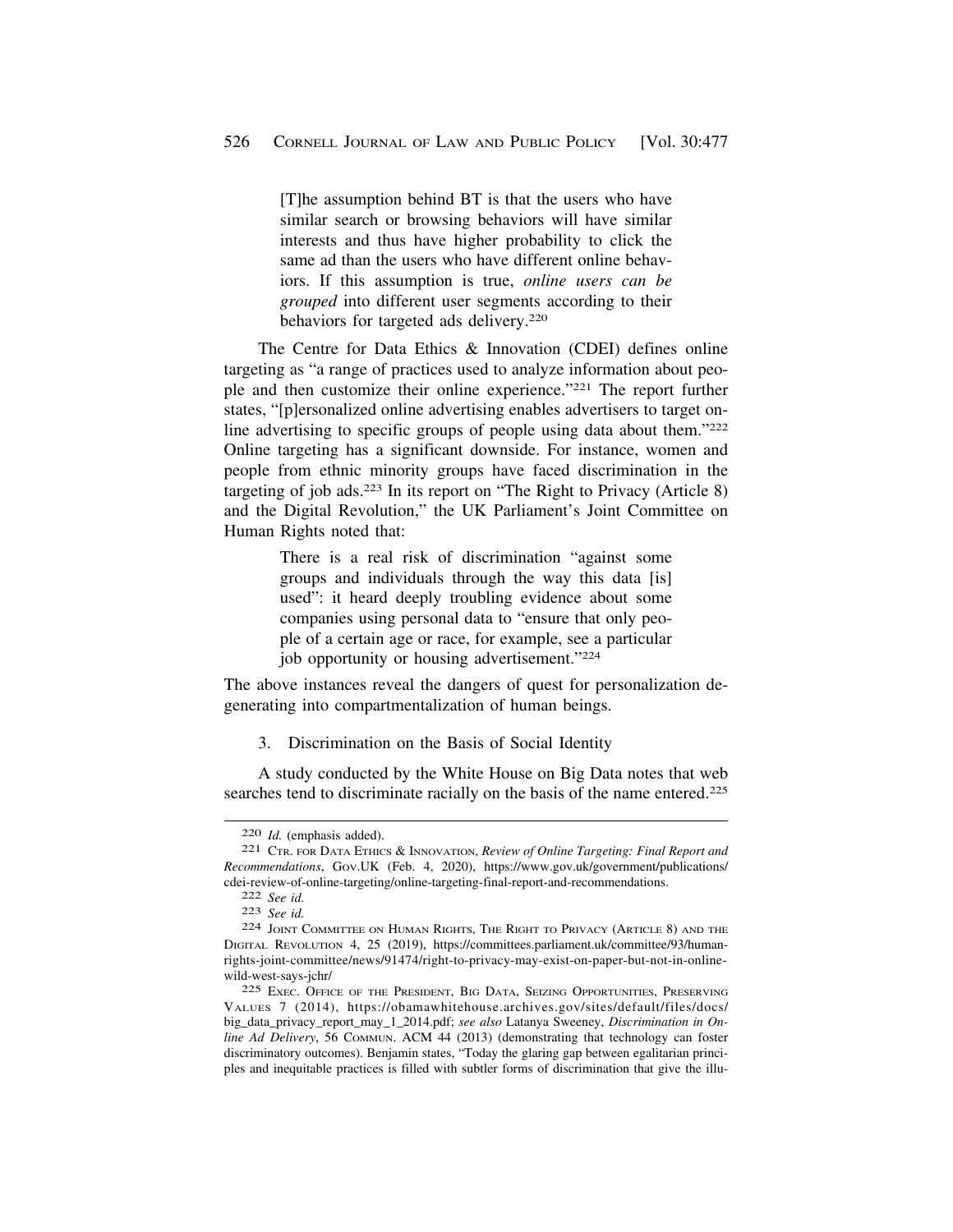> [T]he assumption behind BT is that the users who have similar search or browsing behaviors will have similar interests and thus have higher probability to click the same ad than the users who have different online behaviors. If this assumption is true, *online users can be grouped* into different user segments according to their behaviors for targeted ads delivery.[220]

The Centre for Data Ethics & Innovation (CDEI) defines online targeting as "a range of practices used to analyze information about people and then customize their online experience."[221] The report further states, "[p]ersonalized online advertising enables advertisers to target online advertising to specific groups of people using data about them."[222] Online targeting has a significant downside. For instance, women and people from ethnic minority groups have faced discrimination in the targeting of job ads.[223] In its report on "The Right to Privacy (Article 8) and the Digital Revolution," the UK Parliament's Joint Committee on Human Rights noted that:

> There is a real risk of discrimination "against some groups and individuals through the way this data [is] used": it heard deeply troubling evidence about some companies using personal data to "ensure that only people of a certain age or race, for example, see a particular job opportunity or housing advertisement."[224]

The above instances reveal the dangers of quest for personalization degenerating into compartmentalization of human beings.

### 3. Discrimination on the Basis of Social Identity

A study conducted by the White House on Big Data notes that web searches tend to discriminate racially on the basis of the name entered.[225]

---

220 *Id.* (emphasis added).

221 Ctr. for Data Ethics & Innovation, *Review of Online Targeting: Final Report and Recommendations*, Gov.UK (Feb. 4, 2020), https://www.gov.uk/government/publications/cdei-review-of-online-targeting/online-targeting-final-report-and-recommendations.

222 *See id.*

223 *See id.*

224 Joint Committee on Human Rights, The Right to Privacy (Article 8) and the Digital Revolution 4, 25 (2019), https://committees.parliament.uk/committee/93/human-rights-joint-committee/news/91474/right-to-privacy-may-exist-on-paper-but-not-in-online-wild-west-says-jchr/

225 Exec. Office of the President, Big Data, Seizing Opportunities, Preserving Values 7 (2014), https://obamawhitehouse.archives.gov/sites/default/files/docs/big_data_privacy_report_may_1_2014.pdf; *see also* Latanya Sweeney, *Discrimination in Online Ad Delivery*, 56 Commun. ACM 44 (2013) (demonstrating that technology can foster discriminatory outcomes). Benjamin states, "Today the glaring gap between egalitarian principles and inequitable practices is filled with subtler forms of discrimination that give the illu-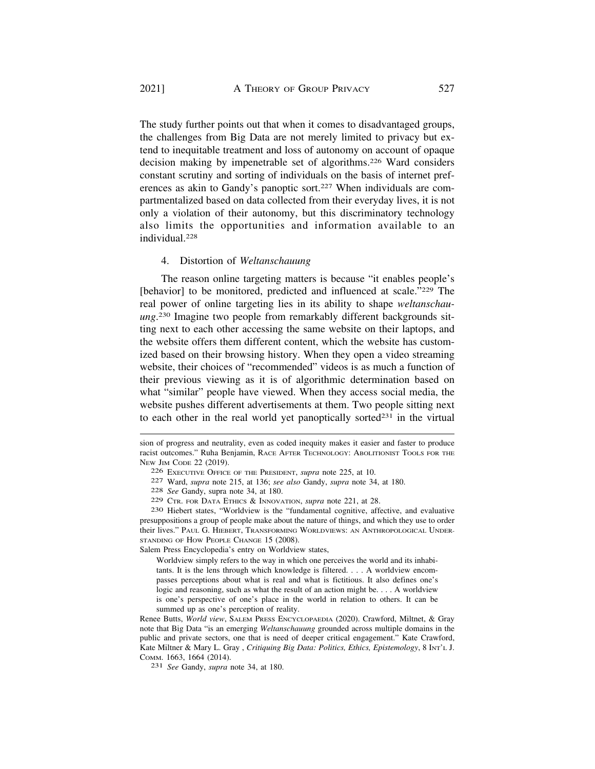The study further points out that when it comes to disadvantaged groups, the challenges from Big Data are not merely limited to privacy but extend to inequitable treatment and loss of autonomy on account of opaque decision making by impenetrable set of algorithms.[226] Ward considers constant scrutiny and sorting of individuals on the basis of internet preferences as akin to Gandy's panoptic sort.[227] When individuals are compartmentalized based on data collected from their everyday lives, it is not only a violation of their autonomy, but this discriminatory technology also limits the opportunities and information available to an individual.[228]

### 4. Distortion of *Weltanschauung*

The reason online targeting matters is because "it enables people's [behavior] to be monitored, predicted and influenced at scale."[229] The real power of online targeting lies in its ability to shape *weltanschauung*.[230] Imagine two people from remarkably different backgrounds sitting next to each other accessing the same website on their laptops, and the website offers them different content, which the website has customized based on their browsing history. When they open a video streaming website, their choices of "recommended" videos is as much a function of their previous viewing as it is of algorithmic determination based on what "similar" people have viewed. When they access social media, the website pushes different advertisements at them. Two people sitting next to each other in the real world yet panoptically sorted[231] in the virtual

---

sion of progress and neutrality, even as coded inequity makes it easier and faster to produce racist outcomes." Ruha Benjamin, Race After Technology: Abolitionist Tools for the New Jim Code 22 (2019).

226 Executive Office of the President, *supra* note 225, at 10.

227 Ward, *supra* note 215, at 136; *see also* Gandy, *supra* note 34, at 180.

228 *See* Gandy, supra note 34, at 180.

229 Ctr. for Data Ethics & Innovation, *supra* note 221, at 28.

230 Hiebert states, "Worldview is the "fundamental cognitive, affective, and evaluative presuppositions a group of people make about the nature of things, and which they use to order their lives." Paul G. Hiebert, Transforming Worldviews: an Anthropological Understanding of How People Change 15 (2008).

Salem Press Encyclopedia's entry on Worldview states,

> Worldview simply refers to the way in which one perceives the world and its inhabitants. It is the lens through which knowledge is filtered. . . . A worldview encompasses perceptions about what is real and what is fictitious. It also defines one's logic and reasoning, such as what the result of an action might be. . . . A worldview is one's perspective of one's place in the world in relation to others. It can be summed up as one's perception of reality.

Renee Butts, *World view*, Salem Press Encyclopaedia (2020). Crawford, Miltnet, & Gray note that Big Data "is an emerging *Weltanschauung* grounded across multiple domains in the public and private sectors, one that is need of deeper critical engagement." Kate Crawford, Kate Miltner & Mary L. Gray , *Critiquing Big Data: Politics, Ethics, Epistemology*, 8 Int'l J. Comm. 1663, 1664 (2014).

231 *See* Gandy, *supra* note 34, at 180.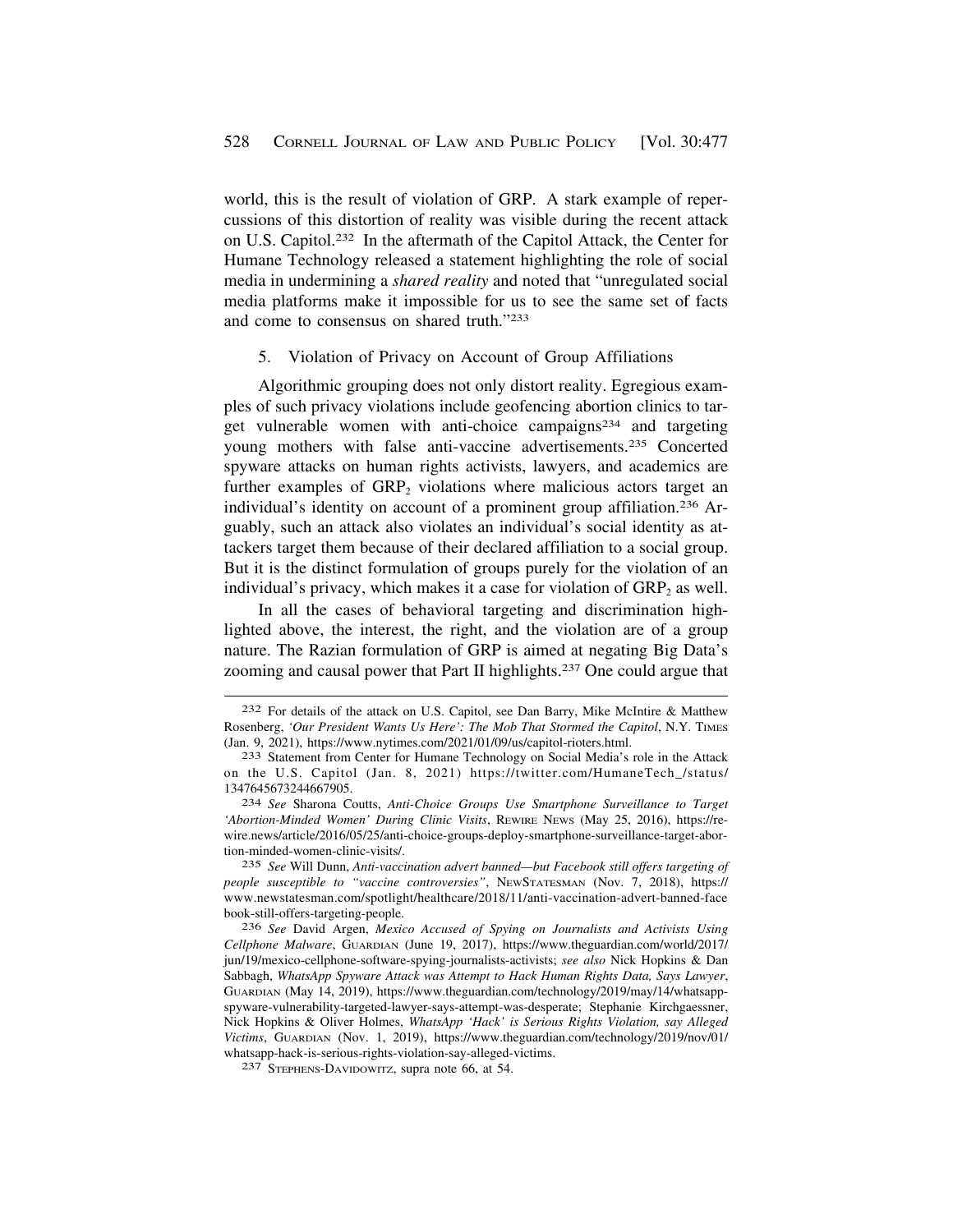world, this is the result of violation of GRP. A stark example of repercussions of this distortion of reality was visible during the recent attack on U.S. Capitol.[232] In the aftermath of the Capitol Attack, the Center for Humane Technology released a statement highlighting the role of social media in undermining a *shared reality* and noted that "unregulated social media platforms make it impossible for us to see the same set of facts and come to consensus on shared truth."[233]

### 5. Violation of Privacy on Account of Group Affiliations

Algorithmic grouping does not only distort reality. Egregious examples of such privacy violations include geofencing abortion clinics to target vulnerable women with anti-choice campaigns[234] and targeting young mothers with false anti-vaccine advertisements.[235] Concerted spyware attacks on human rights activists, lawyers, and academics are further examples of $GRP_2$ violations where malicious actors target an individual's identity on account of a prominent group affiliation.[236] Arguably, such an attack also violates an individual's social identity as attackers target them because of their declared affiliation to a social group. But it is the distinct formulation of groups purely for the violation of an individual's privacy, which makes it a case for violation of $GRP_2$ as well.

In all the cases of behavioral targeting and discrimination highlighted above, the interest, the right, and the violation are of a group nature. The Razian formulation of GRP is aimed at negating Big Data's zooming and causal power that Part II highlights.[237] One could argue that

---

232 For details of the attack on U.S. Capitol, see Dan Barry, Mike McIntire & Matthew Rosenberg, *'Our President Wants Us Here': The Mob That Stormed the Capitol*, N.Y. TIMES (Jan. 9, 2021), https://www.nytimes.com/2021/01/09/us/capitol-rioters.html.

233 Statement from Center for Humane Technology on Social Media's role in the Attack on the U.S. Capitol (Jan. 8, 2021) https://twitter.com/HumaneTech_/status/1347645673244667905.

234 *See* Sharona Coutts, *Anti-Choice Groups Use Smartphone Surveillance to Target 'Abortion-Minded Women' During Clinic Visits*, REWIRE NEWS (May 25, 2016), https://rewire.news/article/2016/05/25/anti-choice-groups-deploy-smartphone-surveillance-target-abortion-minded-women-clinic-visits/.

235 *See* Will Dunn, *Anti-vaccination advert banned—but Facebook still offers targeting of people susceptible to "vaccine controversies"*, NEWSTATESMAN (Nov. 7, 2018), https://www.newstatesman.com/spotlight/healthcare/2018/11/anti-vaccination-advert-banned-facebook-still-offers-targeting-people.

236 *See* David Argen, *Mexico Accused of Spying on Journalists and Activists Using Cellphone Malware*, GUARDIAN (June 19, 2017), https://www.theguardian.com/world/2017/jun/19/mexico-cellphone-software-spying-journalists-activists; *see also* Nick Hopkins & Dan Sabbagh, *WhatsApp Spyware Attack was Attempt to Hack Human Rights Data, Says Lawyer*, GUARDIAN (May 14, 2019), https://www.theguardian.com/technology/2019/may/14/whatsapp-spyware-vulnerability-targeted-lawyer-says-attempt-was-desperate; Stephanie Kirchgaessner, Nick Hopkins & Oliver Holmes, *WhatsApp 'Hack' is Serious Rights Violation, say Alleged Victims*, GUARDIAN (Nov. 1, 2019), https://www.theguardian.com/technology/2019/nov/01/whatsapp-hack-is-serious-rights-violation-say-alleged-victims.

237 STEPHENS-DAVIDOWITZ, supra note 66, at 54.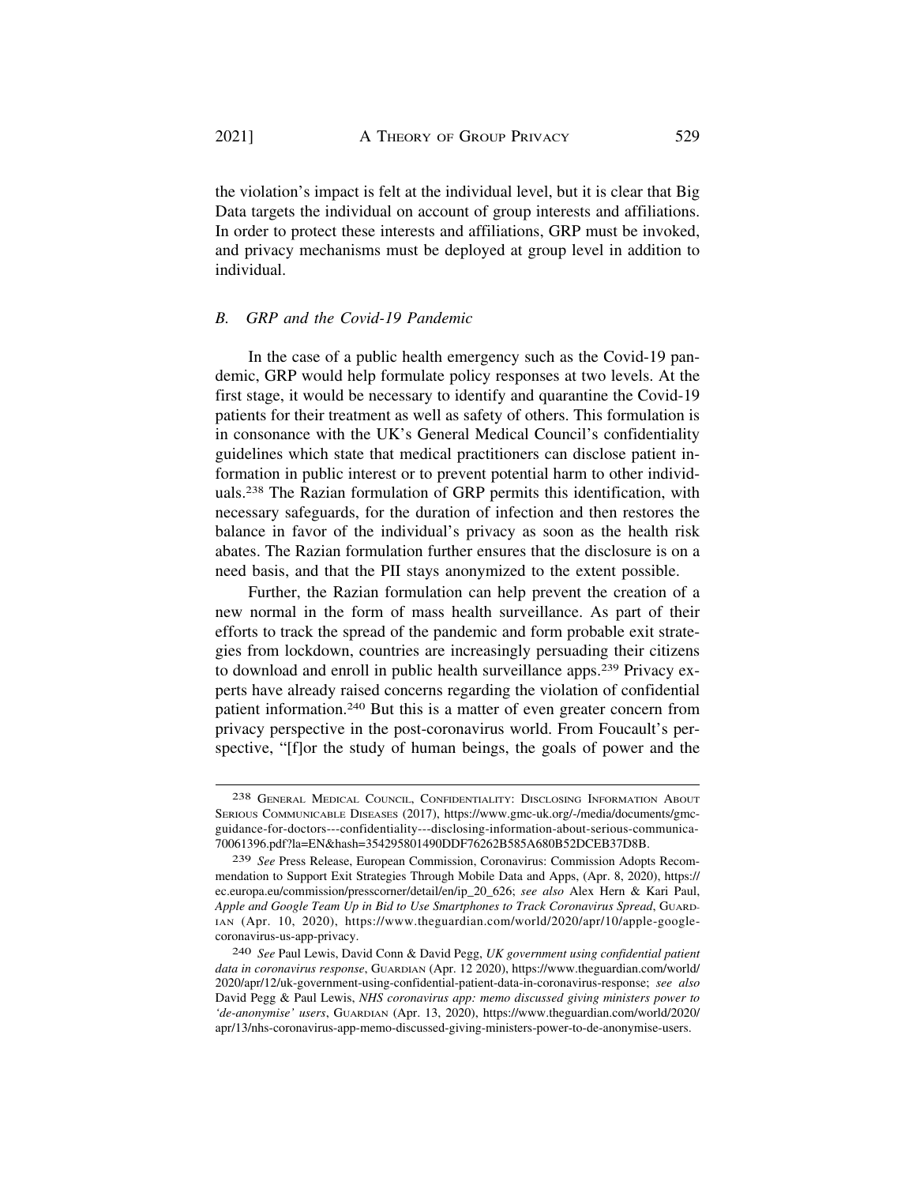the violation's impact is felt at the individual level, but it is clear that Big Data targets the individual on account of group interests and affiliations. In order to protect these interests and affiliations, GRP must be invoked, and privacy mechanisms must be deployed at group level in addition to individual.

### *B. GRP and the Covid-19 Pandemic*

In the case of a public health emergency such as the Covid-19 pandemic, GRP would help formulate policy responses at two levels. At the first stage, it would be necessary to identify and quarantine the Covid-19 patients for their treatment as well as safety of others. This formulation is in consonance with the UK's General Medical Council's confidentiality guidelines which state that medical practitioners can disclose patient information in public interest or to prevent potential harm to other individuals.[238] The Razian formulation of GRP permits this identification, with necessary safeguards, for the duration of infection and then restores the balance in favor of the individual's privacy as soon as the health risk abates. The Razian formulation further ensures that the disclosure is on a need basis, and that the PII stays anonymized to the extent possible.

Further, the Razian formulation can help prevent the creation of a new normal in the form of mass health surveillance. As part of their efforts to track the spread of the pandemic and form probable exit strategies from lockdown, countries are increasingly persuading their citizens to download and enroll in public health surveillance apps.[239] Privacy experts have already raised concerns regarding the violation of confidential patient information.[240] But this is a matter of even greater concern from privacy perspective in the post-coronavirus world. From Foucault's perspective, "[f]or the study of human beings, the goals of power and the

---

[238] General Medical Council, Confidentiality: Disclosing Information About Serious Communicable Diseases (2017), https://www.gmc-uk.org/-/media/documents/gmc-guidance-for-doctors---confidentiality---disclosing-information-about-serious-communica-70061396.pdf?la=EN&hash=354295801490DDF76262B585A680B52DCEB37D8B.

[239] *See* Press Release, European Commission, Coronavirus: Commission Adopts Recommendation to Support Exit Strategies Through Mobile Data and Apps, (Apr. 8, 2020), https://ec.europa.eu/commission/presscorner/detail/en/ip_20_626; *see also* Alex Hern & Kari Paul, *Apple and Google Team Up in Bid to Use Smartphones to Track Coronavirus Spread*, Guardian (Apr. 10, 2020), https://www.theguardian.com/world/2020/apr/10/apple-google-coronavirus-us-app-privacy.

[240] *See* Paul Lewis, David Conn & David Pegg, *UK government using confidential patient data in coronavirus response*, Guardian (Apr. 12 2020), https://www.theguardian.com/world/2020/apr/12/uk-government-using-confidential-patient-data-in-coronavirus-response; *see also* David Pegg & Paul Lewis, *NHS coronavirus app: memo discussed giving ministers power to 'de-anonymise' users*, Guardian (Apr. 13, 2020), https://www.theguardian.com/world/2020/apr/13/nhs-coronavirus-app-memo-discussed-giving-ministers-power-to-de-anonymise-users.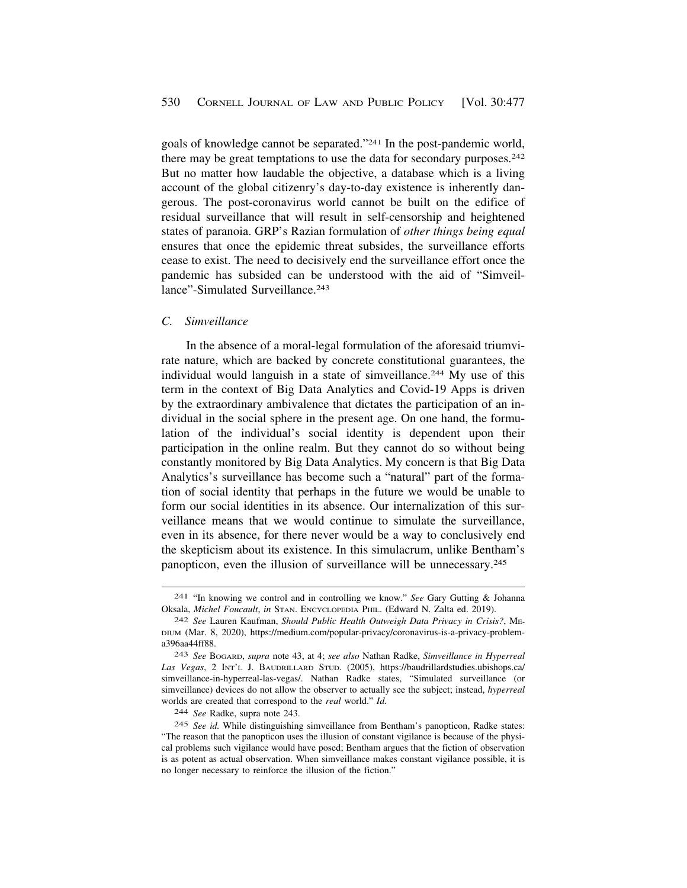goals of knowledge cannot be separated."[241] In the post-pandemic world, there may be great temptations to use the data for secondary purposes.[242] But no matter how laudable the objective, a database which is a living account of the global citizenry's day-to-day existence is inherently dangerous. The post-coronavirus world cannot be built on the edifice of residual surveillance that will result in self-censorship and heightened states of paranoia. GRP's Razian formulation of *other things being equal* ensures that once the epidemic threat subsides, the surveillance efforts cease to exist. The need to decisively end the surveillance effort once the pandemic has subsided can be understood with the aid of "Simveillance"-Simulated Surveillance.[243]

### *C. Simveillance*

In the absence of a moral-legal formulation of the aforesaid triumvirate nature, which are backed by concrete constitutional guarantees, the individual would languish in a state of simveillance.[244] My use of this term in the context of Big Data Analytics and Covid-19 Apps is driven by the extraordinary ambivalence that dictates the participation of an individual in the social sphere in the present age. On one hand, the formulation of the individual's social identity is dependent upon their participation in the online realm. But they cannot do so without being constantly monitored by Big Data Analytics. My concern is that Big Data Analytics's surveillance has become such a "natural" part of the formation of social identity that perhaps in the future we would be unable to form our social identities in its absence. Our internalization of this surveillance means that we would continue to simulate the surveillance, even in its absence, for there never would be a way to conclusively end the skepticism about its existence. In this simulacrum, unlike Bentham's panopticon, even the illusion of surveillance will be unnecessary.[245]

---

241 "In knowing we control and in controlling we know." *See* Gary Gutting & Johanna Oksala, *Michel Foucault*, *in* STAN. ENCYCLOPEDIA PHIL. (Edward N. Zalta ed. 2019).

242 *See* Lauren Kaufman, *Should Public Health Outweigh Data Privacy in Crisis?*, MEDIUM (Mar. 8, 2020), https://medium.com/popular-privacy/coronavirus-is-a-privacy-problem-a396aa44ff88.

243 *See* BOGARD, *supra* note 43, at 4; *see also* Nathan Radke, *Simveillance in Hyperreal Las Vegas*, 2 INT'L J. BAUDRILLARD STUD. (2005), https://baudrillardstudies.ubishops.ca/simveillance-in-hyperreal-las-vegas/. Nathan Radke states, "Simulated surveillance (or simveillance) devices do not allow the observer to actually see the subject; instead, *hyperreal* worlds are created that correspond to the *real* world." *Id.*

244 *See* Radke, supra note 243.

245 *See id.* While distinguishing simveillance from Bentham's panopticon, Radke states: "The reason that the panopticon uses the illusion of constant vigilance is because of the physical problems such vigilance would have posed; Bentham argues that the fiction of observation is as potent as actual observation. When simveillance makes constant vigilance possible, it is no longer necessary to reinforce the illusion of the fiction."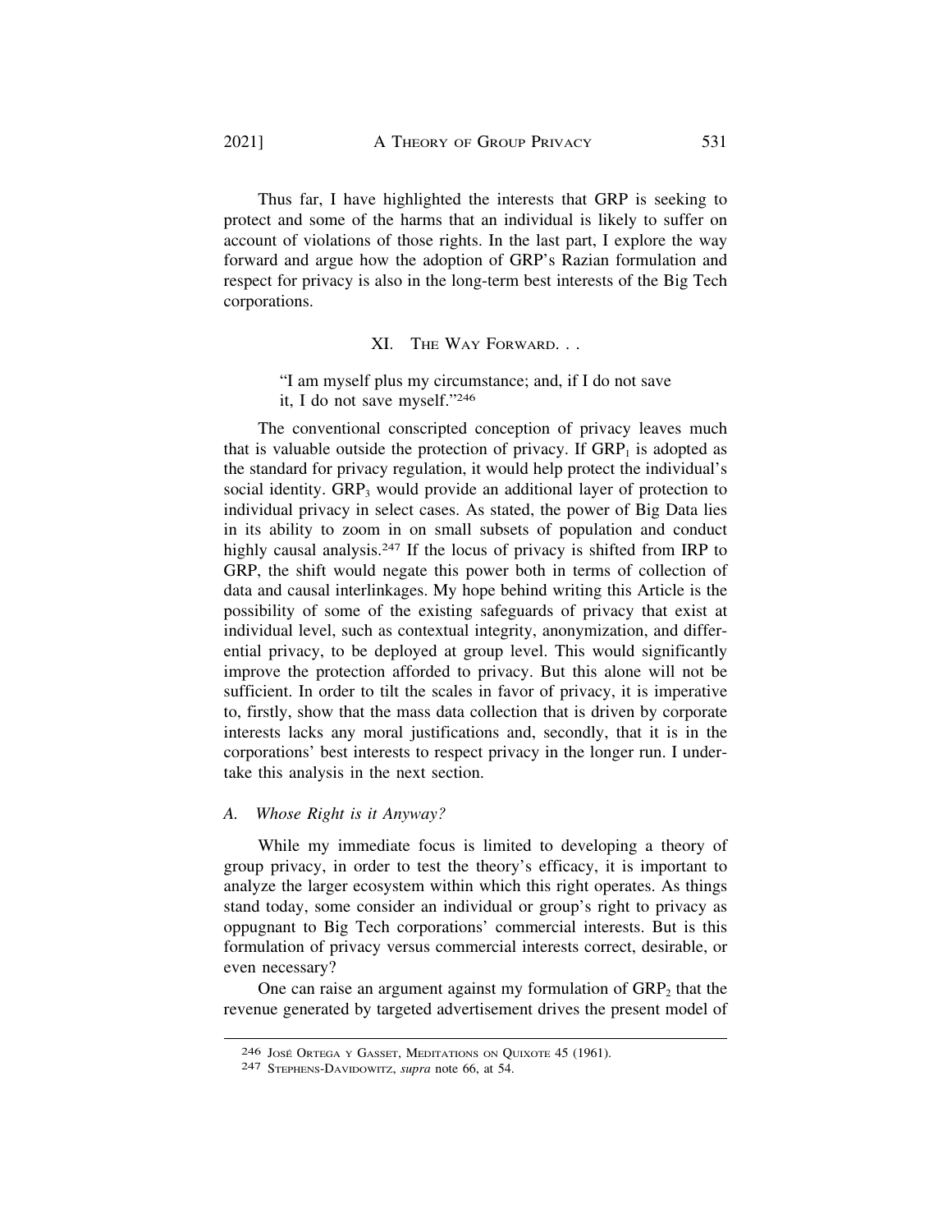Thus far, I have highlighted the interests that GRP is seeking to protect and some of the harms that an individual is likely to suffer on account of violations of those rights. In the last part, I explore the way forward and argue how the adoption of GRP's Razian formulation and respect for privacy is also in the long-term best interests of the Big Tech corporations.

## XI. The Way Forward. . .

> "I am myself plus my circumstance; and, if I do not save it, I do not save myself."[246]

The conventional conscripted conception of privacy leaves much that is valuable outside the protection of privacy. If $GRP_1$ is adopted as the standard for privacy regulation, it would help protect the individual's social identity. $GRP_3$ would provide an additional layer of protection to individual privacy in select cases. As stated, the power of Big Data lies in its ability to zoom in on small subsets of population and conduct highly causal analysis.[247] If the locus of privacy is shifted from IRP to GRP, the shift would negate this power both in terms of collection of data and causal interlinkages. My hope behind writing this Article is the possibility of some of the existing safeguards of privacy that exist at individual level, such as contextual integrity, anonymization, and differential privacy, to be deployed at group level. This would significantly improve the protection afforded to privacy. But this alone will not be sufficient. In order to tilt the scales in favor of privacy, it is imperative to, firstly, show that the mass data collection that is driven by corporate interests lacks any moral justifications and, secondly, that it is in the corporations' best interests to respect privacy in the longer run. I undertake this analysis in the next section.

### *A. Whose Right is it Anyway?*

While my immediate focus is limited to developing a theory of group privacy, in order to test the theory's efficacy, it is important to analyze the larger ecosystem within which this right operates. As things stand today, some consider an individual or group's right to privacy as oppugnant to Big Tech corporations' commercial interests. But is this formulation of privacy versus commercial interests correct, desirable, or even necessary?

One can raise an argument against my formulation of $GRP_2$ that the revenue generated by targeted advertisement drives the present model of

---

246 José Ortega y Gasset, Meditations on Quixote 45 (1961).

247 Stephens-Davidowitz, *supra* note 66, at 54.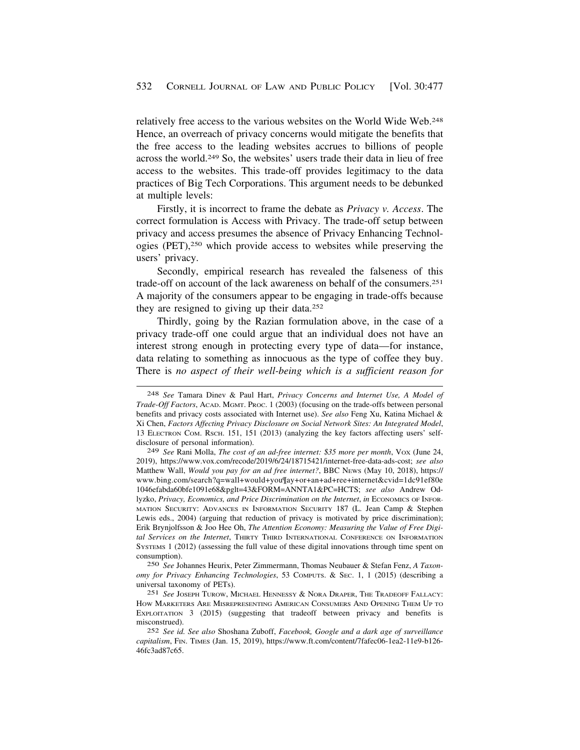relatively free access to the various websites on the World Wide Web.[248] Hence, an overreach of privacy concerns would mitigate the benefits that the free access to the leading websites accrues to billions of people across the world.[249] So, the websites' users trade their data in lieu of free access to the websites. This trade-off provides legitimacy to the data practices of Big Tech Corporations. This argument needs to be debunked at multiple levels:

Firstly, it is incorrect to frame the debate as *Privacy v. Access*. The correct formulation is Access with Privacy. The trade-off setup between privacy and access presumes the absence of Privacy Enhancing Technologies (PET),[250] which provide access to websites while preserving the users' privacy.

Secondly, empirical research has revealed the falseness of this trade-off on account of the lack awareness on behalf of the consumers.[251] A majority of the consumers appear to be engaging in trade-offs because they are resigned to giving up their data.[252]

Thirdly, going by the Razian formulation above, in the case of a privacy trade-off one could argue that an individual does not have an interest strong enough in protecting every type of data—for instance, data relating to something as innocuous as the type of coffee they buy. There is *no aspect of their well-being which is a sufficient reason for*

---

[248] *See* Tamara Dinev & Paul Hart, *Privacy Concerns and Internet Use, A Model of Trade-Off Factors*, ACAD. MGMT. PROC. 1 (2003) (focusing on the trade-offs between personal benefits and privacy costs associated with Internet use). *See also* Feng Xu, Katina Michael & Xi Chen, *Factors Affecting Privacy Disclosure on Social Network Sites: An Integrated Model*, 13 ELECTRON COM. RSCH. 151, 151 (2013) (analyzing the key factors affecting users' self-disclosure of personal information).

[249] *See* Rani Molla, *The cost of an ad-free internet: $35 more per month*, VOX (June 24, 2019), https://www.vox.com/recode/2019/6/24/18715421/internet-free-data-ads-cost; *see also* Matthew Wall, *Would you pay for an ad free internet?*, BBC NEWS (May 10, 2018), https://www.bing.com/search?q=wall+would+you¶ay+or+an+ad+ree+internet&cvid=1dc91ef80e1046efabda60bfe1091e68&pglt=43&FORM=ANNTA1&PC=HCTS; *see also* Andrew Odlyzko, *Privacy, Economics, and Price Discrimination on the Internet*, *in* ECONOMICS OF INFORMATION SECURITY: ADVANCES IN INFORMATION SECURITY 187 (L. Jean Camp & Stephen Lewis eds., 2004) (arguing that reduction of privacy is motivated by price discrimination); Erik Brynjolfsson & Joo Hee Oh, *The Attention Economy: Measuring the Value of Free Digital Services on the Internet*, THIRTY THIRD INTERNATIONAL CONFERENCE ON INFORMATION SYSTEMS 1 (2012) (assessing the full value of these digital innovations through time spent on consumption).

[250] *See* Johannes Heurix, Peter Zimmermann, Thomas Neubauer & Stefan Fenz, *A Taxonomy for Privacy Enhancing Technologies*, 53 COMPUTS. & SEC. 1, 1 (2015) (describing a universal taxonomy of PETs).

[251] *See* JOSEPH TUROW, MICHAEL HENNESSY & NORA DRAPER, THE TRADEOFF FALLACY: HOW MARKETERS ARE MISREPRESENTING AMERICAN CONSUMERS AND OPENING THEM UP TO EXPLOITATION 3 (2015) (suggesting that tradeoff between privacy and benefits is misconstrued).

[252] *See id. See also* Shoshana Zuboff, *Facebook, Google and a dark age of surveillance capitalism*, FIN. TIMES (Jan. 15, 2019), https://www.ft.com/content/7fafec06-1ea2-11e9-b126-46fc3ad87c65.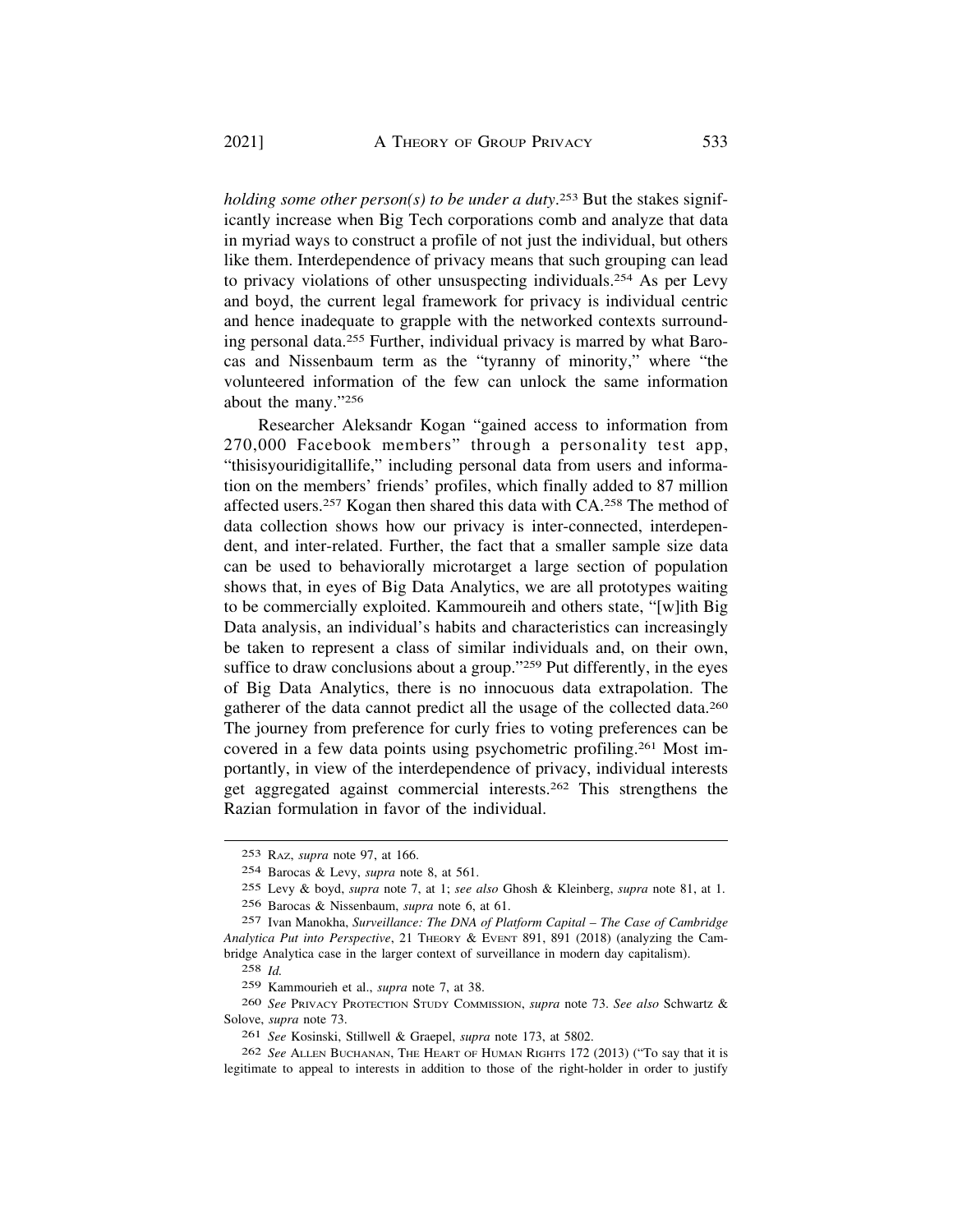*holding some other person(s) to be under a duty*.[253] But the stakes significantly increase when Big Tech corporations comb and analyze that data in myriad ways to construct a profile of not just the individual, but others like them. Interdependence of privacy means that such grouping can lead to privacy violations of other unsuspecting individuals.[254] As per Levy and boyd, the current legal framework for privacy is individual centric and hence inadequate to grapple with the networked contexts surrounding personal data.[255] Further, individual privacy is marred by what Barocas and Nissenbaum term as the "tyranny of minority," where "the volunteered information of the few can unlock the same information about the many."[256]

Researcher Aleksandr Kogan "gained access to information from 270,000 Facebook members" through a personality test app, "thisisyouridigitallife," including personal data from users and information on the members' friends' profiles, which finally added to 87 million affected users.[257] Kogan then shared this data with CA.[258] The method of data collection shows how our privacy is inter-connected, interdependent, and inter-related. Further, the fact that a smaller sample size data can be used to behaviorally microtarget a large section of population shows that, in eyes of Big Data Analytics, we are all prototypes waiting to be commercially exploited. Kammoureih and others state, "[w]ith Big Data analysis, an individual's habits and characteristics can increasingly be taken to represent a class of similar individuals and, on their own, suffice to draw conclusions about a group."[259] Put differently, in the eyes of Big Data Analytics, there is no innocuous data extrapolation. The gatherer of the data cannot predict all the usage of the collected data.[260] The journey from preference for curly fries to voting preferences can be covered in a few data points using psychometric profiling.[261] Most importantly, in view of the interdependence of privacy, individual interests get aggregated against commercial interests.[262] This strengthens the Razian formulation in favor of the individual.

---

253 RAZ, *supra* note 97, at 166.

254 Barocas & Levy, *supra* note 8, at 561.

255 Levy & boyd, *supra* note 7, at 1; *see also* Ghosh & Kleinberg, *supra* note 81, at 1.

256 Barocas & Nissenbaum, *supra* note 6, at 61.

257 Ivan Manokha, *Surveillance: The DNA of Platform Capital – The Case of Cambridge Analytica Put into Perspective*, 21 THEORY & EVENT 891, 891 (2018) (analyzing the Cambridge Analytica case in the larger context of surveillance in modern day capitalism).

258 *Id.*

259 Kammourieh et al., *supra* note 7, at 38.

260 *See* PRIVACY PROTECTION STUDY COMMISSION, *supra* note 73. *See also* Schwartz & Solove, *supra* note 73.

261 *See* Kosinski, Stillwell & Graepel, *supra* note 173, at 5802.

262 *See* ALLEN BUCHANAN, THE HEART OF HUMAN RIGHTS 172 (2013) ("To say that it is legitimate to appeal to interests in addition to those of the right-holder in order to justify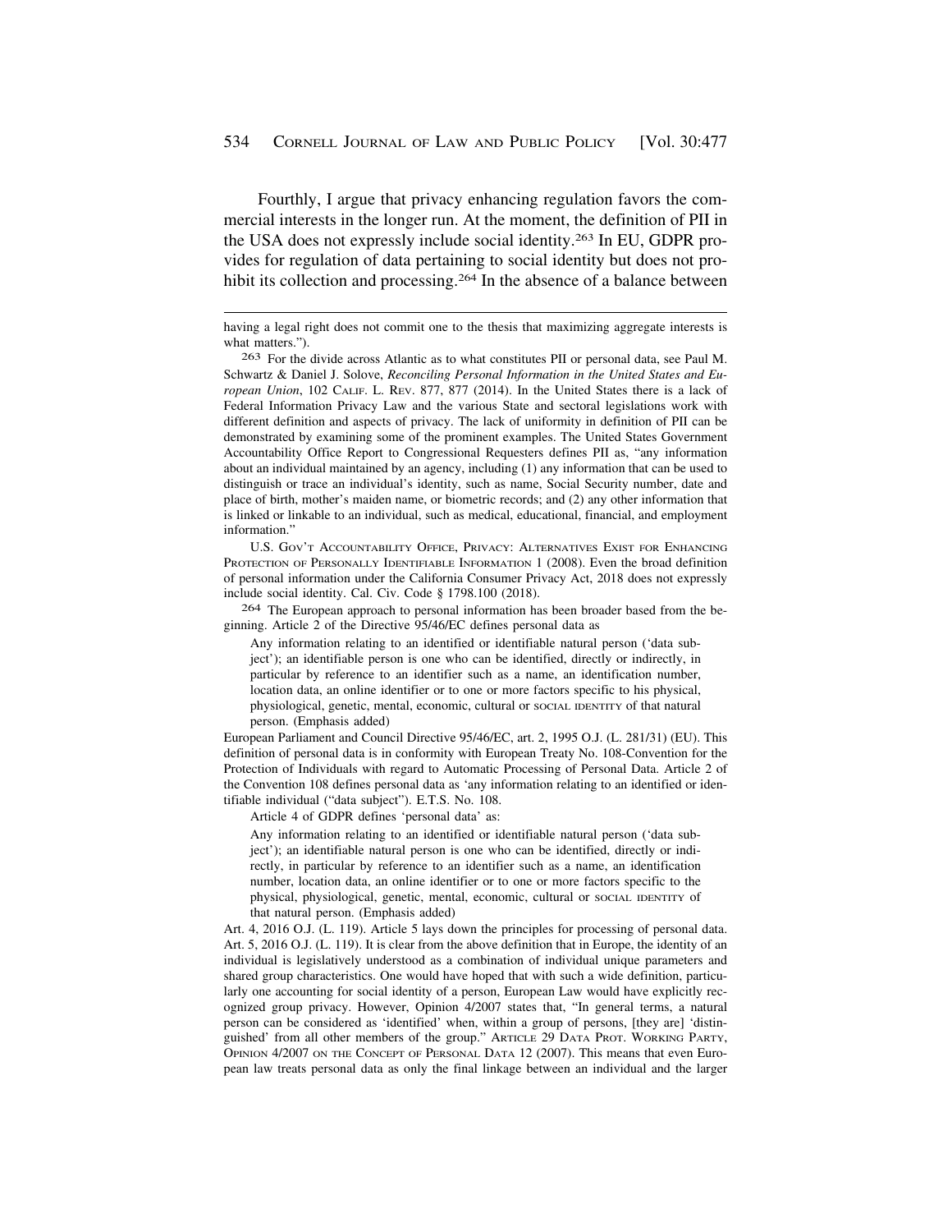Fourthly, I argue that privacy enhancing regulation favors the commercial interests in the longer run. At the moment, the definition of PII in the USA does not expressly include social identity.[263] In EU, GDPR provides for regulation of data pertaining to social identity but does not prohibit its collection and processing.[264] In the absence of a balance between

---

having a legal right does not commit one to the thesis that maximizing aggregate interests is what matters.").

[263] For the divide across Atlantic as to what constitutes PII or personal data, see Paul M. Schwartz & Daniel J. Solove, *Reconciling Personal Information in the United States and European Union*, 102 CALIF. L. REV. 877, 877 (2014). In the United States there is a lack of Federal Information Privacy Law and the various State and sectoral legislations work with different definition and aspects of privacy. The lack of uniformity in definition of PII can be demonstrated by examining some of the prominent examples. The United States Government Accountability Office Report to Congressional Requesters defines PII as, "any information about an individual maintained by an agency, including (1) any information that can be used to distinguish or trace an individual's identity, such as name, Social Security number, date and place of birth, mother's maiden name, or biometric records; and (2) any other information that is linked or linkable to an individual, such as medical, educational, financial, and employment information."

U.S. GOV'T ACCOUNTABILITY OFFICE, PRIVACY: ALTERNATIVES EXIST FOR ENHANCING PROTECTION OF PERSONALLY IDENTIFIABLE INFORMATION 1 (2008). Even the broad definition of personal information under the California Consumer Privacy Act, 2018 does not expressly include social identity. Cal. Civ. Code § 1798.100 (2018).

[264] The European approach to personal information has been broader based from the beginning. Article 2 of the Directive 95/46/EC defines personal data as

> Any information relating to an identified or identifiable natural person ('data subject'); an identifiable person is one who can be identified, directly or indirectly, in particular by reference to an identifier such as a name, an identification number, location data, an online identifier or to one or more factors specific to his physical, physiological, genetic, mental, economic, cultural or SOCIAL IDENTITY of that natural person. (Emphasis added)

European Parliament and Council Directive 95/46/EC, art. 2, 1995 O.J. (L. 281/31) (EU). This definition of personal data is in conformity with European Treaty No. 108-Convention for the Protection of Individuals with regard to Automatic Processing of Personal Data. Article 2 of the Convention 108 defines personal data as 'any information relating to an identified or identifiable individual ("data subject"). E.T.S. No. 108.

Article 4 of GDPR defines 'personal data' as:

> Any information relating to an identified or identifiable natural person ('data subject'); an identifiable natural person is one who can be identified, directly or indirectly, in particular by reference to an identifier such as a name, an identification number, location data, an online identifier or to one or more factors specific to the physical, physiological, genetic, mental, economic, cultural or SOCIAL IDENTITY of that natural person. (Emphasis added)

Art. 4, 2016 O.J. (L. 119). Article 5 lays down the principles for processing of personal data. Art. 5, 2016 O.J. (L. 119). It is clear from the above definition that in Europe, the identity of an individual is legislatively understood as a combination of individual unique parameters and shared group characteristics. One would have hoped that with such a wide definition, particularly one accounting for social identity of a person, European Law would have explicitly recognized group privacy. However, Opinion 4/2007 states that, "In general terms, a natural person can be considered as 'identified' when, within a group of persons, [they are] 'distinguished' from all other members of the group." ARTICLE 29 DATA PROT. WORKING PARTY, OPINION 4/2007 ON THE CONCEPT OF PERSONAL DATA 12 (2007). This means that even European law treats personal data as only the final linkage between an individual and the larger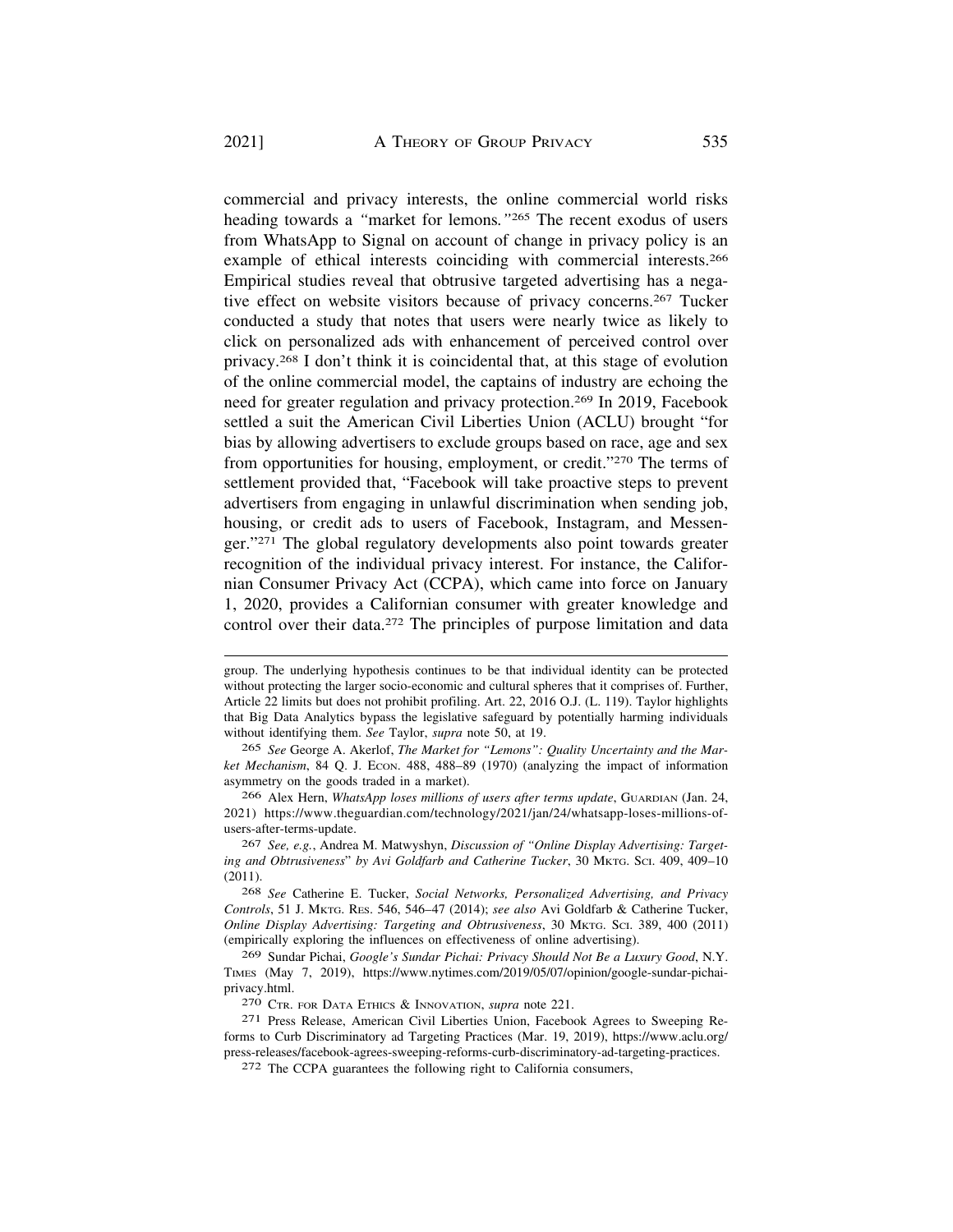commercial and privacy interests, the online commercial world risks heading towards a *"*market for lemons*.*"[265] The recent exodus of users from WhatsApp to Signal on account of change in privacy policy is an example of ethical interests coinciding with commercial interests.[266] Empirical studies reveal that obtrusive targeted advertising has a negative effect on website visitors because of privacy concerns.[267] Tucker conducted a study that notes that users were nearly twice as likely to click on personalized ads with enhancement of perceived control over privacy.[268] I don't think it is coincidental that, at this stage of evolution of the online commercial model, the captains of industry are echoing the need for greater regulation and privacy protection.[269] In 2019, Facebook settled a suit the American Civil Liberties Union (ACLU) brought "for bias by allowing advertisers to exclude groups based on race, age and sex from opportunities for housing, employment, or credit."[270] The terms of settlement provided that, "Facebook will take proactive steps to prevent advertisers from engaging in unlawful discrimination when sending job, housing, or credit ads to users of Facebook, Instagram, and Messenger."[271] The global regulatory developments also point towards greater recognition of the individual privacy interest. For instance, the Californian Consumer Privacy Act (CCPA), which came into force on January 1, 2020, provides a Californian consumer with greater knowledge and control over their data.[272] The principles of purpose limitation and data

---

group. The underlying hypothesis continues to be that individual identity can be protected without protecting the larger socio-economic and cultural spheres that it comprises of. Further, Article 22 limits but does not prohibit profiling. Art. 22, 2016 O.J. (L. 119). Taylor highlights that Big Data Analytics bypass the legislative safeguard by potentially harming individuals without identifying them. *See* Taylor, *supra* note 50, at 19.

265 *See* George A. Akerlof, *The Market for "Lemons": Quality Uncertainty and the Market Mechanism*, 84 Q. J. ECON. 488, 488–89 (1970) (analyzing the impact of information asymmetry on the goods traded in a market).

266 Alex Hern, *WhatsApp loses millions of users after terms update*, GUARDIAN (Jan. 24, 2021) https://www.theguardian.com/technology/2021/jan/24/whatsapp-loses-millions-of-users-after-terms-update.

267 *See, e.g.*, Andrea M. Matwyshyn, *Discussion of "Online Display Advertising: Targeting and Obtrusiveness" by Avi Goldfarb and Catherine Tucker*, 30 MKTG. SCI. 409, 409–10 (2011).

268 *See* Catherine E. Tucker, *Social Networks, Personalized Advertising, and Privacy Controls*, 51 J. MKTG. RES. 546, 546–47 (2014); *see also* Avi Goldfarb & Catherine Tucker, *Online Display Advertising: Targeting and Obtrusiveness*, 30 MKTG. SCI. 389, 400 (2011) (empirically exploring the influences on effectiveness of online advertising).

269 Sundar Pichai, *Google's Sundar Pichai: Privacy Should Not Be a Luxury Good*, N.Y. TIMES (May 7, 2019), https://www.nytimes.com/2019/05/07/opinion/google-sundar-pichai-privacy.html.

270 CTR. FOR DATA ETHICS & INNOVATION, *supra* note 221.

271 Press Release, American Civil Liberties Union, Facebook Agrees to Sweeping Reforms to Curb Discriminatory ad Targeting Practices (Mar. 19, 2019), https://www.aclu.org/press-releases/facebook-agrees-sweeping-reforms-curb-discriminatory-ad-targeting-practices.

272 The CCPA guarantees the following right to California consumers,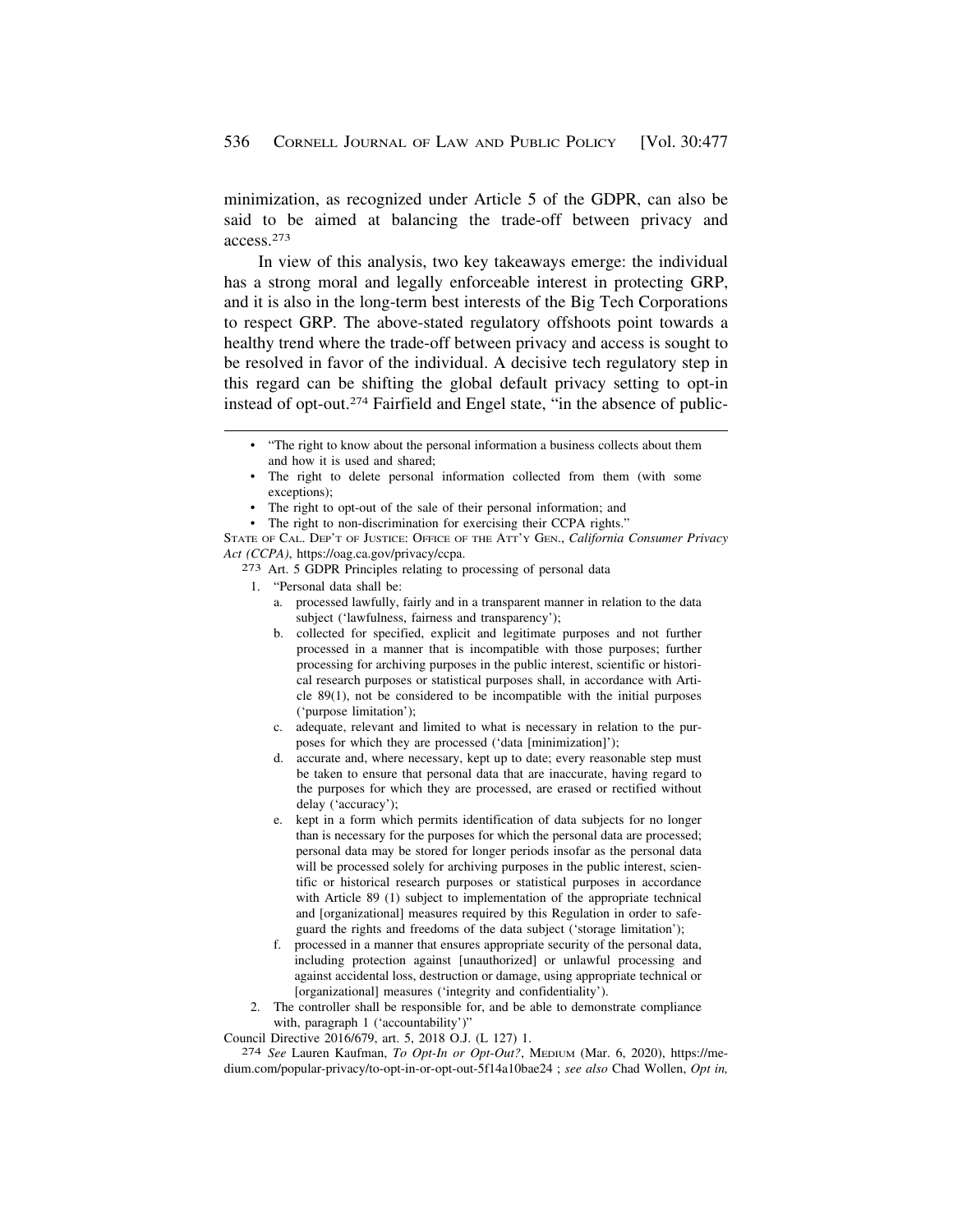minimization, as recognized under Article 5 of the GDPR, can also be said to be aimed at balancing the trade-off between privacy and access.[273]

In view of this analysis, two key takeaways emerge: the individual has a strong moral and legally enforceable interest in protecting GRP, and it is also in the long-term best interests of the Big Tech Corporations to respect GRP. The above-stated regulatory offshoots point towards a healthy trend where the trade-off between privacy and access is sought to be resolved in favor of the individual. A decisive tech regulatory step in this regard can be shifting the global default privacy setting to opt-in instead of opt-out.[274] Fairfield and Engel state, "in the absence of public-

---

- "The right to know about the personal information a business collects about them and how it is used and shared;
- The right to delete personal information collected from them (with some exceptions);
- The right to opt-out of the sale of their personal information; and
- The right to non-discrimination for exercising their CCPA rights."

STATE OF CAL. DEP'T OF JUSTICE: OFFICE OF THE ATT'Y GEN., *California Consumer Privacy Act (CCPA)*, https://oag.ca.gov/privacy/ccpa.

[273] Art. 5 GDPR Principles relating to processing of personal data

1. "Personal data shall be:
   a. processed lawfully, fairly and in a transparent manner in relation to the data subject ('lawfulness, fairness and transparency');
   b. collected for specified, explicit and legitimate purposes and not further processed in a manner that is incompatible with those purposes; further processing for archiving purposes in the public interest, scientific or historical research purposes or statistical purposes shall, in accordance with Article 89(1), not be considered to be incompatible with the initial purposes ('purpose limitation');
   c. adequate, relevant and limited to what is necessary in relation to the purposes for which they are processed ('data [minimization]');
   d. accurate and, where necessary, kept up to date; every reasonable step must be taken to ensure that personal data that are inaccurate, having regard to the purposes for which they are processed, are erased or rectified without delay ('accuracy');
   e. kept in a form which permits identification of data subjects for no longer than is necessary for the purposes for which the personal data are processed; personal data may be stored for longer periods insofar as the personal data will be processed solely for archiving purposes in the public interest, scientific or historical research purposes or statistical purposes in accordance with Article 89 (1) subject to implementation of the appropriate technical and [organizational] measures required by this Regulation in order to safeguard the rights and freedoms of the data subject ('storage limitation');
   f. processed in a manner that ensures appropriate security of the personal data, including protection against [unauthorized] or unlawful processing and against accidental loss, destruction or damage, using appropriate technical or [organizational] measures ('integrity and confidentiality').
2. The controller shall be responsible for, and be able to demonstrate compliance with, paragraph 1 ('accountability')"

Council Directive 2016/679, art. 5, 2018 O.J. (L 127) 1.

[274] *See* Lauren Kaufman, *To Opt-In or Opt-Out?*, MEDIUM (Mar. 6, 2020), https://medium.com/popular-privacy/to-opt-in-or-opt-out-5f14a10bae24 ; *see also* Chad Wollen, *Opt in,*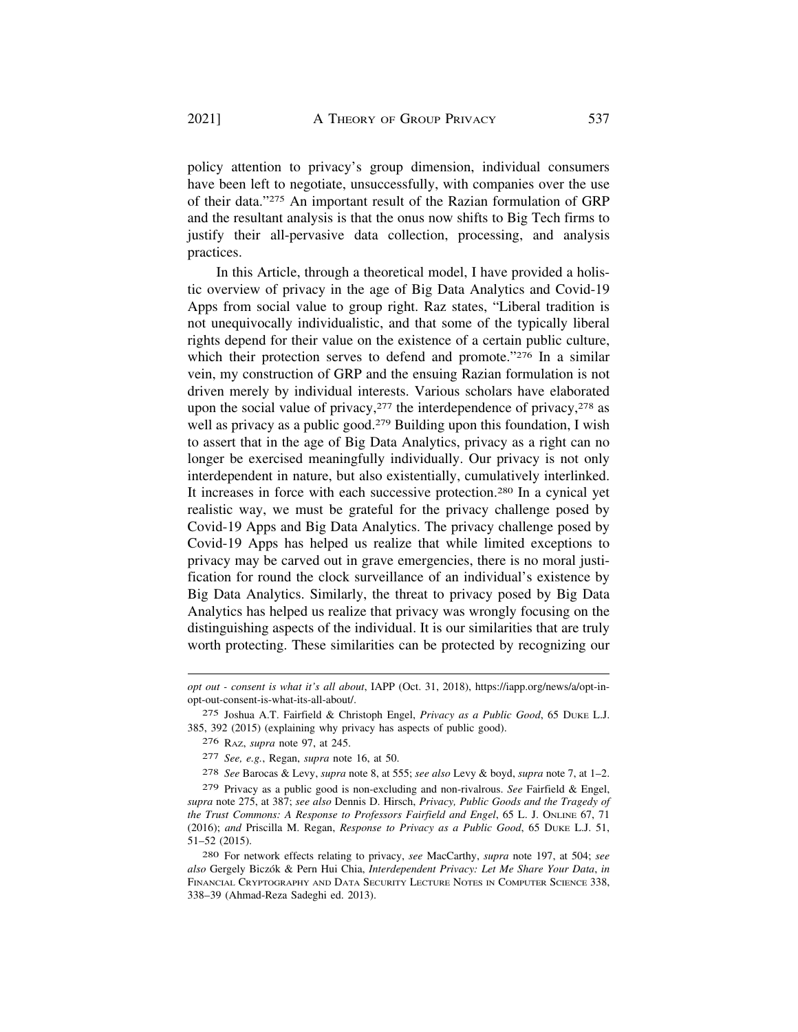policy attention to privacy's group dimension, individual consumers have been left to negotiate, unsuccessfully, with companies over the use of their data."[275] An important result of the Razian formulation of GRP and the resultant analysis is that the onus now shifts to Big Tech firms to justify their all-pervasive data collection, processing, and analysis practices.

In this Article, through a theoretical model, I have provided a holistic overview of privacy in the age of Big Data Analytics and Covid-19 Apps from social value to group right. Raz states, "Liberal tradition is not unequivocally individualistic, and that some of the typically liberal rights depend for their value on the existence of a certain public culture, which their protection serves to defend and promote."[276] In a similar vein, my construction of GRP and the ensuing Razian formulation is not driven merely by individual interests. Various scholars have elaborated upon the social value of privacy,[277] the interdependence of privacy,[278] as well as privacy as a public good.[279] Building upon this foundation, I wish to assert that in the age of Big Data Analytics, privacy as a right can no longer be exercised meaningfully individually. Our privacy is not only interdependent in nature, but also existentially, cumulatively interlinked. It increases in force with each successive protection.[280] In a cynical yet realistic way, we must be grateful for the privacy challenge posed by Covid-19 Apps and Big Data Analytics. The privacy challenge posed by Covid-19 Apps has helped us realize that while limited exceptions to privacy may be carved out in grave emergencies, there is no moral justification for round the clock surveillance of an individual's existence by Big Data Analytics. Similarly, the threat to privacy posed by Big Data Analytics has helped us realize that privacy was wrongly focusing on the distinguishing aspects of the individual. It is our similarities that are truly worth protecting. These similarities can be protected by recognizing our

---

*opt out - consent is what it's all about*, IAPP (Oct. 31, 2018), https://iapp.org/news/a/opt-in-opt-out-consent-is-what-its-all-about/.

275 Joshua A.T. Fairfield & Christoph Engel, *Privacy as a Public Good*, 65 DUKE L.J. 385, 392 (2015) (explaining why privacy has aspects of public good).

276 RAZ, *supra* note 97, at 245.

277 *See, e.g.*, Regan, *supra* note 16, at 50.

278 *See* Barocas & Levy, *supra* note 8, at 555; *see also* Levy & boyd, *supra* note 7, at 1–2.

279 Privacy as a public good is non-excluding and non-rivalrous. *See* Fairfield & Engel, *supra* note 275, at 387; *see also* Dennis D. Hirsch, *Privacy, Public Goods and the Tragedy of the Trust Commons: A Response to Professors Fairfield and Engel*, 65 L. J. ONLINE 67, 71 (2016); *and* Priscilla M. Regan, *Response to Privacy as a Public Good*, 65 DUKE L.J. 51, 51–52 (2015).

280 For network effects relating to privacy, *see* MacCarthy, *supra* note 197, at 504; *see also* Gergely Biczók & Pern Hui Chia, *Interdependent Privacy: Let Me Share Your Data*, *in* FINANCIAL CRYPTOGRAPHY AND DATA SECURITY LECTURE NOTES IN COMPUTER SCIENCE 338, 338–39 (Ahmad-Reza Sadeghi ed. 2013).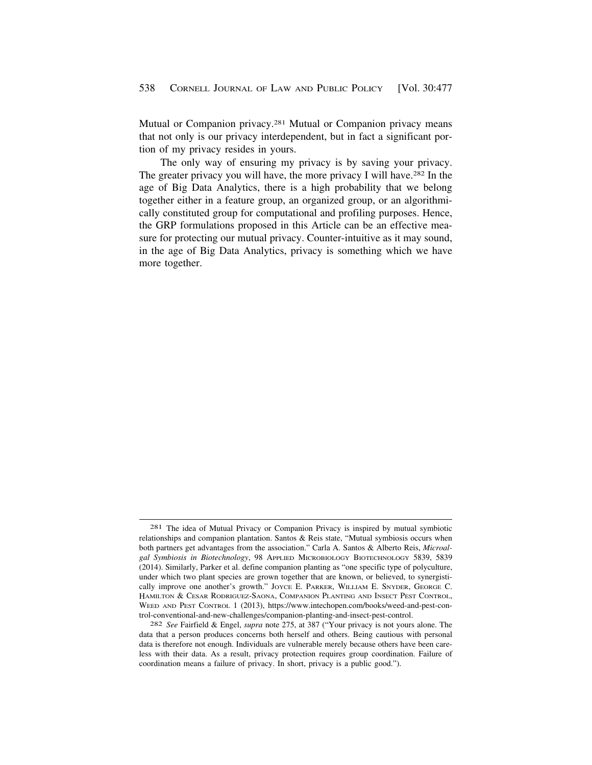Mutual or Companion privacy.[281] Mutual or Companion privacy means that not only is our privacy interdependent, but in fact a significant portion of my privacy resides in yours.

The only way of ensuring my privacy is by saving your privacy. The greater privacy you will have, the more privacy I will have.[282] In the age of Big Data Analytics, there is a high probability that we belong together either in a feature group, an organized group, or an algorithmically constituted group for computational and profiling purposes. Hence, the GRP formulations proposed in this Article can be an effective measure for protecting our mutual privacy. Counter-intuitive as it may sound, in the age of Big Data Analytics, privacy is something which we have more together.

---

[281] The idea of Mutual Privacy or Companion Privacy is inspired by mutual symbiotic relationships and companion plantation. Santos & Reis state, "Mutual symbiosis occurs when both partners get advantages from the association." Carla A. Santos & Alberto Reis, *Microalgal Symbiosis in Biotechnology*, 98 APPLIED MICROBIOLOGY BIOTECHNOLOGY 5839, 5839 (2014). Similarly, Parker et al. define companion planting as "one specific type of polyculture, under which two plant species are grown together that are known, or believed, to synergistically improve one another's growth." JOYCE E. PARKER, WILLIAM E. SNYDER, GEORGE C. HAMILTON & CESAR RODRIGUEZ-SAONA, COMPANION PLANTING AND INSECT PEST CONTROL, WEED AND PEST CONTROL 1 (2013), https://www.intechopen.com/books/weed-and-pest-control-conventional-and-new-challenges/companion-planting-and-insect-pest-control.

[282] *See* Fairfield & Engel, *supra* note 275, at 387 ("Your privacy is not yours alone. The data that a person produces concerns both herself and others. Being cautious with personal data is therefore not enough. Individuals are vulnerable merely because others have been careless with their data. As a result, privacy protection requires group coordination. Failure of coordination means a failure of privacy. In short, privacy is a public good.").